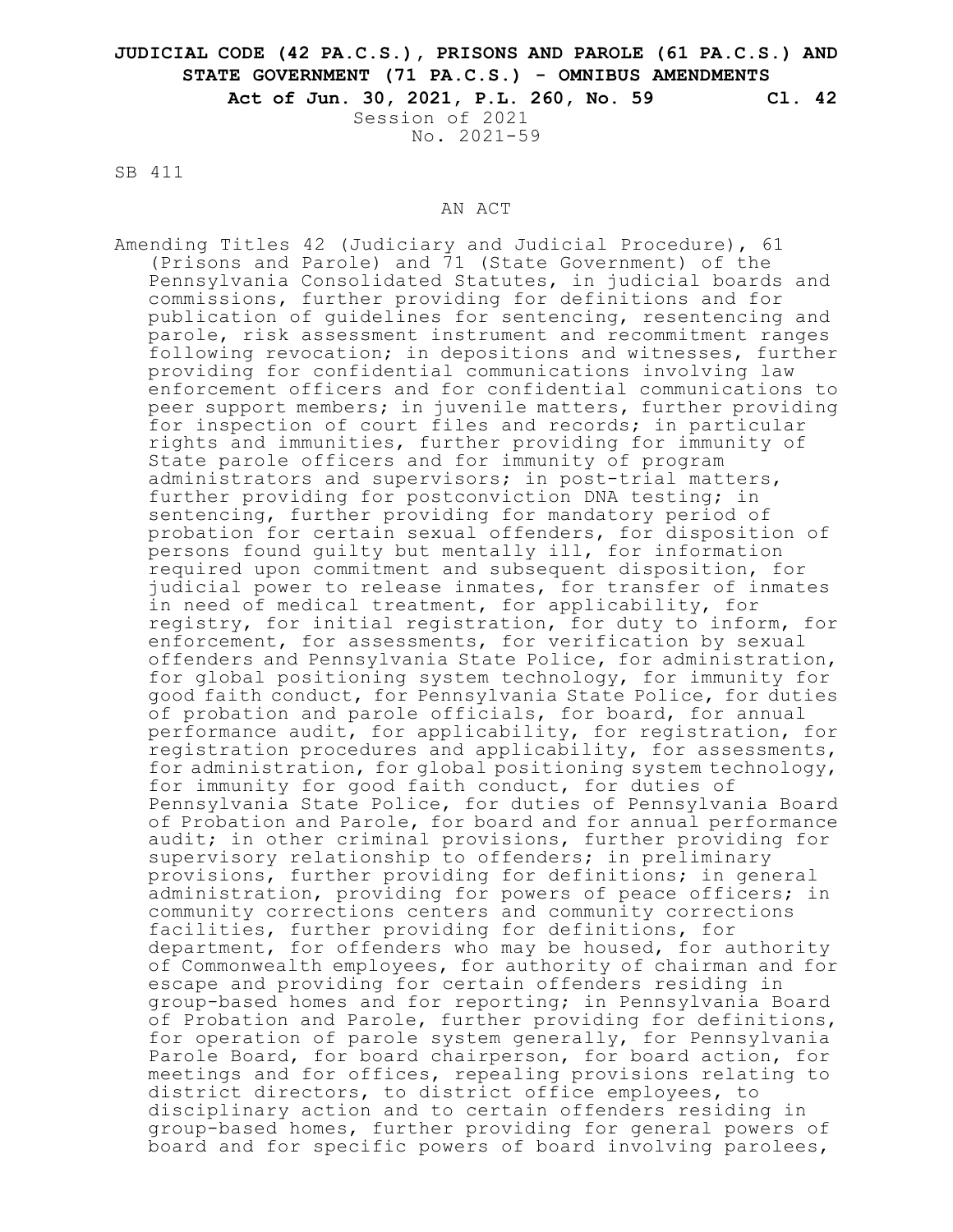**JUDICIAL CODE (42 PA.C.S.), PRISONS AND PAROLE (61 PA.C.S.) AND STATE GOVERNMENT (71 PA.C.S.) - OMNIBUS AMENDMENTS**

**Act of Jun. 30, 2021, P.L. 260, No. 59 Cl. 42**

Session of 2021
No. 2021-59

SB 411

AN ACT

Amending Titles 42 (Judiciary and Judicial Procedure), 61 (Prisons and Parole) and 71 (State Government) of the Pennsylvania Consolidated Statutes, in judicial boards and commissions, further providing for definitions and for publication of guidelines for sentencing, resentencing and parole, risk assessment instrument and recommitment ranges following revocation; in depositions and witnesses, further providing for confidential communications involving law enforcement officers and for confidential communications to peer support members; in juvenile matters, further providing for inspection of court files and records; in particular rights and immunities, further providing for immunity of State parole officers and for immunity of program administrators and supervisors; in post-trial matters, further providing for postconviction DNA testing; in sentencing, further providing for mandatory period of probation for certain sexual offenders, for disposition of persons found guilty but mentally ill, for information required upon commitment and subsequent disposition, for judicial power to release inmates, for transfer of inmates in need of medical treatment, for applicability, for registry, for initial registration, for duty to inform, for enforcement, for assessments, for verification by sexual offenders and Pennsylvania State Police, for administration, for global positioning system technology, for immunity for good faith conduct, for Pennsylvania State Police, for duties of probation and parole officials, for board, for annual performance audit, for applicability, for registration, for registration procedures and applicability, for assessments, for administration, for global positioning system technology, for immunity for good faith conduct, for duties of Pennsylvania State Police, for duties of Pennsylvania Board of Probation and Parole, for board and for annual performance audit; in other criminal provisions, further providing for supervisory relationship to offenders; in preliminary provisions, further providing for definitions; in general administration, providing for powers of peace officers; in community corrections centers and community corrections facilities, further providing for definitions, for department, for offenders who may be housed, for authority of Commonwealth employees, for authority of chairman and for escape and providing for certain offenders residing in group-based homes and for reporting; in Pennsylvania Board of Probation and Parole, further providing for definitions, for operation of parole system generally, for Pennsylvania Parole Board, for board chairperson, for board action, for meetings and for offices, repealing provisions relating to district directors, to district office employees, to disciplinary action and to certain offenders residing in group-based homes, further providing for general powers of board and for specific powers of board involving parolees,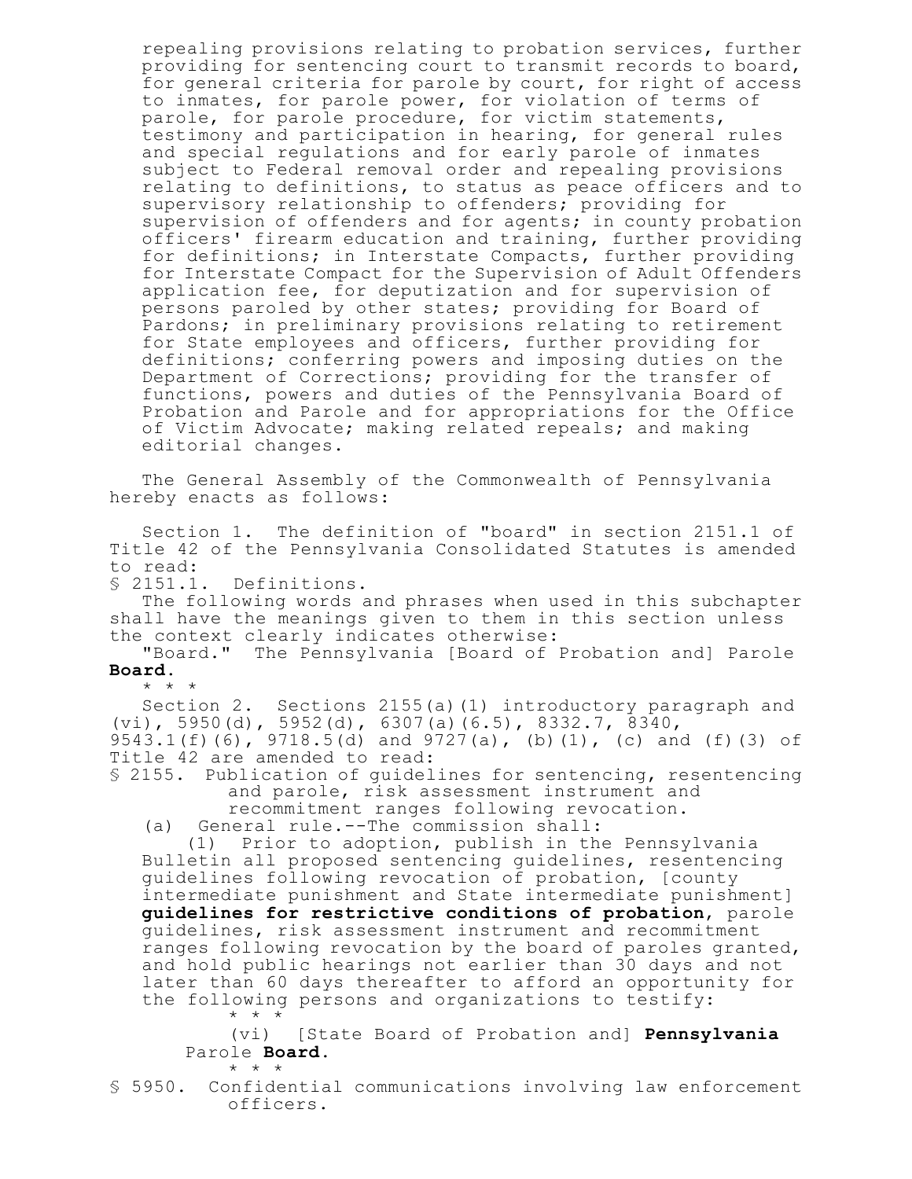repealing provisions relating to probation services, further providing for sentencing court to transmit records to board, for general criteria for parole by court, for right of access to inmates, for parole power, for violation of terms of parole, for parole procedure, for victim statements, testimony and participation in hearing, for general rules and special regulations and for early parole of inmates subject to Federal removal order and repealing provisions relating to definitions, to status as peace officers and to supervisory relationship to offenders; providing for supervision of offenders and for agents; in county probation officers' firearm education and training, further providing for definitions; in Interstate Compacts, further providing for Interstate Compact for the Supervision of Adult Offenders application fee, for deputization and for supervision of persons paroled by other states; providing for Board of Pardons; in preliminary provisions relating to retirement for State employees and officers, further providing for definitions; conferring powers and imposing duties on the Department of Corrections; providing for the transfer of functions, powers and duties of the Pennsylvania Board of Probation and Parole and for appropriations for the Office of Victim Advocate; making related repeals; and making editorial changes.

The General Assembly of the Commonwealth of Pennsylvania hereby enacts as follows:

Section 1. The definition of "board" in section 2151.1 of Title 42 of the Pennsylvania Consolidated Statutes is amended to read:

§ 2151.1. Definitions.

The following words and phrases when used in this subchapter shall have the meanings given to them in this section unless the context clearly indicates otherwise:

"Board." The Pennsylvania [Board of Probation and] Parole **Board.**

\* \* \*

Section 2. Sections 2155(a)(1) introductory paragraph and (vi), 5950(d), 5952(d), 6307(a)(6.5), 8332.7, 8340, 9543.1(f)(6), 9718.5(d) and 9727(a), (b)(1), (c) and (f)(3) of Title 42 are amended to read:

§ 2155. Publication of guidelines for sentencing, resentencing and parole, risk assessment instrument and recommitment ranges following revocation.

(a) General rule.--The commission shall:

(1) Prior to adoption, publish in the Pennsylvania Bulletin all proposed sentencing guidelines, resentencing guidelines following revocation of probation, [county intermediate punishment and State intermediate punishment] **guidelines for restrictive conditions of probation**, parole guidelines, risk assessment instrument and recommitment ranges following revocation by the board of paroles granted, and hold public hearings not earlier than 30 days and not later than 60 days thereafter to afford an opportunity for the following persons and organizations to testify:

\* \* \*

(vi) [State Board of Probation and] **Pennsylvania** Parole **Board.**

\* \* \*

§ 5950. Confidential communications involving law enforcement officers.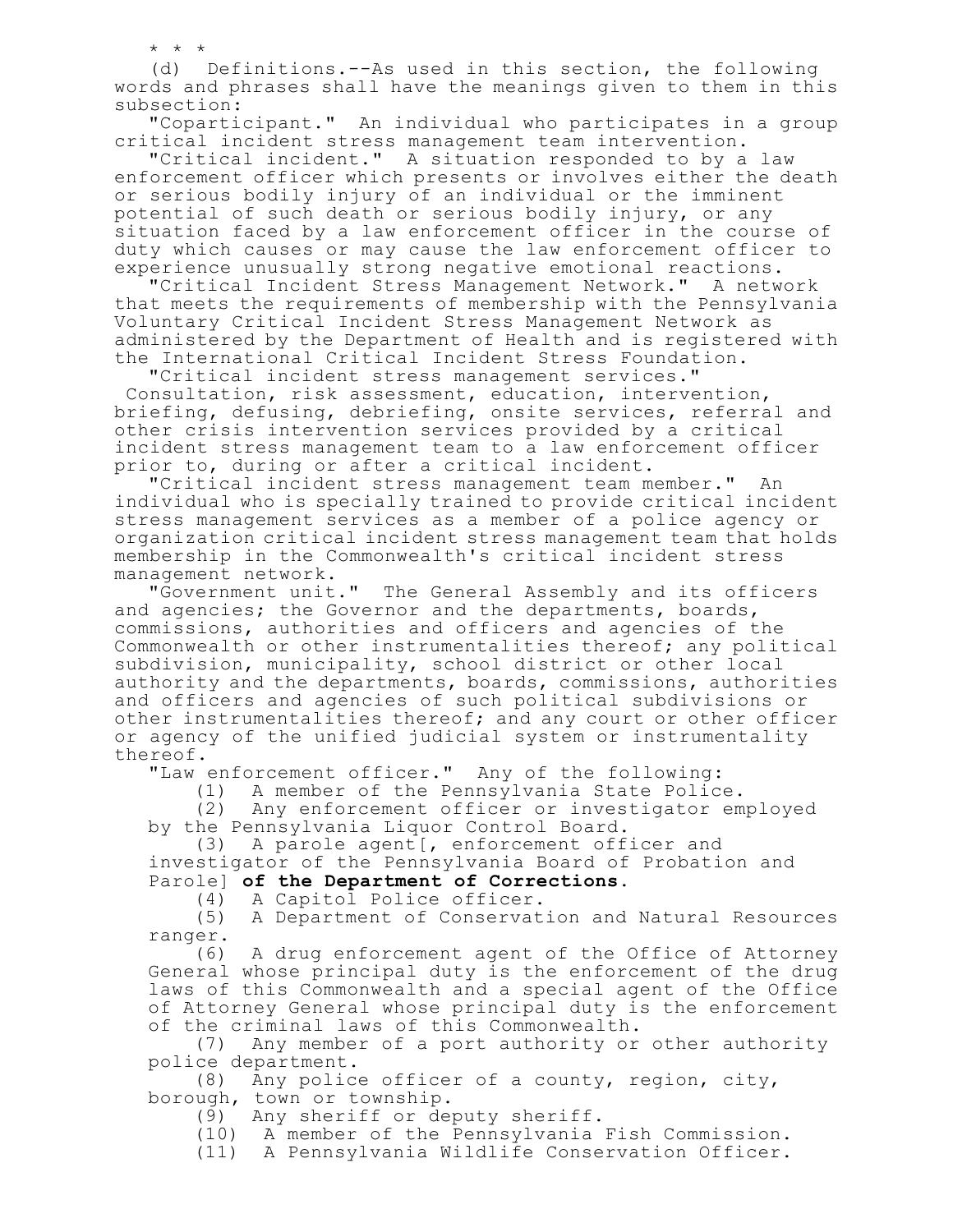\* \* \*

(d) Definitions.--As used in this section, the following words and phrases shall have the meanings given to them in this subsection:

"Coparticipant." An individual who participates in a group critical incident stress management team intervention.

"Critical incident." A situation responded to by a law enforcement officer which presents or involves either the death or serious bodily injury of an individual or the imminent potential of such death or serious bodily injury, or any situation faced by a law enforcement officer in the course of duty which causes or may cause the law enforcement officer to experience unusually strong negative emotional reactions.

"Critical Incident Stress Management Network." A network that meets the requirements of membership with the Pennsylvania Voluntary Critical Incident Stress Management Network as administered by the Department of Health and is registered with the International Critical Incident Stress Foundation.

"Critical incident stress management services." Consultation, risk assessment, education, intervention, briefing, defusing, debriefing, onsite services, referral and other crisis intervention services provided by a critical incident stress management team to a law enforcement officer prior to, during or after a critical incident.

"Critical incident stress management team member." An individual who is specially trained to provide critical incident stress management services as a member of a police agency or organization critical incident stress management team that holds membership in the Commonwealth's critical incident stress management network.

"Government unit." The General Assembly and its officers and agencies; the Governor and the departments, boards, commissions, authorities and officers and agencies of the Commonwealth or other instrumentalities thereof; any political subdivision, municipality, school district or other local authority and the departments, boards, commissions, authorities and officers and agencies of such political subdivisions or other instrumentalities thereof; and any court or other officer or agency of the unified judicial system or instrumentality thereof.

"Law enforcement officer." Any of the following:

(1) A member of the Pennsylvania State Police.

(2) Any enforcement officer or investigator employed by the Pennsylvania Liquor Control Board.

(3) A parole agent[, enforcement officer and investigator of the Pennsylvania Board of Probation and Parole] **of the Department of Corrections**.

(4) A Capitol Police officer.

(5) A Department of Conservation and Natural Resources ranger.

(6) A drug enforcement agent of the Office of Attorney General whose principal duty is the enforcement of the drug laws of this Commonwealth and a special agent of the Office of Attorney General whose principal duty is the enforcement of the criminal laws of this Commonwealth.

(7) Any member of a port authority or other authority police department.

(8) Any police officer of a county, region, city, borough, town or township.

(9) Any sheriff or deputy sheriff.

(10) A member of the Pennsylvania Fish Commission.

(11) A Pennsylvania Wildlife Conservation Officer.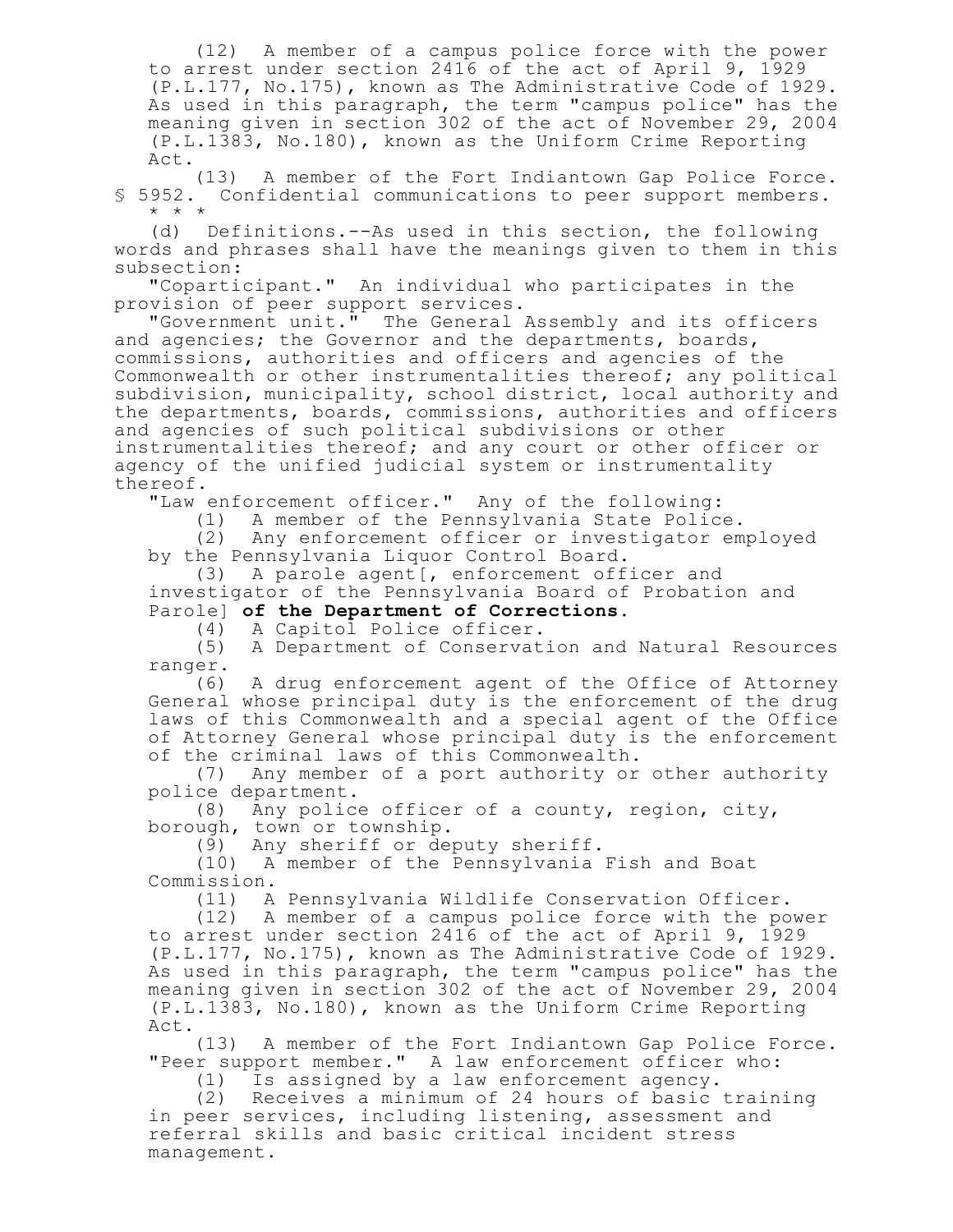(12) A member of a campus police force with the power to arrest under section 2416 of the act of April 9, 1929 (P.L.177, No.175), known as The Administrative Code of 1929. As used in this paragraph, the term "campus police" has the meaning given in section 302 of the act of November 29, 2004 (P.L.1383, No.180), known as the Uniform Crime Reporting Act.

(13) A member of the Fort Indiantown Gap Police Force.

§ 5952. Confidential communications to peer support members.

* * *

(d) Definitions.--As used in this section, the following words and phrases shall have the meanings given to them in this subsection:

"Coparticipant." An individual who participates in the provision of peer support services.

"Government unit." The General Assembly and its officers and agencies; the Governor and the departments, boards, commissions, authorities and officers and agencies of the Commonwealth or other instrumentalities thereof; any political subdivision, municipality, school district, local authority and the departments, boards, commissions, authorities and officers and agencies of such political subdivisions or other instrumentalities thereof; and any court or other officer or agency of the unified judicial system or instrumentality thereof.

"Law enforcement officer." Any of the following:

(1) A member of the Pennsylvania State Police.

(2) Any enforcement officer or investigator employed by the Pennsylvania Liquor Control Board.

(3) A parole agent[, enforcement officer and investigator of the Pennsylvania Board of Probation and Parole] **of the Department of Corrections**.

(4) A Capitol Police officer.

(5) A Department of Conservation and Natural Resources ranger.

(6) A drug enforcement agent of the Office of Attorney General whose principal duty is the enforcement of the drug laws of this Commonwealth and a special agent of the Office of Attorney General whose principal duty is the enforcement of the criminal laws of this Commonwealth.

(7) Any member of a port authority or other authority police department.

(8) Any police officer of a county, region, city, borough, town or township.

(9) Any sheriff or deputy sheriff.

(10) A member of the Pennsylvania Fish and Boat Commission.

(11) A Pennsylvania Wildlife Conservation Officer.

(12) A member of a campus police force with the power to arrest under section 2416 of the act of April 9, 1929 (P.L.177, No.175), known as The Administrative Code of 1929. As used in this paragraph, the term "campus police" has the meaning given in section 302 of the act of November 29, 2004 (P.L.1383, No.180), known as the Uniform Crime Reporting Act.

(13) A member of the Fort Indiantown Gap Police Force.

"Peer support member." A law enforcement officer who:

(1) Is assigned by a law enforcement agency.

(2) Receives a minimum of 24 hours of basic training in peer services, including listening, assessment and referral skills and basic critical incident stress management.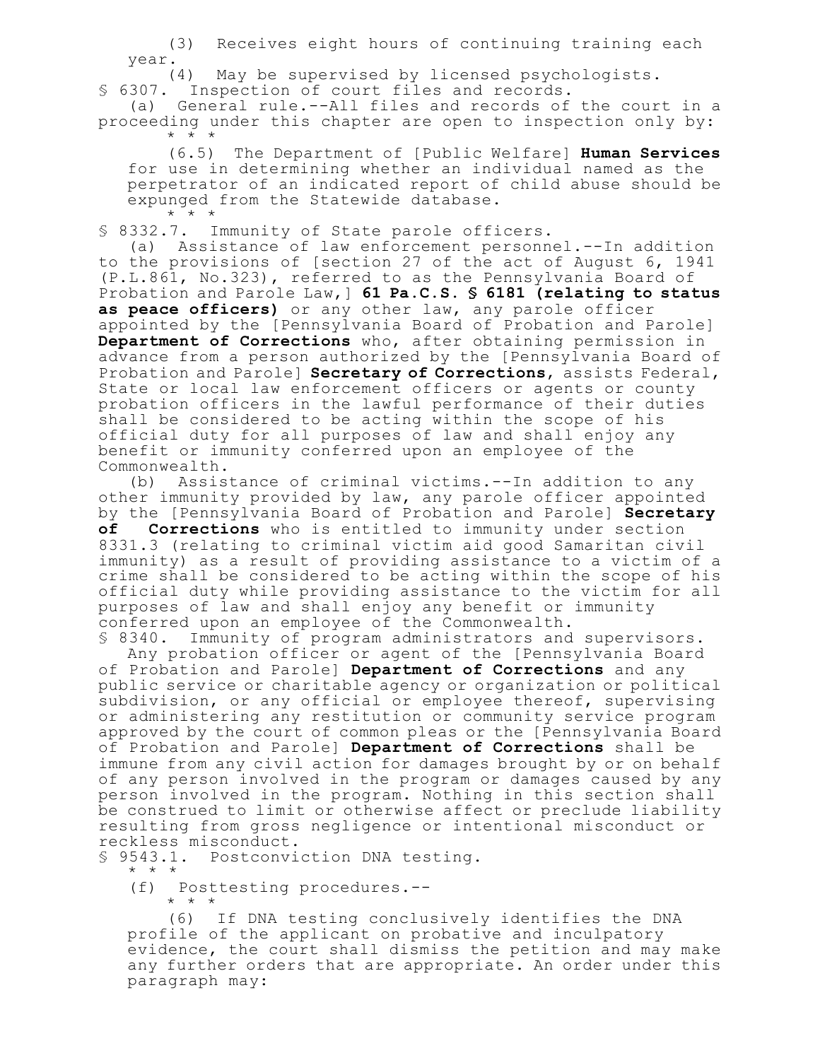(3) Receives eight hours of continuing training each year.

(4) May be supervised by licensed psychologists.

§ 6307. Inspection of court files and records.

(a) General rule.--All files and records of the court in a proceeding under this chapter are open to inspection only by:

\* \* \*

(6.5) The Department of [Public Welfare] **Human Services** for use in determining whether an individual named as the perpetrator of an indicated report of child abuse should be expunged from the Statewide database.

\* \* \*

§ 8332.7. Immunity of State parole officers.

(a) Assistance of law enforcement personnel.--In addition to the provisions of [section 27 of the act of August 6, 1941 (P.L.861, No.323), referred to as the Pennsylvania Board of Probation and Parole Law,] **61 Pa.C.S. § 6181 (relating to status as peace officers)** or any other law, any parole officer appointed by the [Pennsylvania Board of Probation and Parole] **Department of Corrections** who, after obtaining permission in advance from a person authorized by the [Pennsylvania Board of Probation and Parole] **Secretary of Corrections**, assists Federal, State or local law enforcement officers or agents or county probation officers in the lawful performance of their duties shall be considered to be acting within the scope of his official duty for all purposes of law and shall enjoy any benefit or immunity conferred upon an employee of the Commonwealth.

(b) Assistance of criminal victims.--In addition to any other immunity provided by law, any parole officer appointed by the [Pennsylvania Board of Probation and Parole] **Secretary of Corrections** who is entitled to immunity under section 8331.3 (relating to criminal victim aid good Samaritan civil immunity) as a result of providing assistance to a victim of a crime shall be considered to be acting within the scope of his official duty while providing assistance to the victim for all purposes of law and shall enjoy any benefit or immunity conferred upon an employee of the Commonwealth.

§ 8340. Immunity of program administrators and supervisors.

Any probation officer or agent of the [Pennsylvania Board of Probation and Parole] **Department of Corrections** and any public service or charitable agency or organization or political subdivision, or any official or employee thereof, supervising or administering any restitution or community service program approved by the court of common pleas or the [Pennsylvania Board of Probation and Parole] **Department of Corrections** shall be immune from any civil action for damages brought by or on behalf of any person involved in the program or damages caused by any person involved in the program. Nothing in this section shall be construed to limit or otherwise affect or preclude liability resulting from gross negligence or intentional misconduct or reckless misconduct.

§ 9543.1. Postconviction DNA testing.

\* \* \*

(f) Posttesting procedures.--

\* \* \*

(6) If DNA testing conclusively identifies the DNA profile of the applicant on probative and inculpatory evidence, the court shall dismiss the petition and may make any further orders that are appropriate. An order under this paragraph may: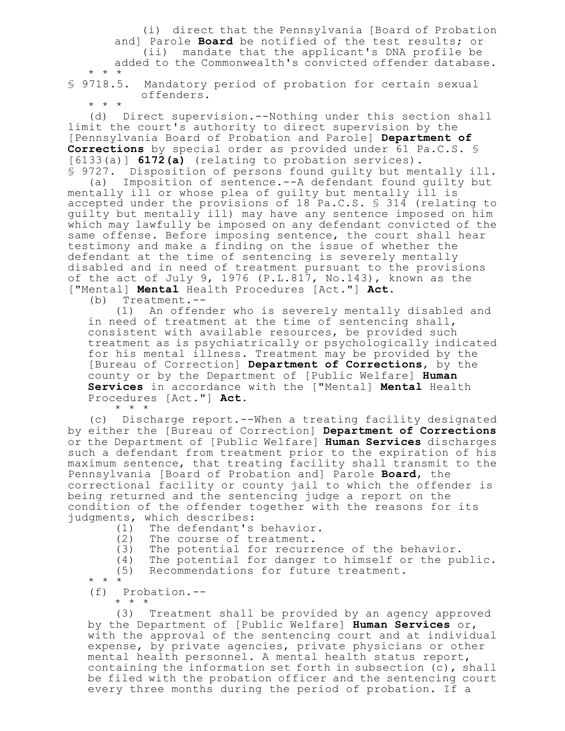(i) direct that the Pennsylvania [Board of Probation and] Parole **Board** be notified of the test results; or

(ii) mandate that the applicant's DNA profile be added to the Commonwealth's convicted offender database.

* * *

§ 9718.5. Mandatory period of probation for certain sexual offenders.

* * *

(d) Direct supervision.--Nothing under this section shall limit the court's authority to direct supervision by the [Pennsylvania Board of Probation and Parole] **Department of Corrections** by special order as provided under 61 Pa.C.S. § [6133(a)] **6172(a)** (relating to probation services).

§ 9727. Disposition of persons found guilty but mentally ill.

(a) Imposition of sentence.--A defendant found guilty but mentally ill or whose plea of guilty but mentally ill is accepted under the provisions of 18 Pa.C.S. § 314 (relating to guilty but mentally ill) may have any sentence imposed on him which may lawfully be imposed on any defendant convicted of the same offense. Before imposing sentence, the court shall hear testimony and make a finding on the issue of whether the defendant at the time of sentencing is severely mentally disabled and in need of treatment pursuant to the provisions of the act of July 9, 1976 (P.L.817, No.143), known as the ["Mental] **Mental** Health Procedures [Act."] **Act**.

(b) Treatment.--

(1) An offender who is severely mentally disabled and in need of treatment at the time of sentencing shall, consistent with available resources, be provided such treatment as is psychiatrically or psychologically indicated for his mental illness. Treatment may be provided by the [Bureau of Correction] **Department of Corrections**, by the county or by the Department of [Public Welfare] **Human Services** in accordance with the ["Mental] **Mental** Health Procedures [Act."] **Act**.

* * *

(c) Discharge report.--When a treating facility designated by either the [Bureau of Correction] **Department of Corrections** or the Department of [Public Welfare] **Human Services** discharges such a defendant from treatment prior to the expiration of his maximum sentence, that treating facility shall transmit to the Pennsylvania [Board of Probation and] Parole **Board**, the correctional facility or county jail to which the offender is being returned and the sentencing judge a report on the condition of the offender together with the reasons for its judgments, which describes:

(1) The defendant's behavior.

(2) The course of treatment.

(3) The potential for recurrence of the behavior.

(4) The potential for danger to himself or the public.

(5) Recommendations for future treatment.

* * *

(f) Probation.--

* * *

(3) Treatment shall be provided by an agency approved by the Department of [Public Welfare] **Human Services** or, with the approval of the sentencing court and at individual expense, by private agencies, private physicians or other mental health personnel. A mental health status report, containing the information set forth in subsection (c), shall be filed with the probation officer and the sentencing court every three months during the period of probation. If a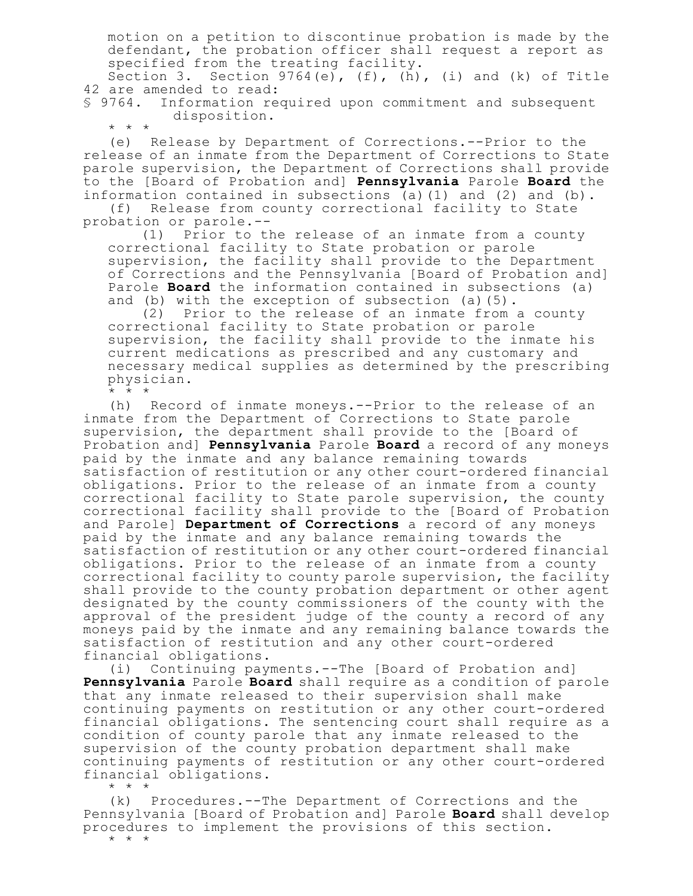motion on a petition to discontinue probation is made by the defendant, the probation officer shall request a report as specified from the treating facility.

Section 3. Section 9764(e), (f), (h), (i) and (k) of Title 42 are amended to read:

§ 9764. Information required upon commitment and subsequent disposition.

\* \* \*

(e) Release by Department of Corrections.--Prior to the release of an inmate from the Department of Corrections to State parole supervision, the Department of Corrections shall provide to the [Board of Probation and] **Pennsylvania** Parole **Board** the information contained in subsections (a)(1) and (2) and (b).

(f) Release from county correctional facility to State probation or parole.--

(1) Prior to the release of an inmate from a county correctional facility to State probation or parole supervision, the facility shall provide to the Department of Corrections and the Pennsylvania [Board of Probation and] Parole **Board** the information contained in subsections (a) and (b) with the exception of subsection (a)(5).

(2) Prior to the release of an inmate from a county correctional facility to State probation or parole supervision, the facility shall provide to the inmate his current medications as prescribed and any customary and necessary medical supplies as determined by the prescribing physician.

\* \* \*

(h) Record of inmate moneys.--Prior to the release of an inmate from the Department of Corrections to State parole supervision, the department shall provide to the [Board of Probation and] **Pennsylvania** Parole **Board** a record of any moneys paid by the inmate and any balance remaining towards satisfaction of restitution or any other court-ordered financial obligations. Prior to the release of an inmate from a county correctional facility to State parole supervision, the county correctional facility shall provide to the [Board of Probation and Parole] **Department of Corrections** a record of any moneys paid by the inmate and any balance remaining towards the satisfaction of restitution or any other court-ordered financial obligations. Prior to the release of an inmate from a county correctional facility to county parole supervision, the facility shall provide to the county probation department or other agent designated by the county commissioners of the county with the approval of the president judge of the county a record of any moneys paid by the inmate and any remaining balance towards the satisfaction of restitution and any other court-ordered financial obligations.

(i) Continuing payments.--The [Board of Probation and] **Pennsylvania** Parole **Board** shall require as a condition of parole that any inmate released to their supervision shall make continuing payments on restitution or any other court-ordered financial obligations. The sentencing court shall require as a condition of county parole that any inmate released to the supervision of the county probation department shall make continuing payments of restitution or any other court-ordered financial obligations.

\* \* \*

(k) Procedures.--The Department of Corrections and the Pennsylvania [Board of Probation and] Parole **Board** shall develop procedures to implement the provisions of this section.

\* \* \*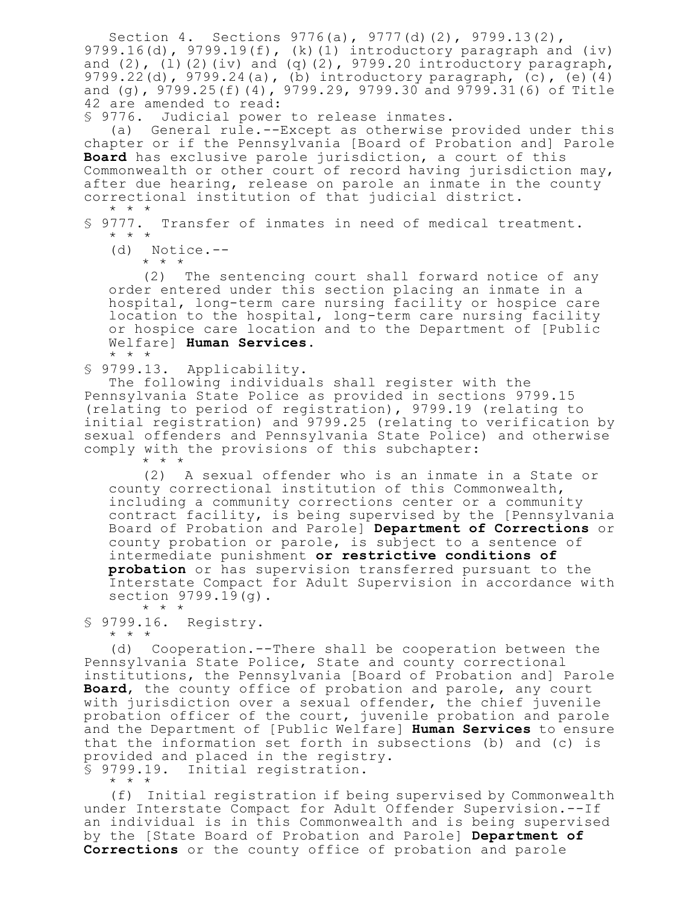Section 4. Sections 9776(a), 9777(d)(2), 9799.13(2), 9799.16(d), 9799.19(f), (k)(1) introductory paragraph and (iv) and (2), (l)(2)(iv) and (q)(2), 9799.20 introductory paragraph, 9799.22(d), 9799.24(a), (b) introductory paragraph, (c), (e)(4) and (g), 9799.25(f)(4), 9799.29, 9799.30 and 9799.31(6) of Title 42 are amended to read:

§ 9776. Judicial power to release inmates.

(a) General rule.--Except as otherwise provided under this chapter or if the Pennsylvania [Board of Probation and] Parole **Board** has exclusive parole jurisdiction, a court of this Commonwealth or other court of record having jurisdiction may, after due hearing, release on parole an inmate in the county correctional institution of that judicial district.

\* \* \*

§ 9777. Transfer of inmates in need of medical treatment.

\* \* \*

(d) Notice.--

\* \* \*

(2) The sentencing court shall forward notice of any order entered under this section placing an inmate in a hospital, long-term care nursing facility or hospice care location to the hospital, long-term care nursing facility or hospice care location and to the Department of [Public Welfare] **Human Services**.

\* \* \*

§ 9799.13. Applicability.

The following individuals shall register with the Pennsylvania State Police as provided in sections 9799.15 (relating to period of registration), 9799.19 (relating to initial registration) and 9799.25 (relating to verification by sexual offenders and Pennsylvania State Police) and otherwise comply with the provisions of this subchapter:

\* \* \*

(2) A sexual offender who is an inmate in a State or county correctional institution of this Commonwealth, including a community corrections center or a community contract facility, is being supervised by the [Pennsylvania Board of Probation and Parole] **Department of Corrections** or county probation or parole, is subject to a sentence of intermediate punishment **or restrictive conditions of probation** or has supervision transferred pursuant to the Interstate Compact for Adult Supervision in accordance with section 9799.19(g).

\* \* \*

§ 9799.16. Registry.

\* \* \*

(d) Cooperation.--There shall be cooperation between the Pennsylvania State Police, State and county correctional institutions, the Pennsylvania [Board of Probation and] Parole **Board**, the county office of probation and parole, any court with jurisdiction over a sexual offender, the chief juvenile probation officer of the court, juvenile probation and parole and the Department of [Public Welfare] **Human Services** to ensure that the information set forth in subsections (b) and (c) is provided and placed in the registry.

§ 9799.19. Initial registration.

\* \* \*

(f) Initial registration if being supervised by Commonwealth under Interstate Compact for Adult Offender Supervision.--If an individual is in this Commonwealth and is being supervised by the [State Board of Probation and Parole] **Department of Corrections** or the county office of probation and parole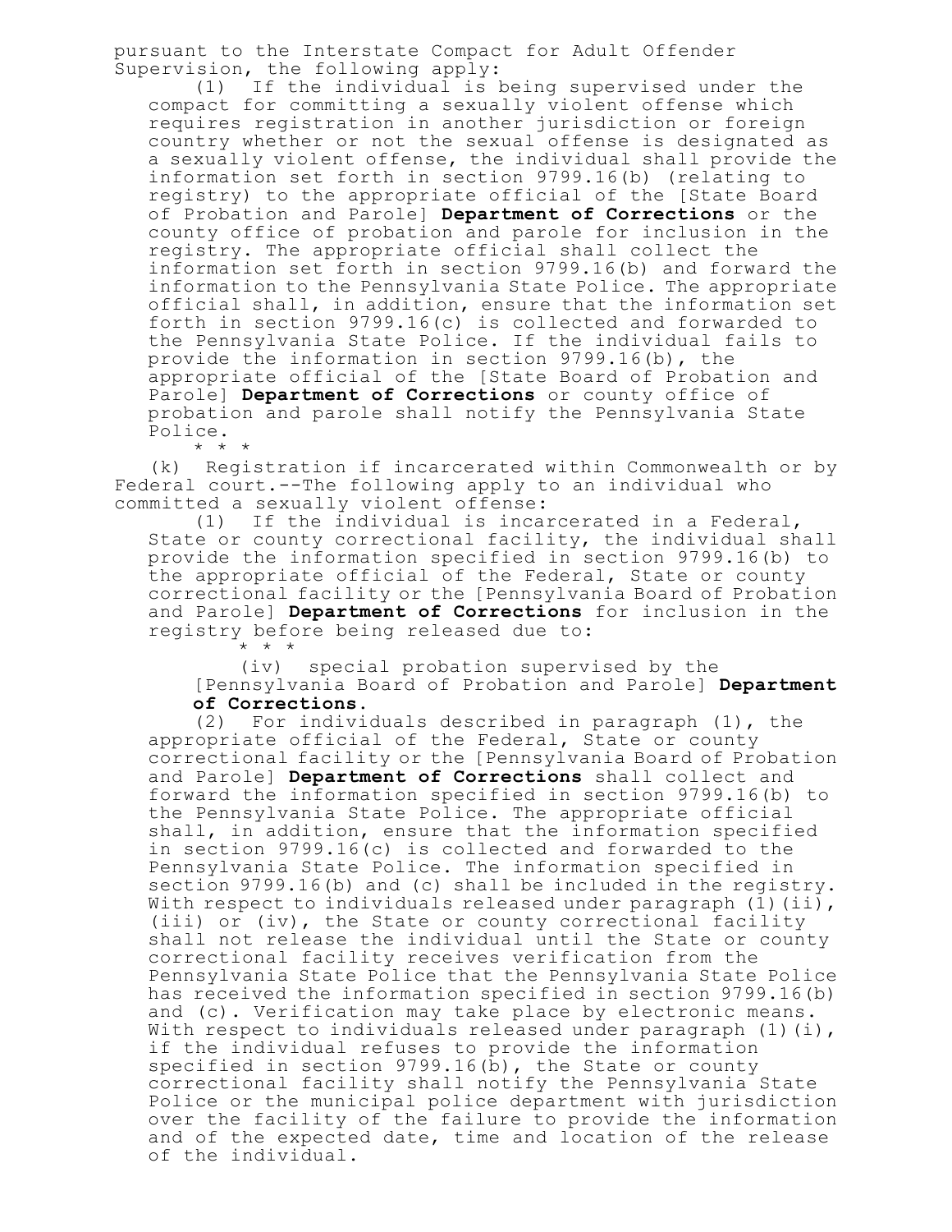pursuant to the Interstate Compact for Adult Offender Supervision, the following apply:

(1) If the individual is being supervised under the compact for committing a sexually violent offense which requires registration in another jurisdiction or foreign country whether or not the sexual offense is designated as a sexually violent offense, the individual shall provide the information set forth in section 9799.16(b) (relating to registry) to the appropriate official of the [State Board of Probation and Parole] **Department of Corrections** or the county office of probation and parole for inclusion in the registry. The appropriate official shall collect the information set forth in section 9799.16(b) and forward the information to the Pennsylvania State Police. The appropriate official shall, in addition, ensure that the information set forth in section 9799.16(c) is collected and forwarded to the Pennsylvania State Police. If the individual fails to provide the information in section 9799.16(b), the appropriate official of the [State Board of Probation and Parole] **Department of Corrections** or county office of probation and parole shall notify the Pennsylvania State Police.

\* \* \*

(k) Registration if incarcerated within Commonwealth or by Federal court.--The following apply to an individual who committed a sexually violent offense:

(1) If the individual is incarcerated in a Federal, State or county correctional facility, the individual shall provide the information specified in section 9799.16(b) to the appropriate official of the Federal, State or county correctional facility or the [Pennsylvania Board of Probation and Parole] **Department of Corrections** for inclusion in the registry before being released due to:

\* \* \*

(iv) special probation supervised by the [Pennsylvania Board of Probation and Parole] **Department of Corrections.**

(2) For individuals described in paragraph (1), the appropriate official of the Federal, State or county correctional facility or the [Pennsylvania Board of Probation and Parole] **Department of Corrections** shall collect and forward the information specified in section 9799.16(b) to the Pennsylvania State Police. The appropriate official shall, in addition, ensure that the information specified in section 9799.16(c) is collected and forwarded to the Pennsylvania State Police. The information specified in section 9799.16(b) and (c) shall be included in the registry. With respect to individuals released under paragraph (1)(ii), (iii) or (iv), the State or county correctional facility shall not release the individual until the State or county correctional facility receives verification from the Pennsylvania State Police that the Pennsylvania State Police has received the information specified in section 9799.16(b) and (c). Verification may take place by electronic means. With respect to individuals released under paragraph (1)(i), if the individual refuses to provide the information specified in section 9799.16(b), the State or county correctional facility shall notify the Pennsylvania State Police or the municipal police department with jurisdiction over the facility of the failure to provide the information and of the expected date, time and location of the release of the individual.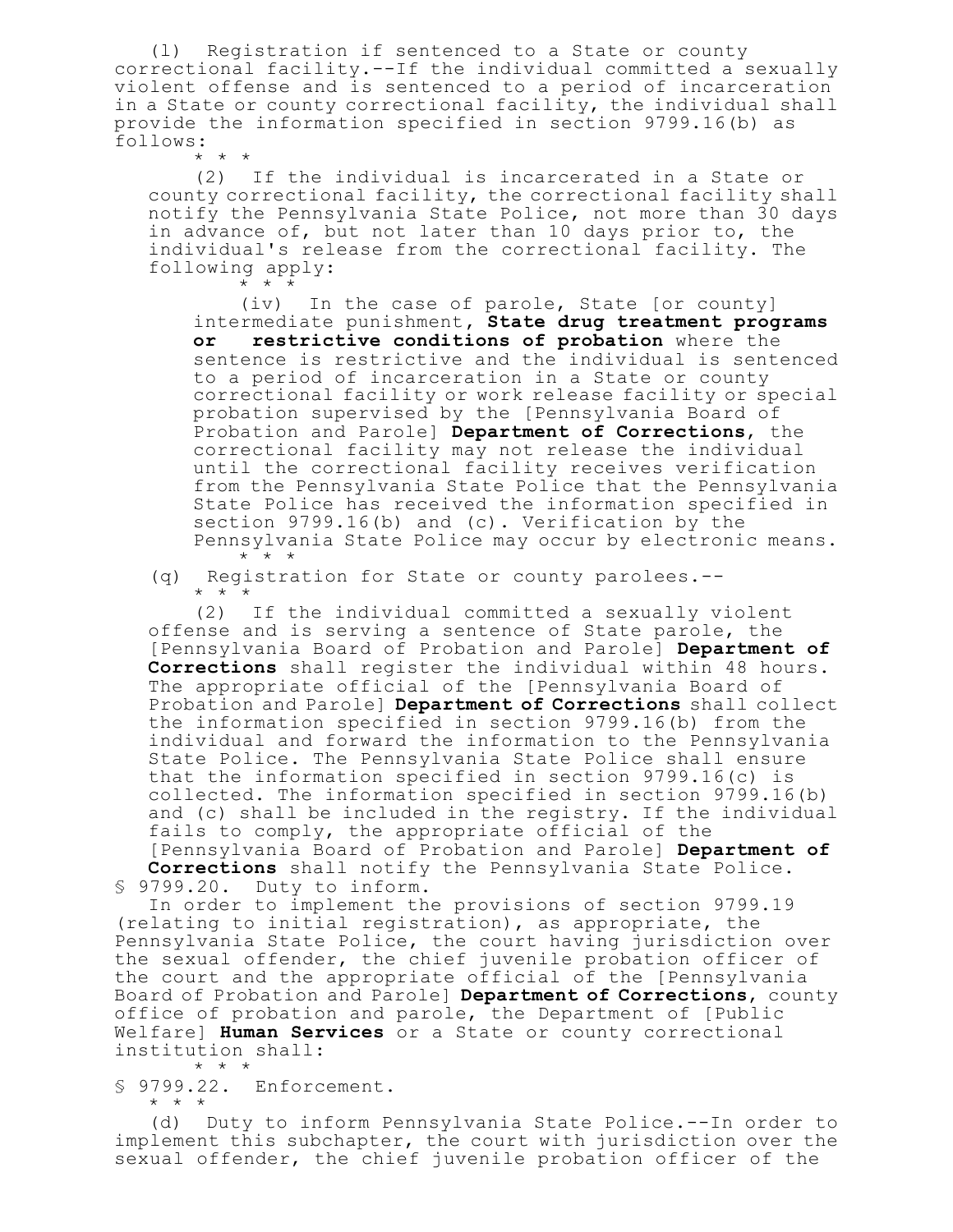(l) Registration if sentenced to a State or county correctional facility.--If the individual committed a sexually violent offense and is sentenced to a period of incarceration in a State or county correctional facility, the individual shall provide the information specified in section 9799.16(b) as follows:

\* \* \*

(2) If the individual is incarcerated in a State or county correctional facility, the correctional facility shall notify the Pennsylvania State Police, not more than 30 days in advance of, but not later than 10 days prior to, the individual's release from the correctional facility. The following apply:

\* \* \*

(iv) In the case of parole, State [or county] intermediate punishment, **State drug treatment programs or restrictive conditions of probation** where the sentence is restrictive and the individual is sentenced to a period of incarceration in a State or county correctional facility or work release facility or special probation supervised by the [Pennsylvania Board of Probation and Parole] **Department of Corrections**, the correctional facility may not release the individual until the correctional facility receives verification from the Pennsylvania State Police that the Pennsylvania State Police has received the information specified in section 9799.16(b) and (c). Verification by the Pennsylvania State Police may occur by electronic means.

\* \* \*

(q) Registration for State or county parolees.--

\* \* \*

(2) If the individual committed a sexually violent offense and is serving a sentence of State parole, the [Pennsylvania Board of Probation and Parole] **Department of Corrections** shall register the individual within 48 hours. The appropriate official of the [Pennsylvania Board of Probation and Parole] **Department of Corrections** shall collect the information specified in section 9799.16(b) from the individual and forward the information to the Pennsylvania State Police. The Pennsylvania State Police shall ensure that the information specified in section 9799.16(c) is collected. The information specified in section 9799.16(b) and (c) shall be included in the registry. If the individual fails to comply, the appropriate official of the [Pennsylvania Board of Probation and Parole] **Department of Corrections** shall notify the Pennsylvania State Police.

§ 9799.20. Duty to inform.

In order to implement the provisions of section 9799.19 (relating to initial registration), as appropriate, the Pennsylvania State Police, the court having jurisdiction over the sexual offender, the chief juvenile probation officer of the court and the appropriate official of the [Pennsylvania Board of Probation and Parole] **Department of Corrections**, county office of probation and parole, the Department of [Public Welfare] **Human Services** or a State or county correctional institution shall:

\* \* \*

§ 9799.22. Enforcement.

\* \* \*

(d) Duty to inform Pennsylvania State Police.--In order to implement this subchapter, the court with jurisdiction over the sexual offender, the chief juvenile probation officer of the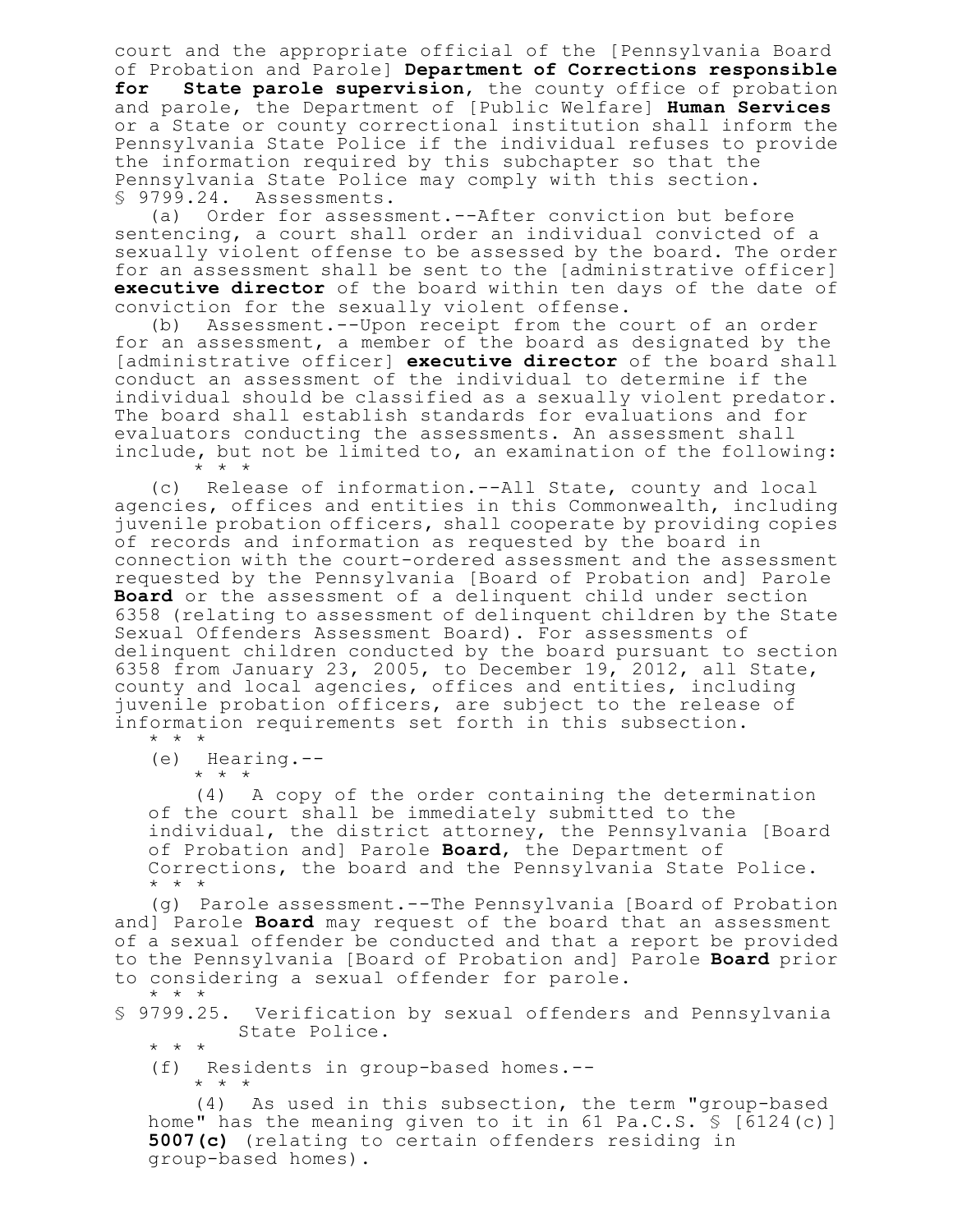court and the appropriate official of the [Pennsylvania Board of Probation and Parole] **Department of Corrections responsible for State parole supervision**, the county office of probation and parole, the Department of [Public Welfare] **Human Services** or a State or county correctional institution shall inform the Pennsylvania State Police if the individual refuses to provide the information required by this subchapter so that the Pennsylvania State Police may comply with this section.

§ 9799.24. Assessments.

(a) Order for assessment.--After conviction but before sentencing, a court shall order an individual convicted of a sexually violent offense to be assessed by the board. The order for an assessment shall be sent to the [administrative officer] **executive director** of the board within ten days of the date of conviction for the sexually violent offense.

(b) Assessment.--Upon receipt from the court of an order for an assessment, a member of the board as designated by the [administrative officer] **executive director** of the board shall conduct an assessment of the individual to determine if the individual should be classified as a sexually violent predator. The board shall establish standards for evaluations and for evaluators conducting the assessments. An assessment shall include, but not be limited to, an examination of the following:

\* \* \*

(c) Release of information.--All State, county and local agencies, offices and entities in this Commonwealth, including juvenile probation officers, shall cooperate by providing copies of records and information as requested by the board in connection with the court-ordered assessment and the assessment requested by the Pennsylvania [Board of Probation and] Parole **Board** or the assessment of a delinquent child under section 6358 (relating to assessment of delinquent children by the State Sexual Offenders Assessment Board). For assessments of delinquent children conducted by the board pursuant to section 6358 from January 23, 2005, to December 19, 2012, all State, county and local agencies, offices and entities, including juvenile probation officers, are subject to the release of information requirements set forth in this subsection.

\* \* \*

(e) Hearing.--

\* \* \*

(4) A copy of the order containing the determination of the court shall be immediately submitted to the individual, the district attorney, the Pennsylvania [Board of Probation and] Parole **Board**, the Department of Corrections, the board and the Pennsylvania State Police.

\* \* \*

(g) Parole assessment.--The Pennsylvania [Board of Probation and] Parole **Board** may request of the board that an assessment of a sexual offender be conducted and that a report be provided to the Pennsylvania [Board of Probation and] Parole **Board** prior to considering a sexual offender for parole.

\* \* \*

§ 9799.25. Verification by sexual offenders and Pennsylvania State Police.

\* \* \*

(f) Residents in group-based homes.--

\* \* \*

(4) As used in this subsection, the term "group-based home" has the meaning given to it in 61 Pa.C.S. § [6124(c)] **5007(c)** (relating to certain offenders residing in group-based homes).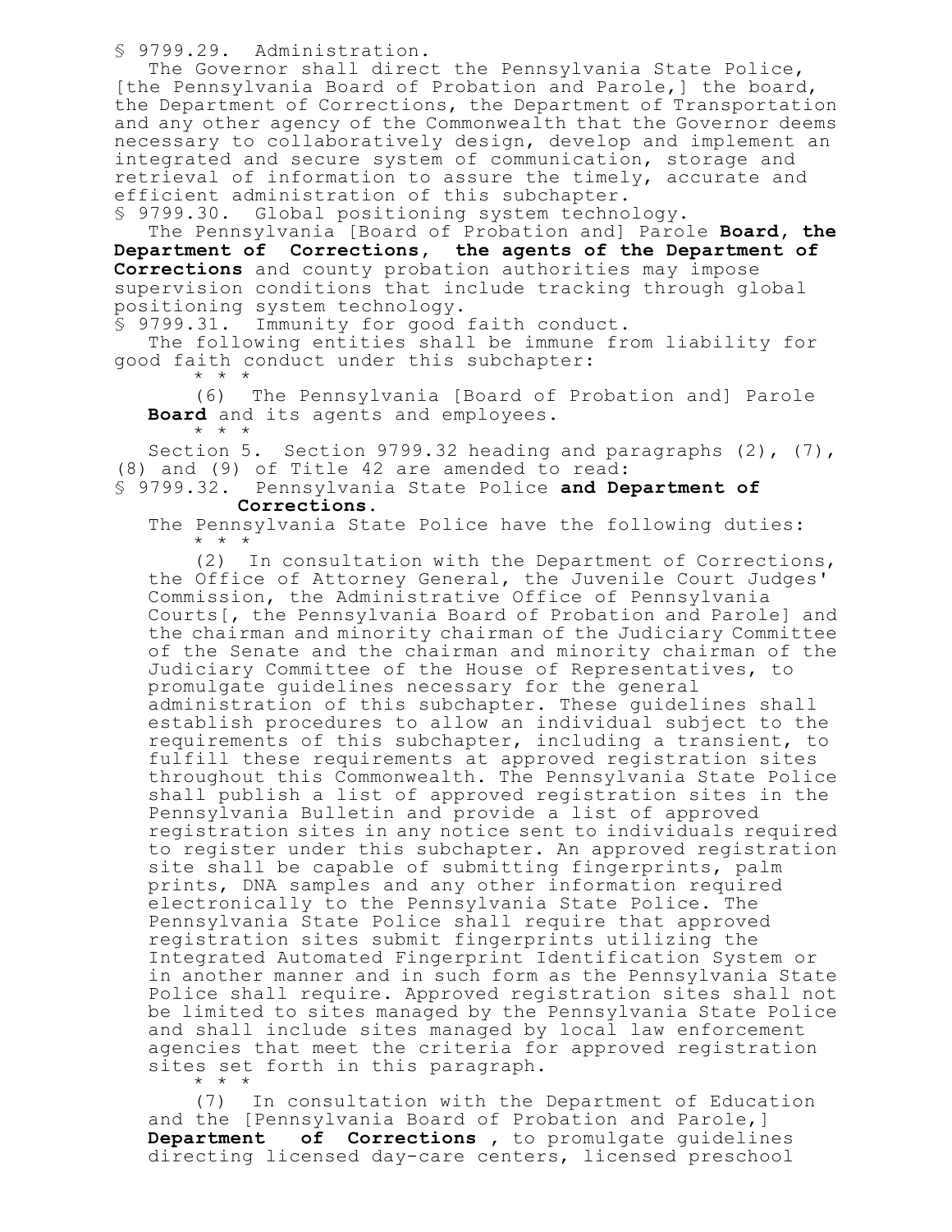§ 9799.29. Administration.

The Governor shall direct the Pennsylvania State Police, [the Pennsylvania Board of Probation and Parole,] the board, the Department of Corrections, the Department of Transportation and any other agency of the Commonwealth that the Governor deems necessary to collaboratively design, develop and implement an integrated and secure system of communication, storage and retrieval of information to assure the timely, accurate and efficient administration of this subchapter.

§ 9799.30. Global positioning system technology.

The Pennsylvania [Board of Probation and] Parole **Board, the Department of Corrections, the agents of the Department of Corrections** and county probation authorities may impose supervision conditions that include tracking through global positioning system technology.

§ 9799.31. Immunity for good faith conduct.

The following entities shall be immune from liability for good faith conduct under this subchapter:

\* \* \*

(6) The Pennsylvania [Board of Probation and] Parole **Board** and its agents and employees.

\* \* \*

Section 5. Section 9799.32 heading and paragraphs (2), (7), (8) and (9) of Title 42 are amended to read:

§ 9799.32. Pennsylvania State Police **and Department of Corrections.**

The Pennsylvania State Police have the following duties:

\* \* \*

(2) In consultation with the Department of Corrections, the Office of Attorney General, the Juvenile Court Judges' Commission, the Administrative Office of Pennsylvania Courts[, the Pennsylvania Board of Probation and Parole] and the chairman and minority chairman of the Judiciary Committee of the Senate and the chairman and minority chairman of the Judiciary Committee of the House of Representatives, to promulgate guidelines necessary for the general administration of this subchapter. These guidelines shall establish procedures to allow an individual subject to the requirements of this subchapter, including a transient, to fulfill these requirements at approved registration sites throughout this Commonwealth. The Pennsylvania State Police shall publish a list of approved registration sites in the Pennsylvania Bulletin and provide a list of approved registration sites in any notice sent to individuals required to register under this subchapter. An approved registration site shall be capable of submitting fingerprints, palm prints, DNA samples and any other information required electronically to the Pennsylvania State Police. The Pennsylvania State Police shall require that approved registration sites submit fingerprints utilizing the Integrated Automated Fingerprint Identification System or in another manner and in such form as the Pennsylvania State Police shall require. Approved registration sites shall not be limited to sites managed by the Pennsylvania State Police and shall include sites managed by local law enforcement agencies that meet the criteria for approved registration sites set forth in this paragraph.

\* \* \*

(7) In consultation with the Department of Education and the [Pennsylvania Board of Probation and Parole,] **Department of Corrections** , to promulgate guidelines directing licensed day-care centers, licensed preschool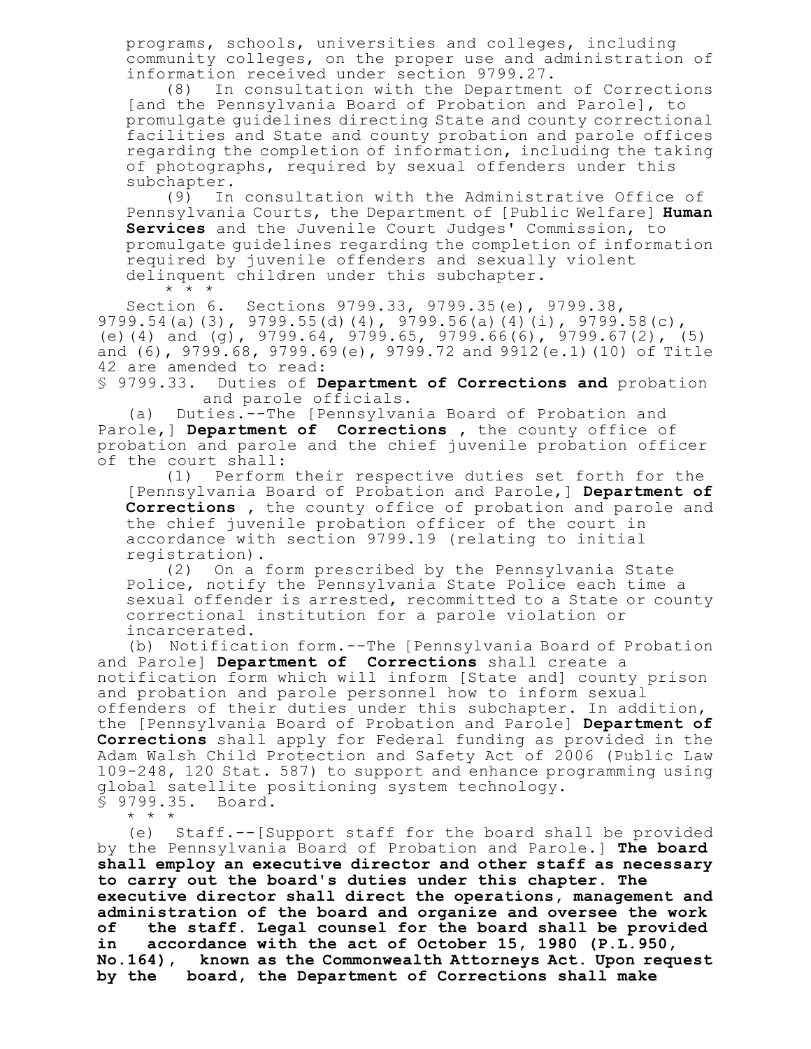programs, schools, universities and colleges, including community colleges, on the proper use and administration of information received under section 9799.27.

(8) In consultation with the Department of Corrections [and the Pennsylvania Board of Probation and Parole], to promulgate guidelines directing State and county correctional facilities and State and county probation and parole offices regarding the completion of information, including the taking of photographs, required by sexual offenders under this subchapter.

(9) In consultation with the Administrative Office of Pennsylvania Courts, the Department of [Public Welfare] **Human Services** and the Juvenile Court Judges' Commission, to promulgate guidelines regarding the completion of information required by juvenile offenders and sexually violent delinquent children under this subchapter.

\* \* \*

Section 6. Sections 9799.33, 9799.35(e), 9799.38, 9799.54(a)(3), 9799.55(d)(4), 9799.56(a)(4)(i), 9799.58(c), (e)(4) and (g), 9799.64, 9799.65, 9799.66(6), 9799.67(2), (5) and (6), 9799.68, 9799.69(e), 9799.72 and 9912(e.1)(10) of Title 42 are amended to read:

§ 9799.33. Duties of **Department of Corrections and** probation and parole officials.

(a) Duties.--The [Pennsylvania Board of Probation and Parole,] **Department of Corrections** , the county office of probation and parole and the chief juvenile probation officer of the court shall:

(1) Perform their respective duties set forth for the [Pennsylvania Board of Probation and Parole,] **Department of Corrections** , the county office of probation and parole and the chief juvenile probation officer of the court in accordance with section 9799.19 (relating to initial registration).

(2) On a form prescribed by the Pennsylvania State Police, notify the Pennsylvania State Police each time a sexual offender is arrested, recommitted to a State or county correctional institution for a parole violation or incarcerated.

(b) Notification form.--The [Pennsylvania Board of Probation and Parole] **Department of Corrections** shall create a notification form which will inform [State and] county prison and probation and parole personnel how to inform sexual offenders of their duties under this subchapter. In addition, the [Pennsylvania Board of Probation and Parole] **Department of Corrections** shall apply for Federal funding as provided in the Adam Walsh Child Protection and Safety Act of 2006 (Public Law 109-248, 120 Stat. 587) to support and enhance programming using global satellite positioning system technology.

§ 9799.35. Board.

\* \* \*

(e) Staff.--[Support staff for the board shall be provided by the Pennsylvania Board of Probation and Parole.] **The board shall employ an executive director and other staff as necessary to carry out the board's duties under this chapter. The executive director shall direct the operations, management and administration of the board and organize and oversee the work of the staff. Legal counsel for the board shall be provided in accordance with the act of October 15, 1980 (P.L.950, No.164), known as the Commonwealth Attorneys Act. Upon request by the board, the Department of Corrections shall make**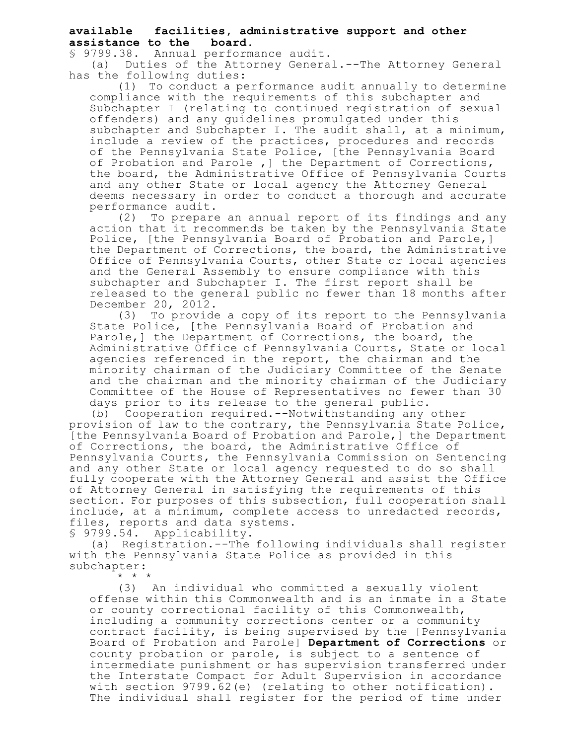**available facilities, administrative support and other assistance to the board.**

§ 9799.38. Annual performance audit.

(a) Duties of the Attorney General.--The Attorney General has the following duties:

(1) To conduct a performance audit annually to determine compliance with the requirements of this subchapter and Subchapter I (relating to continued registration of sexual offenders) and any guidelines promulgated under this subchapter and Subchapter I. The audit shall, at a minimum, include a review of the practices, procedures and records of the Pennsylvania State Police, [the Pennsylvania Board of Probation and Parole ,] the Department of Corrections, the board, the Administrative Office of Pennsylvania Courts and any other State or local agency the Attorney General deems necessary in order to conduct a thorough and accurate performance audit.

(2) To prepare an annual report of its findings and any action that it recommends be taken by the Pennsylvania State Police, [the Pennsylvania Board of Probation and Parole,] the Department of Corrections, the board, the Administrative Office of Pennsylvania Courts, other State or local agencies and the General Assembly to ensure compliance with this subchapter and Subchapter I. The first report shall be released to the general public no fewer than 18 months after December 20, 2012.

(3) To provide a copy of its report to the Pennsylvania State Police, [the Pennsylvania Board of Probation and Parole,] the Department of Corrections, the board, the Administrative Office of Pennsylvania Courts, State or local agencies referenced in the report, the chairman and the minority chairman of the Judiciary Committee of the Senate and the chairman and the minority chairman of the Judiciary Committee of the House of Representatives no fewer than 30 days prior to its release to the general public.

(b) Cooperation required.--Notwithstanding any other provision of law to the contrary, the Pennsylvania State Police, [the Pennsylvania Board of Probation and Parole,] the Department of Corrections, the board, the Administrative Office of Pennsylvania Courts, the Pennsylvania Commission on Sentencing and any other State or local agency requested to do so shall fully cooperate with the Attorney General and assist the Office of Attorney General in satisfying the requirements of this section. For purposes of this subsection, full cooperation shall include, at a minimum, complete access to unredacted records, files, reports and data systems.

§ 9799.54. Applicability.

(a) Registration.--The following individuals shall register with the Pennsylvania State Police as provided in this subchapter:

\* \* \*

(3) An individual who committed a sexually violent offense within this Commonwealth and is an inmate in a State or county correctional facility of this Commonwealth, including a community corrections center or a community contract facility, is being supervised by the [Pennsylvania Board of Probation and Parole] **Department of Corrections** or county probation or parole, is subject to a sentence of intermediate punishment or has supervision transferred under the Interstate Compact for Adult Supervision in accordance with section 9799.62(e) (relating to other notification). The individual shall register for the period of time under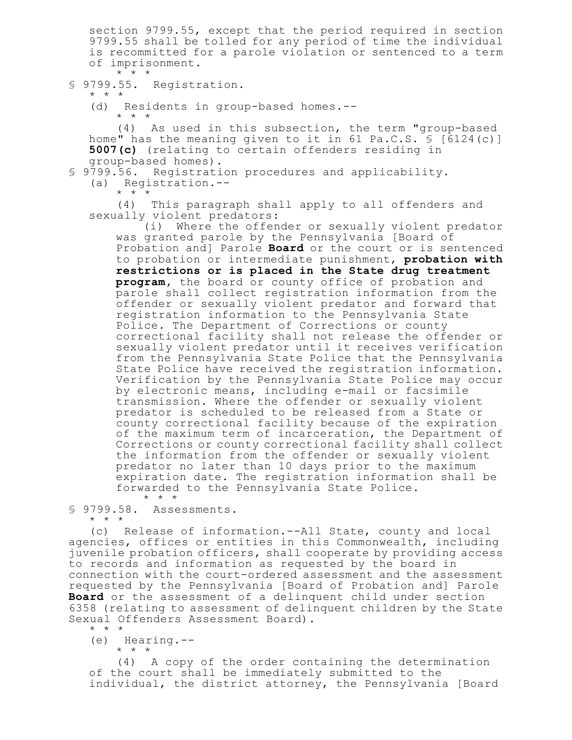section 9799.55, except that the period required in section 9799.55 shall be tolled for any period of time the individual is recommitted for a parole violation or sentenced to a term of imprisonment.

\* \* \*

§ 9799.55. Registration.

\* \* \*

(d) Residents in group-based homes.--

\* \* \*

(4) As used in this subsection, the term "group-based home" has the meaning given to it in 61 Pa.C.S. § [6124(c)] **5007(c)** (relating to certain offenders residing in group-based homes).

§ 9799.56. Registration procedures and applicability.

(a) Registration.--

\* \* \*

(4) This paragraph shall apply to all offenders and sexually violent predators:

(i) Where the offender or sexually violent predator was granted parole by the Pennsylvania [Board of Probation and] Parole **Board** or the court or is sentenced to probation or intermediate punishment, **probation with restrictions or is placed in the State drug treatment program**, the board or county office of probation and parole shall collect registration information from the offender or sexually violent predator and forward that registration information to the Pennsylvania State Police. The Department of Corrections or county correctional facility shall not release the offender or sexually violent predator until it receives verification from the Pennsylvania State Police that the Pennsylvania State Police have received the registration information. Verification by the Pennsylvania State Police may occur by electronic means, including e-mail or facsimile transmission. Where the offender or sexually violent predator is scheduled to be released from a State or county correctional facility because of the expiration of the maximum term of incarceration, the Department of Corrections or county correctional facility shall collect the information from the offender or sexually violent predator no later than 10 days prior to the maximum expiration date. The registration information shall be forwarded to the Pennsylvania State Police.

\* \* \*

§ 9799.58. Assessments.

\* \* \*

(c) Release of information.--All State, county and local agencies, offices or entities in this Commonwealth, including juvenile probation officers, shall cooperate by providing access to records and information as requested by the board in connection with the court-ordered assessment and the assessment requested by the Pennsylvania [Board of Probation and] Parole **Board** or the assessment of a delinquent child under section 6358 (relating to assessment of delinquent children by the State Sexual Offenders Assessment Board).

\* \* \*

(e) Hearing.--

\* \* \*

(4) A copy of the order containing the determination of the court shall be immediately submitted to the individual, the district attorney, the Pennsylvania [Board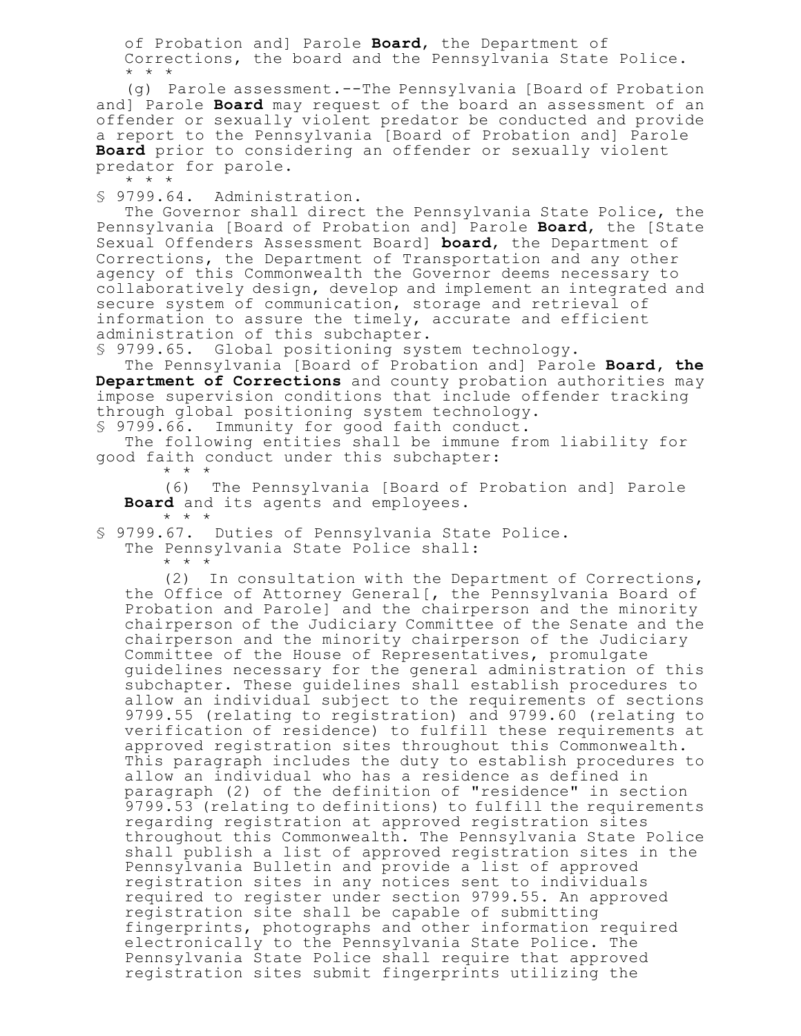of Probation and] Parole **Board**, the Department of Corrections, the board and the Pennsylvania State Police.

\* \* \*

(g) Parole assessment.--The Pennsylvania [Board of Probation and] Parole **Board** may request of the board an assessment of an offender or sexually violent predator be conducted and provide a report to the Pennsylvania [Board of Probation and] Parole **Board** prior to considering an offender or sexually violent predator for parole.

\* \* \*

§ 9799.64. Administration.

The Governor shall direct the Pennsylvania State Police, the Pennsylvania [Board of Probation and] Parole **Board**, the [State Sexual Offenders Assessment Board] **board**, the Department of Corrections, the Department of Transportation and any other agency of this Commonwealth the Governor deems necessary to collaboratively design, develop and implement an integrated and secure system of communication, storage and retrieval of information to assure the timely, accurate and efficient administration of this subchapter.

§ 9799.65. Global positioning system technology.

The Pennsylvania [Board of Probation and] Parole **Board, the Department of Corrections** and county probation authorities may impose supervision conditions that include offender tracking through global positioning system technology.

§ 9799.66. Immunity for good faith conduct.

The following entities shall be immune from liability for good faith conduct under this subchapter:

\* \* \*

(6) The Pennsylvania [Board of Probation and] Parole **Board** and its agents and employees.

\* \* \*

§ 9799.67. Duties of Pennsylvania State Police.

The Pennsylvania State Police shall:

\* \* \*

(2) In consultation with the Department of Corrections, the Office of Attorney General[, the Pennsylvania Board of Probation and Parole] and the chairperson and the minority chairperson of the Judiciary Committee of the Senate and the chairperson and the minority chairperson of the Judiciary Committee of the House of Representatives, promulgate guidelines necessary for the general administration of this subchapter. These guidelines shall establish procedures to allow an individual subject to the requirements of sections 9799.55 (relating to registration) and 9799.60 (relating to verification of residence) to fulfill these requirements at approved registration sites throughout this Commonwealth. This paragraph includes the duty to establish procedures to allow an individual who has a residence as defined in paragraph (2) of the definition of "residence" in section 9799.53 (relating to definitions) to fulfill the requirements regarding registration at approved registration sites throughout this Commonwealth. The Pennsylvania State Police shall publish a list of approved registration sites in the Pennsylvania Bulletin and provide a list of approved registration sites in any notices sent to individuals required to register under section 9799.55. An approved registration site shall be capable of submitting fingerprints, photographs and other information required electronically to the Pennsylvania State Police. The Pennsylvania State Police shall require that approved registration sites submit fingerprints utilizing the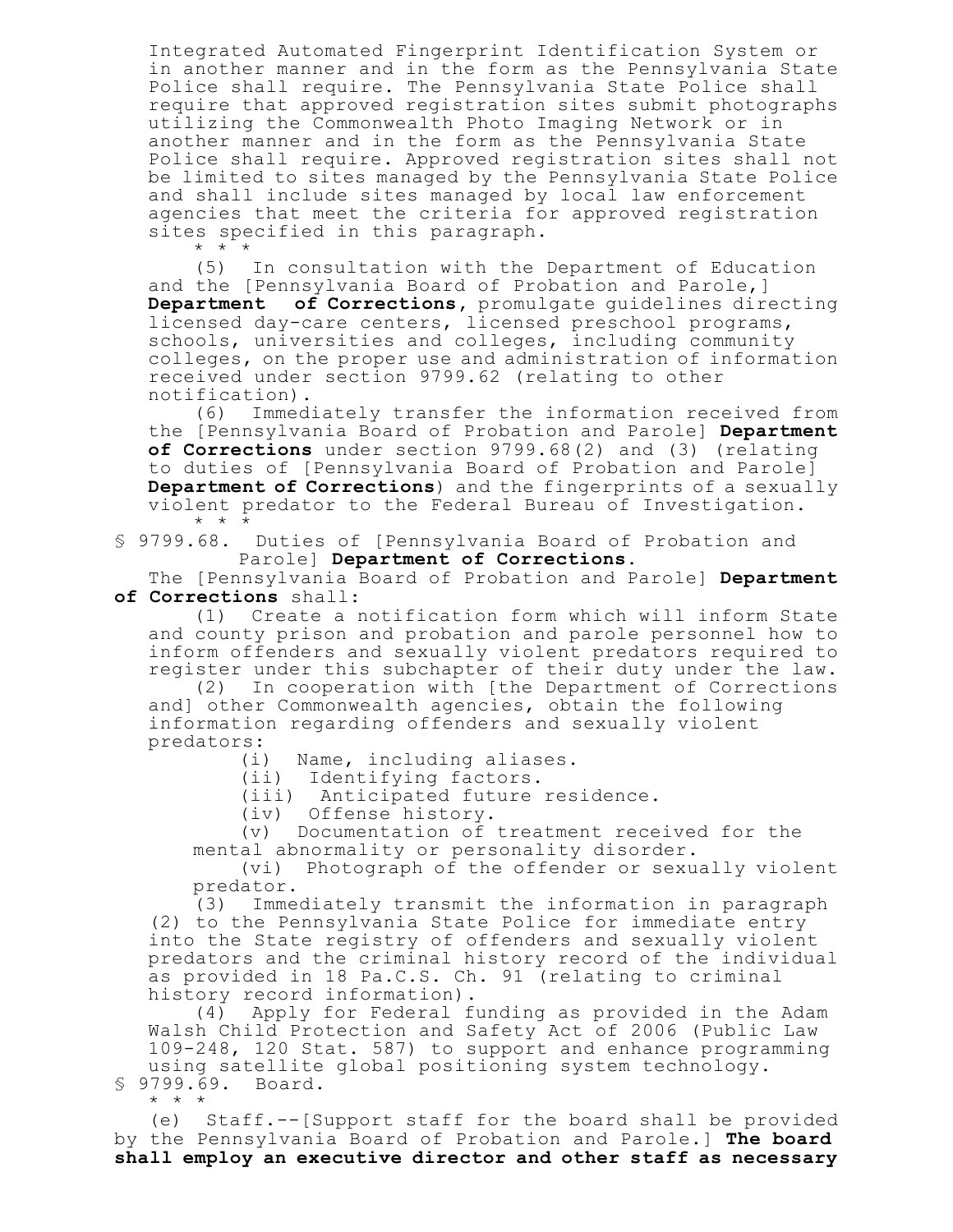Integrated Automated Fingerprint Identification System or in another manner and in the form as the Pennsylvania State Police shall require. The Pennsylvania State Police shall require that approved registration sites submit photographs utilizing the Commonwealth Photo Imaging Network or in another manner and in the form as the Pennsylvania State Police shall require. Approved registration sites shall not be limited to sites managed by the Pennsylvania State Police and shall include sites managed by local law enforcement agencies that meet the criteria for approved registration sites specified in this paragraph.

\* \* \*

(5) In consultation with the Department of Education and the [Pennsylvania Board of Probation and Parole,] **Department of Corrections**, promulgate guidelines directing licensed day-care centers, licensed preschool programs, schools, universities and colleges, including community colleges, on the proper use and administration of information received under section 9799.62 (relating to other notification).

(6) Immediately transfer the information received from the [Pennsylvania Board of Probation and Parole] **Department of Corrections** under section 9799.68(2) and (3) (relating to duties of [Pennsylvania Board of Probation and Parole] **Department of Corrections**) and the fingerprints of a sexually violent predator to the Federal Bureau of Investigation.

\* \* \*

§ 9799.68. Duties of [Pennsylvania Board of Probation and Parole] **Department of Corrections**.

The [Pennsylvania Board of Probation and Parole] **Department of Corrections** shall:

(1) Create a notification form which will inform State and county prison and probation and parole personnel how to inform offenders and sexually violent predators required to register under this subchapter of their duty under the law.

(2) In cooperation with [the Department of Corrections and] other Commonwealth agencies, obtain the following information regarding offenders and sexually violent predators:

(i) Name, including aliases.

(ii) Identifying factors.

(iii) Anticipated future residence.

(iv) Offense history.

(v) Documentation of treatment received for the mental abnormality or personality disorder.

(vi) Photograph of the offender or sexually violent predator.

(3) Immediately transmit the information in paragraph (2) to the Pennsylvania State Police for immediate entry into the State registry of offenders and sexually violent predators and the criminal history record of the individual as provided in 18 Pa.C.S. Ch. 91 (relating to criminal history record information).

(4) Apply for Federal funding as provided in the Adam Walsh Child Protection and Safety Act of 2006 (Public Law 109-248, 120 Stat. 587) to support and enhance programming using satellite global positioning system technology.

§ 9799.69. Board.

\* \* \*

(e) Staff.--[Support staff for the board shall be provided by the Pennsylvania Board of Probation and Parole.] **The board shall employ an executive director and other staff as necessary**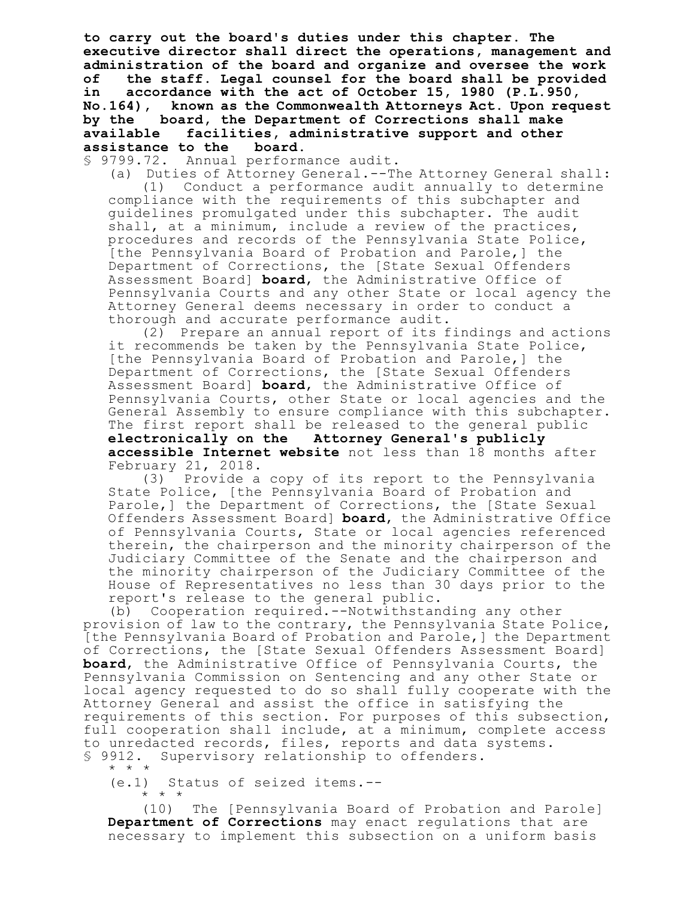**to carry out the board's duties under this chapter. The executive director shall direct the operations, management and administration of the board and organize and oversee the work of the staff. Legal counsel for the board shall be provided in accordance with the act of October 15, 1980 (P.L.950, No.164), known as the Commonwealth Attorneys Act. Upon request by the board, the Department of Corrections shall make available facilities, administrative support and other assistance to the board.**

§ 9799.72. Annual performance audit.

(a) Duties of Attorney General.--The Attorney General shall:

(1) Conduct a performance audit annually to determine compliance with the requirements of this subchapter and guidelines promulgated under this subchapter. The audit shall, at a minimum, include a review of the practices, procedures and records of the Pennsylvania State Police, [the Pennsylvania Board of Probation and Parole,] the Department of Corrections, the [State Sexual Offenders Assessment Board] **board**, the Administrative Office of Pennsylvania Courts and any other State or local agency the Attorney General deems necessary in order to conduct a thorough and accurate performance audit.

(2) Prepare an annual report of its findings and actions it recommends be taken by the Pennsylvania State Police, [the Pennsylvania Board of Probation and Parole,] the Department of Corrections, the [State Sexual Offenders Assessment Board] **board**, the Administrative Office of Pennsylvania Courts, other State or local agencies and the General Assembly to ensure compliance with this subchapter. The first report shall be released to the general public **electronically on the Attorney General's publicly accessible Internet website** not less than 18 months after February 21, 2018.

(3) Provide a copy of its report to the Pennsylvania State Police, [the Pennsylvania Board of Probation and Parole,] the Department of Corrections, the [State Sexual Offenders Assessment Board] **board**, the Administrative Office of Pennsylvania Courts, State or local agencies referenced therein, the chairperson and the minority chairperson of the Judiciary Committee of the Senate and the chairperson and the minority chairperson of the Judiciary Committee of the House of Representatives no less than 30 days prior to the report's release to the general public.

(b) Cooperation required.--Notwithstanding any other provision of law to the contrary, the Pennsylvania State Police, [the Pennsylvania Board of Probation and Parole,] the Department of Corrections, the [State Sexual Offenders Assessment Board] **board**, the Administrative Office of Pennsylvania Courts, the Pennsylvania Commission on Sentencing and any other State or local agency requested to do so shall fully cooperate with the Attorney General and assist the office in satisfying the requirements of this section. For purposes of this subsection, full cooperation shall include, at a minimum, complete access to unredacted records, files, reports and data systems.

§ 9912. Supervisory relationship to offenders.

\* \* \*

(e.1) Status of seized items.--

\* \* \*

(10) The [Pennsylvania Board of Probation and Parole] **Department of Corrections** may enact regulations that are necessary to implement this subsection on a uniform basis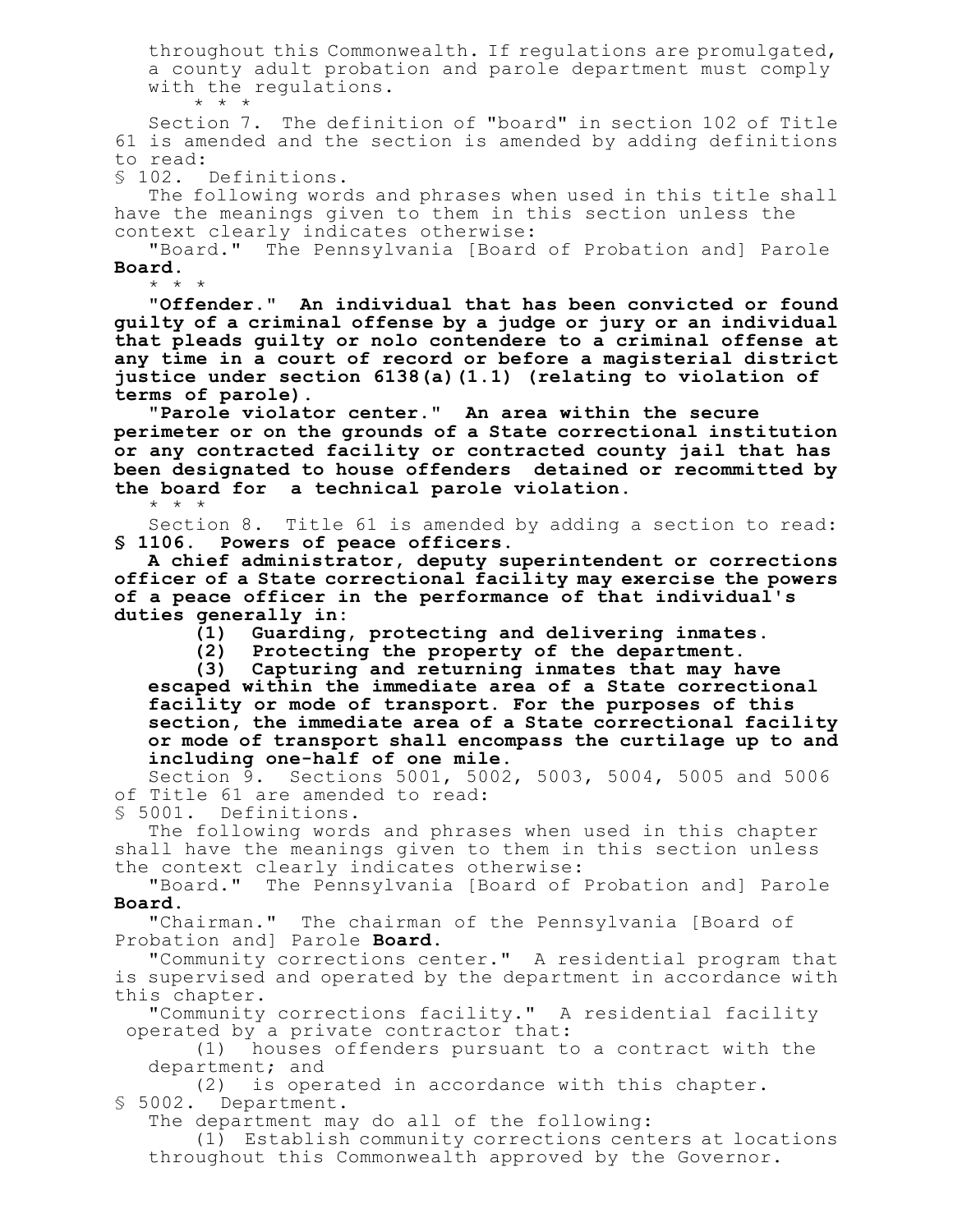throughout this Commonwealth. If regulations are promulgated, a county adult probation and parole department must comply with the regulations.

\* \* \*

Section 7. The definition of "board" in section 102 of Title 61 is amended and the section is amended by adding definitions to read:

§ 102. Definitions.

The following words and phrases when used in this title shall have the meanings given to them in this section unless the context clearly indicates otherwise:

"Board." The Pennsylvania [Board of Probation and] Parole **Board.**

\* \* \*

**"Offender." An individual that has been convicted or found guilty of a criminal offense by a judge or jury or an individual that pleads guilty or nolo contendere to a criminal offense at any time in a court of record or before a magisterial district justice under section 6138(a)(1.1) (relating to violation of terms of parole).**

**"Parole violator center." An area within the secure perimeter or on the grounds of a State correctional institution or any contracted facility or contracted county jail that has been designated to house offenders detained or recommitted by the board for a technical parole violation.**

\* \* \*

Section 8. Title 61 is amended by adding a section to read:

**§ 1106. Powers of peace officers.**

**A chief administrator, deputy superintendent or corrections officer of a State correctional facility may exercise the powers of a peace officer in the performance of that individual's duties generally in:**

**(1) Guarding, protecting and delivering inmates.**

**(2) Protecting the property of the department.**

**(3) Capturing and returning inmates that may have escaped within the immediate area of a State correctional facility or mode of transport. For the purposes of this section, the immediate area of a State correctional facility or mode of transport shall encompass the curtilage up to and including one-half of one mile.**

Section 9. Sections 5001, 5002, 5003, 5004, 5005 and 5006 of Title 61 are amended to read:

§ 5001. Definitions.

The following words and phrases when used in this chapter shall have the meanings given to them in this section unless the context clearly indicates otherwise:

"Board." The Pennsylvania [Board of Probation and] Parole **Board.**

"Chairman." The chairman of the Pennsylvania [Board of Probation and] Parole **Board.**

"Community corrections center." A residential program that is supervised and operated by the department in accordance with this chapter.

"Community corrections facility." A residential facility operated by a private contractor that:

(1) houses offenders pursuant to a contract with the department; and

(2) is operated in accordance with this chapter.

§ 5002. Department.

The department may do all of the following:

(1) Establish community corrections centers at locations throughout this Commonwealth approved by the Governor.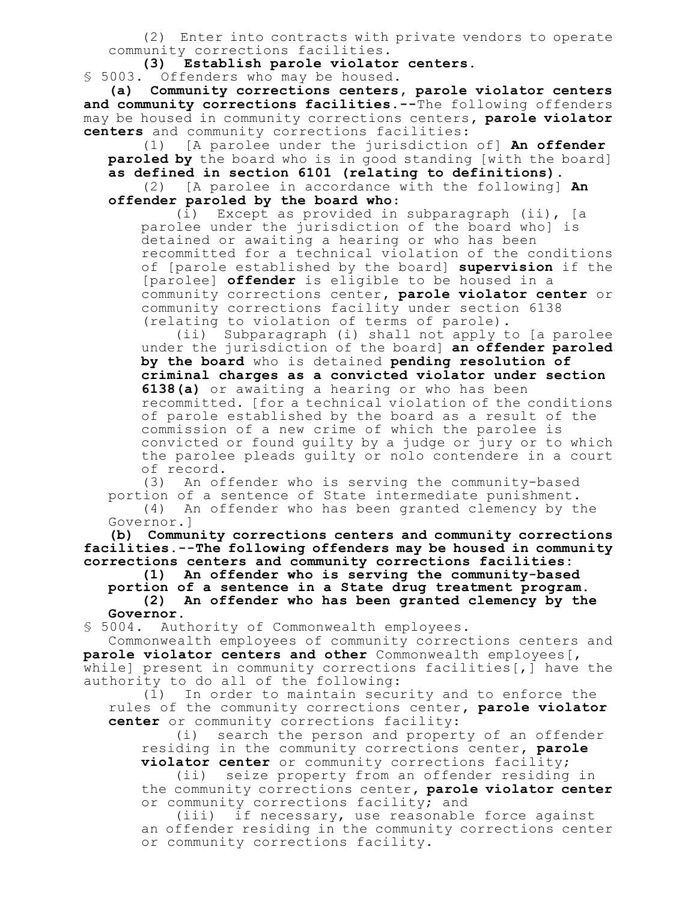(2) Enter into contracts with private vendors to operate community corrections facilities.

**(3) Establish parole violator centers.**

§ 5003. Offenders who may be housed.

**(a) Community corrections centers, parole violator centers and community corrections facilities.**--The following offenders may be housed in community corrections centers, **parole violator centers** and community corrections facilities:

(1) [A parolee under the jurisdiction of] **An offender paroled by** the board who is in good standing [with the board] **as defined in section 6101 (relating to definitions).**

(2) [A parolee in accordance with the following] **An offender paroled by the board who:**

(i) Except as provided in subparagraph (ii), [a parolee under the jurisdiction of the board who] is detained or awaiting a hearing or who has been recommitted for a technical violation of the conditions of [parole established by the board] **supervision** if the [parolee] **offender** is eligible to be housed in a community corrections center**, parole violator center** or community corrections facility under section 6138 (relating to violation of terms of parole).

(ii) Subparagraph (i) shall not apply to [a parolee under the jurisdiction of the board] **an offender paroled by the board** who is detained **pending resolution of criminal charges as a convicted violator under section 6138(a)** or awaiting a hearing or who has been recommitted. [for a technical violation of the conditions of parole established by the board as a result of the commission of a new crime of which the parolee is convicted or found guilty by a judge or jury or to which the parolee pleads guilty or nolo contendere in a court of record.

(3) An offender who is serving the community-based portion of a sentence of State intermediate punishment.

(4) An offender who has been granted clemency by the Governor.]

**(b) Community corrections centers and community corrections facilities.--The following offenders may be housed in community corrections centers and community corrections facilities:**

**(1) An offender who is serving the community-based portion of a sentence in a State drug treatment program.**

**(2) An offender who has been granted clemency by the Governor.**

§ 5004. Authority of Commonwealth employees.

Commonwealth employees of community corrections centers and **parole violator centers and other** Commonwealth employees[, while] present in community corrections facilities[,] have the authority to do all of the following:

(1) In order to maintain security and to enforce the rules of the community corrections center**, parole violator center** or community corrections facility:

(i) search the person and property of an offender residing in the community corrections center**, parole violator center** or community corrections facility;

(ii) seize property from an offender residing in the community corrections center**, parole violator center** or community corrections facility; and

(iii) if necessary, use reasonable force against an offender residing in the community corrections center or community corrections facility.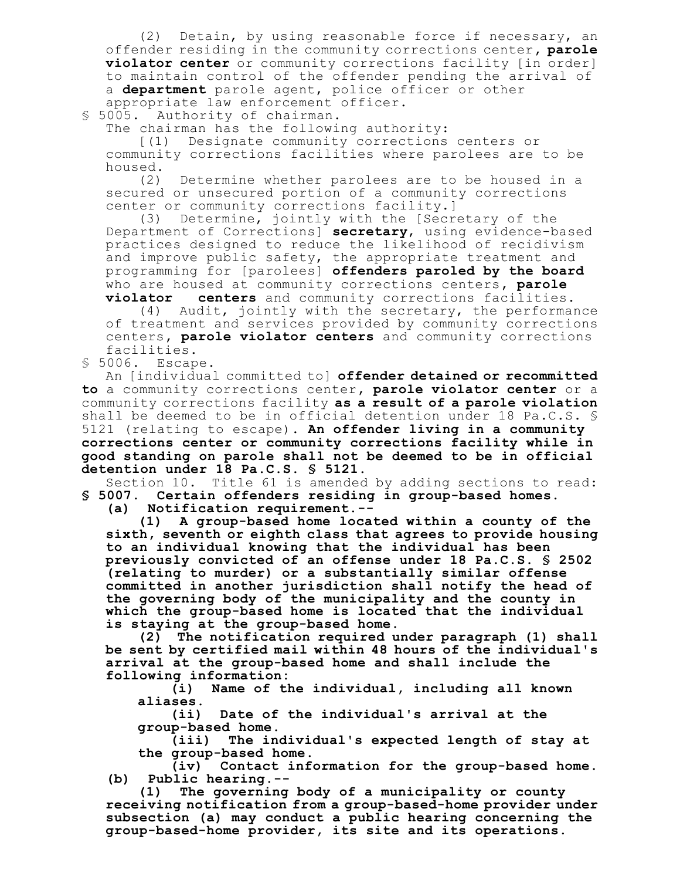(2) Detain, by using reasonable force if necessary, an offender residing in the community corrections center, **parole violator center** or community corrections facility [in order] to maintain control of the offender pending the arrival of a **department** parole agent, police officer or other appropriate law enforcement officer.

§ 5005. Authority of chairman.

The chairman has the following authority:

[(1) Designate community corrections centers or community corrections facilities where parolees are to be housed.

(2) Determine whether parolees are to be housed in a secured or unsecured portion of a community corrections center or community corrections facility.]

(3) Determine, jointly with the [Secretary of the Department of Corrections] **secretary**, using evidence-based practices designed to reduce the likelihood of recidivism and improve public safety, the appropriate treatment and programming for [parolees] **offenders paroled by the board** who are housed at community corrections centers, **parole violator centers** and community corrections facilities.

(4) Audit, jointly with the secretary, the performance of treatment and services provided by community corrections centers, **parole violator centers** and community corrections facilities.

§ 5006. Escape.

An [individual committed to] **offender detained or recommitted to** a community corrections center, **parole violator center** or a community corrections facility **as a result of a parole violation** shall be deemed to be in official detention under 18 Pa.C.S. § 5121 (relating to escape). **An offender living in a community corrections center or community corrections facility while in good standing on parole shall not be deemed to be in official detention under 18 Pa.C.S. § 5121.**

Section 10. Title 61 is amended by adding sections to read:

**§ 5007. Certain offenders residing in group-based homes.**

**(a) Notification requirement.--**

**(1) A group-based home located within a county of the sixth, seventh or eighth class that agrees to provide housing to an individual knowing that the individual has been previously convicted of an offense under 18 Pa.C.S. § 2502 (relating to murder) or a substantially similar offense committed in another jurisdiction shall notify the head of the governing body of the municipality and the county in which the group-based home is located that the individual is staying at the group-based home.**

**(2) The notification required under paragraph (1) shall be sent by certified mail within 48 hours of the individual's arrival at the group-based home and shall include the following information:**

**(i) Name of the individual, including all known aliases.**

**(ii) Date of the individual's arrival at the group-based home.**

**(iii) The individual's expected length of stay at the group-based home.**

**(iv) Contact information for the group-based home.**

**(b) Public hearing.--**

**(1) The governing body of a municipality or county receiving notification from a group-based-home provider under subsection (a) may conduct a public hearing concerning the group-based-home provider, its site and its operations.**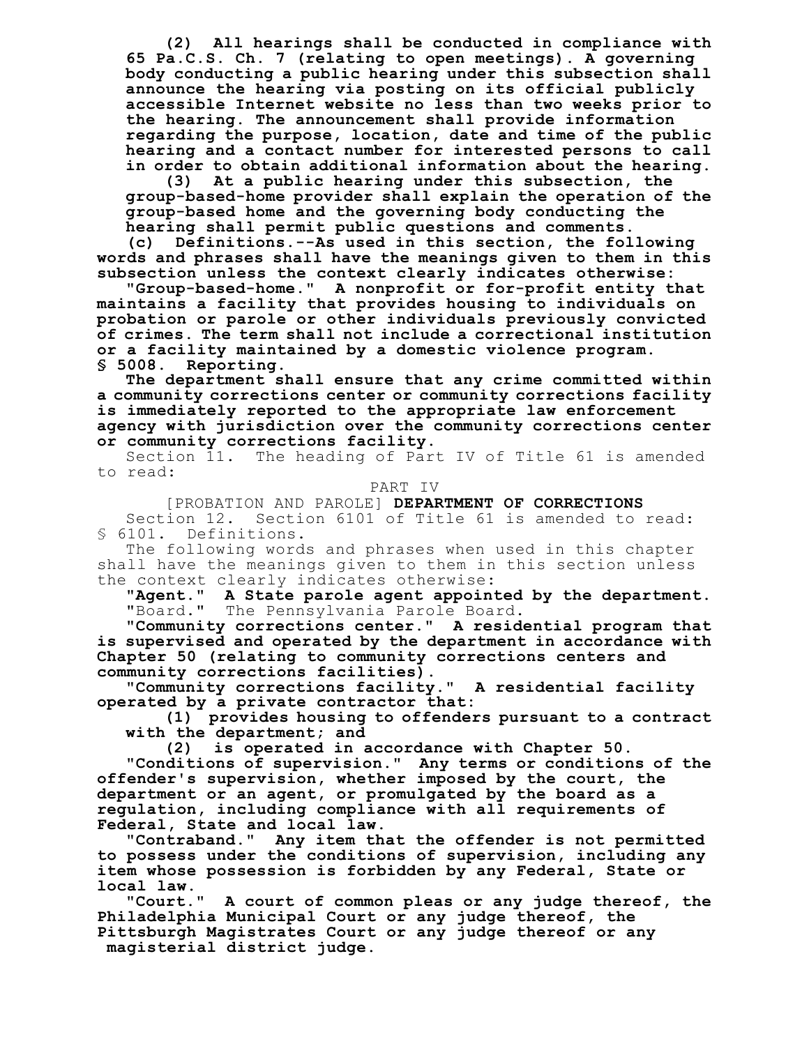**(2) All hearings shall be conducted in compliance with 65 Pa.C.S. Ch. 7 (relating to open meetings). A governing body conducting a public hearing under this subsection shall announce the hearing via posting on its official publicly accessible Internet website no less than two weeks prior to the hearing. The announcement shall provide information regarding the purpose, location, date and time of the public hearing and a contact number for interested persons to call in order to obtain additional information about the hearing.**

**(3) At a public hearing under this subsection, the group-based-home provider shall explain the operation of the group-based home and the governing body conducting the hearing shall permit public questions and comments.**

**(c) Definitions.--As used in this section, the following words and phrases shall have the meanings given to them in this subsection unless the context clearly indicates otherwise:**

**"Group-based-home." A nonprofit or for-profit entity that maintains a facility that provides housing to individuals on probation or parole or other individuals previously convicted of crimes. The term shall not include a correctional institution or a facility maintained by a domestic violence program.**

**§ 5008. Reporting.**

**The department shall ensure that any crime committed within a community corrections center or community corrections facility is immediately reported to the appropriate law enforcement agency with jurisdiction over the community corrections center or community corrections facility.**

Section 11. The heading of Part IV of Title 61 is amended to read:

PART IV

[PROBATION AND PAROLE] **DEPARTMENT OF CORRECTIONS**

Section 12. Section 6101 of Title 61 is amended to read:

§ 6101. Definitions.

The following words and phrases when used in this chapter shall have the meanings given to them in this section unless the context clearly indicates otherwise:

**"Agent." A State parole agent appointed by the department.**

"Board." The Pennsylvania Parole Board.

**"Community corrections center." A residential program that is supervised and operated by the department in accordance with Chapter 50 (relating to community corrections centers and community corrections facilities).**

**"Community corrections facility." A residential facility operated by a private contractor that:**

**(1) provides housing to offenders pursuant to a contract with the department; and**

**(2) is operated in accordance with Chapter 50.**

**"Conditions of supervision." Any terms or conditions of the offender's supervision, whether imposed by the court, the department or an agent, or promulgated by the board as a regulation, including compliance with all requirements of Federal, State and local law.**

**"Contraband." Any item that the offender is not permitted to possess under the conditions of supervision, including any item whose possession is forbidden by any Federal, State or local law.**

**"Court." A court of common pleas or any judge thereof, the Philadelphia Municipal Court or any judge thereof, the Pittsburgh Magistrates Court or any judge thereof or any magisterial district judge.**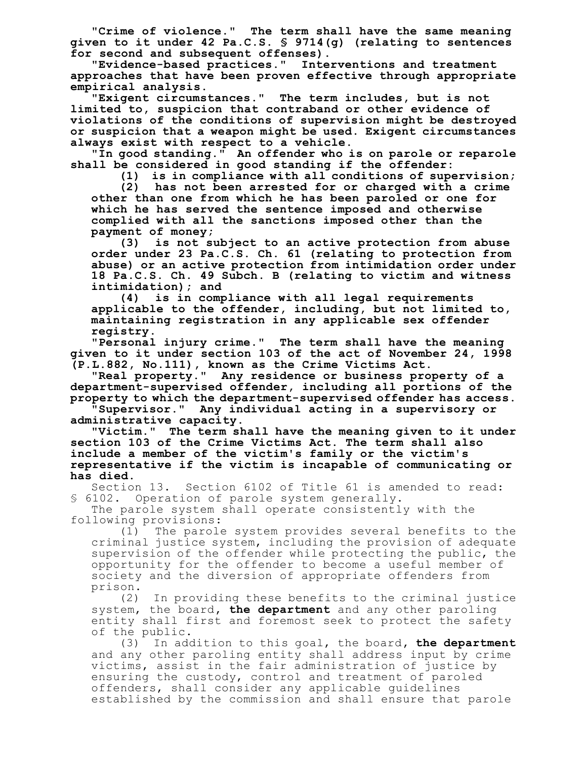**"Crime of violence." The term shall have the same meaning given to it under 42 Pa.C.S. § 9714(g) (relating to sentences for second and subsequent offenses).**

**"Evidence-based practices." Interventions and treatment approaches that have been proven effective through appropriate empirical analysis.**

**"Exigent circumstances." The term includes, but is not limited to, suspicion that contraband or other evidence of violations of the conditions of supervision might be destroyed or suspicion that a weapon might be used. Exigent circumstances always exist with respect to a vehicle.**

**"In good standing." An offender who is on parole or reparole shall be considered in good standing if the offender:**

**(1) is in compliance with all conditions of supervision;**

**(2) has not been arrested for or charged with a crime other than one from which he has been paroled or one for which he has served the sentence imposed and otherwise complied with all the sanctions imposed other than the payment of money;**

**(3) is not subject to an active protection from abuse order under 23 Pa.C.S. Ch. 61 (relating to protection from abuse) or an active protection from intimidation order under 18 Pa.C.S. Ch. 49 Subch. B (relating to victim and witness intimidation); and**

**(4) is in compliance with all legal requirements applicable to the offender, including, but not limited to, maintaining registration in any applicable sex offender registry.**

**"Personal injury crime." The term shall have the meaning given to it under section 103 of the act of November 24, 1998 (P.L.882, No.111), known as the Crime Victims Act.**

**"Real property." Any residence or business property of a department-supervised offender, including all portions of the property to which the department-supervised offender has access.**

**"Supervisor." Any individual acting in a supervisory or administrative capacity.**

**"Victim." The term shall have the meaning given to it under section 103 of the Crime Victims Act. The term shall also include a member of the victim's family or the victim's representative if the victim is incapable of communicating or has died.**

Section 13. Section 6102 of Title 61 is amended to read:

§ 6102. Operation of parole system generally.

The parole system shall operate consistently with the following provisions:

(1) The parole system provides several benefits to the criminal justice system, including the provision of adequate supervision of the offender while protecting the public, the opportunity for the offender to become a useful member of society and the diversion of appropriate offenders from prison.

(2) In providing these benefits to the criminal justice system, the board**, the department** and any other paroling entity shall first and foremost seek to protect the safety of the public.

(3) In addition to this goal, the board**, the department** and any other paroling entity shall address input by crime victims, assist in the fair administration of justice by ensuring the custody, control and treatment of paroled offenders, shall consider any applicable guidelines established by the commission and shall ensure that parole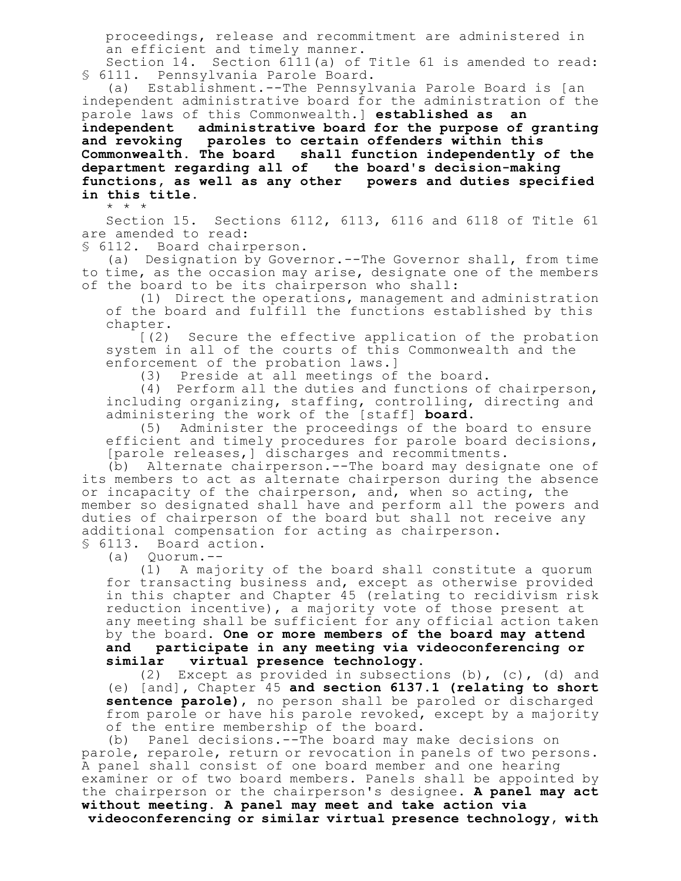proceedings, release and recommitment are administered in an efficient and timely manner.

Section 14. Section 6111(a) of Title 61 is amended to read:

§ 6111. Pennsylvania Parole Board.

(a) Establishment.--The Pennsylvania Parole Board is [an independent administrative board for the administration of the parole laws of this Commonwealth.] **established as an independent administrative board for the purpose of granting and revoking paroles to certain offenders within this Commonwealth. The board shall function independently of the department regarding all of the board's decision-making functions, as well as any other powers and duties specified in this title.**

\* \* \*

Section 15. Sections 6112, 6113, 6116 and 6118 of Title 61 are amended to read:

§ 6112. Board chairperson.

(a) Designation by Governor.--The Governor shall, from time to time, as the occasion may arise, designate one of the members of the board to be its chairperson who shall:

(1) Direct the operations, management and administration of the board and fulfill the functions established by this chapter.

[(2) Secure the effective application of the probation system in all of the courts of this Commonwealth and the enforcement of the probation laws.]

(3) Preside at all meetings of the board.

(4) Perform all the duties and functions of chairperson, including organizing, staffing, controlling, directing and administering the work of the [staff] **board**.

(5) Administer the proceedings of the board to ensure efficient and timely procedures for parole board decisions, [parole releases,] discharges and recommitments.

(b) Alternate chairperson.--The board may designate one of its members to act as alternate chairperson during the absence or incapacity of the chairperson, and, when so acting, the member so designated shall have and perform all the powers and duties of chairperson of the board but shall not receive any additional compensation for acting as chairperson.

§ 6113. Board action.

(a) Quorum.--

(1) A majority of the board shall constitute a quorum for transacting business and, except as otherwise provided in this chapter and Chapter 45 (relating to recidivism risk reduction incentive), a majority vote of those present at any meeting shall be sufficient for any official action taken by the board. **One or more members of the board may attend and participate in any meeting via videoconferencing or similar virtual presence technology.**

(2) Except as provided in subsections (b), (c), (d) and (e) [and], Chapter 45 **and section 6137.1 (relating to short sentence parole)**, no person shall be paroled or discharged from parole or have his parole revoked, except by a majority of the entire membership of the board.

(b) Panel decisions.--The board may make decisions on parole, reparole, return or revocation in panels of two persons. A panel shall consist of one board member and one hearing examiner or of two board members. Panels shall be appointed by the chairperson or the chairperson's designee. **A panel may act without meeting. A panel may meet and take action via videoconferencing or similar virtual presence technology, with**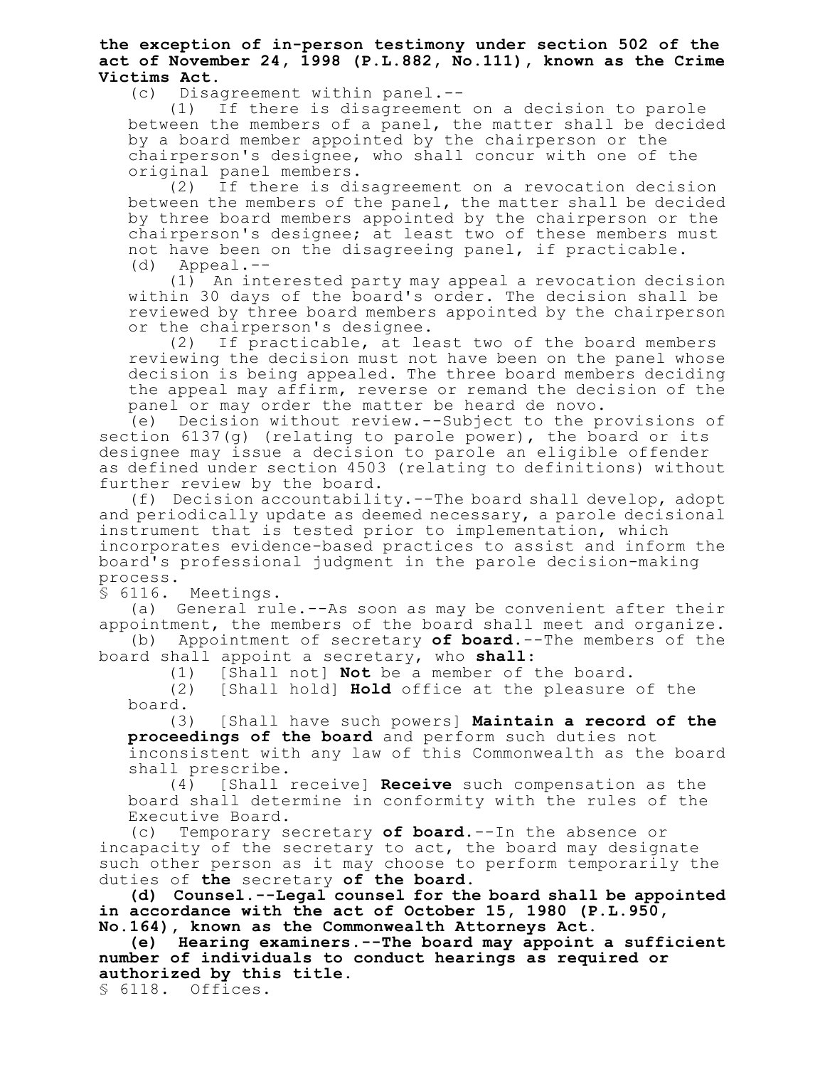**the exception of in-person testimony under section 502 of the act of November 24, 1998 (P.L.882, No.111), known as the Crime Victims Act.**

(c) Disagreement within panel.--

(1) If there is disagreement on a decision to parole between the members of a panel, the matter shall be decided by a board member appointed by the chairperson or the chairperson's designee, who shall concur with one of the original panel members.

(2) If there is disagreement on a revocation decision between the members of the panel, the matter shall be decided by three board members appointed by the chairperson or the chairperson's designee; at least two of these members must not have been on the disagreeing panel, if practicable.

(d) Appeal.--

(1) An interested party may appeal a revocation decision within 30 days of the board's order. The decision shall be reviewed by three board members appointed by the chairperson or the chairperson's designee.

(2) If practicable, at least two of the board members reviewing the decision must not have been on the panel whose decision is being appealed. The three board members deciding the appeal may affirm, reverse or remand the decision of the panel or may order the matter be heard de novo.

(e) Decision without review.--Subject to the provisions of section 6137(g) (relating to parole power), the board or its designee may issue a decision to parole an eligible offender as defined under section 4503 (relating to definitions) without further review by the board.

(f) Decision accountability.--The board shall develop, adopt and periodically update as deemed necessary, a parole decisional instrument that is tested prior to implementation, which incorporates evidence-based practices to assist and inform the board's professional judgment in the parole decision-making process.

§ 6116. Meetings.

(a) General rule.--As soon as may be convenient after their appointment, the members of the board shall meet and organize.

(b) Appointment of secretary **of board**.--The members of the board shall appoint a secretary, who **shall**:

(1) [Shall not] **Not** be a member of the board.

(2) [Shall hold] **Hold** office at the pleasure of the board.

(3) [Shall have such powers] **Maintain a record of the proceedings of the board** and perform such duties not inconsistent with any law of this Commonwealth as the board shall prescribe.

(4) [Shall receive] **Receive** such compensation as the board shall determine in conformity with the rules of the Executive Board.

(c) Temporary secretary **of board**.--In the absence or incapacity of the secretary to act, the board may designate such other person as it may choose to perform temporarily the duties of **the** secretary **of the board**.

**(d) Counsel.--Legal counsel for the board shall be appointed in accordance with the act of October 15, 1980 (P.L.950, No.164), known as the Commonwealth Attorneys Act.**

**(e) Hearing examiners.--The board may appoint a sufficient number of individuals to conduct hearings as required or authorized by this title.**

§ 6118. Offices.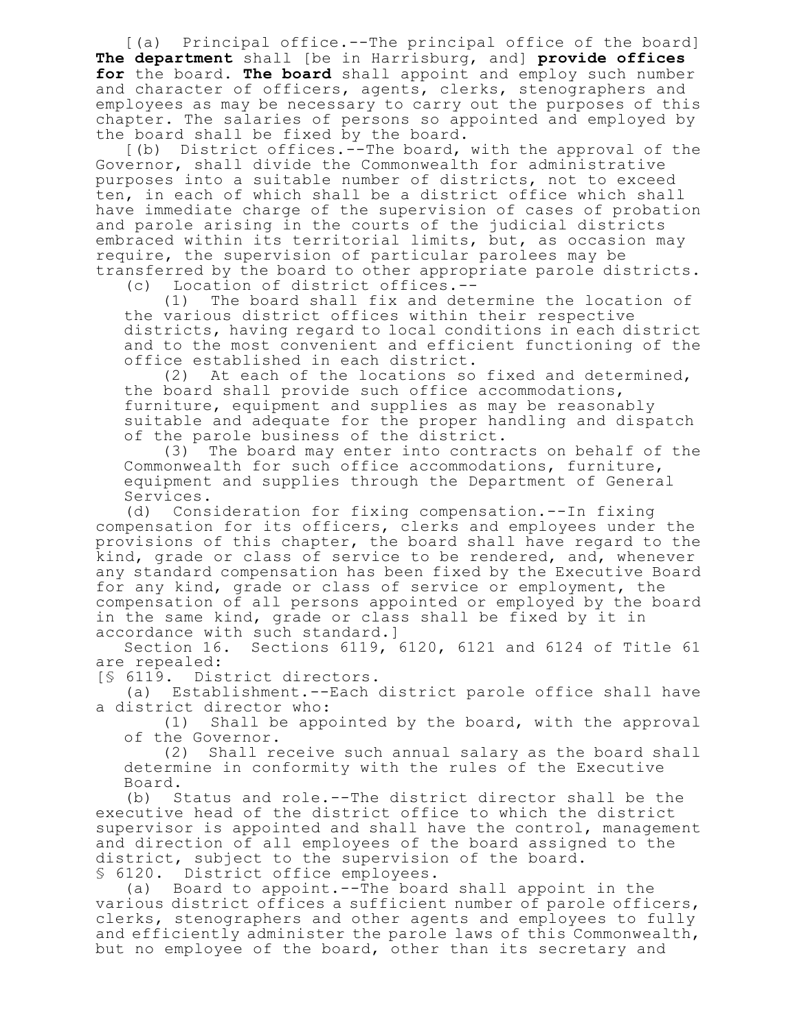[(a) Principal office.--The principal office of the board] **The department** shall [be in Harrisburg, and] **provide offices for** the board. **The board** shall appoint and employ such number and character of officers, agents, clerks, stenographers and employees as may be necessary to carry out the purposes of this chapter. The salaries of persons so appointed and employed by the board shall be fixed by the board.

[(b) District offices.--The board, with the approval of the Governor, shall divide the Commonwealth for administrative purposes into a suitable number of districts, not to exceed ten, in each of which shall be a district office which shall have immediate charge of the supervision of cases of probation and parole arising in the courts of the judicial districts embraced within its territorial limits, but, as occasion may require, the supervision of particular parolees may be transferred by the board to other appropriate parole districts.

(c) Location of district offices.--

(1) The board shall fix and determine the location of the various district offices within their respective districts, having regard to local conditions in each district and to the most convenient and efficient functioning of the office established in each district.

(2) At each of the locations so fixed and determined, the board shall provide such office accommodations, furniture, equipment and supplies as may be reasonably suitable and adequate for the proper handling and dispatch of the parole business of the district.

(3) The board may enter into contracts on behalf of the Commonwealth for such office accommodations, furniture, equipment and supplies through the Department of General Services.

(d) Consideration for fixing compensation.--In fixing compensation for its officers, clerks and employees under the provisions of this chapter, the board shall have regard to the kind, grade or class of service to be rendered, and, whenever any standard compensation has been fixed by the Executive Board for any kind, grade or class of service or employment, the compensation of all persons appointed or employed by the board in the same kind, grade or class shall be fixed by it in accordance with such standard.]

Section 16. Sections 6119, 6120, 6121 and 6124 of Title 61 are repealed:

[§ 6119. District directors.

(a) Establishment.--Each district parole office shall have a district director who:

(1) Shall be appointed by the board, with the approval of the Governor.

(2) Shall receive such annual salary as the board shall determine in conformity with the rules of the Executive Board.

(b) Status and role.--The district director shall be the executive head of the district office to which the district supervisor is appointed and shall have the control, management and direction of all employees of the board assigned to the district, subject to the supervision of the board.

§ 6120. District office employees.

(a) Board to appoint.--The board shall appoint in the various district offices a sufficient number of parole officers, clerks, stenographers and other agents and employees to fully and efficiently administer the parole laws of this Commonwealth, but no employee of the board, other than its secretary and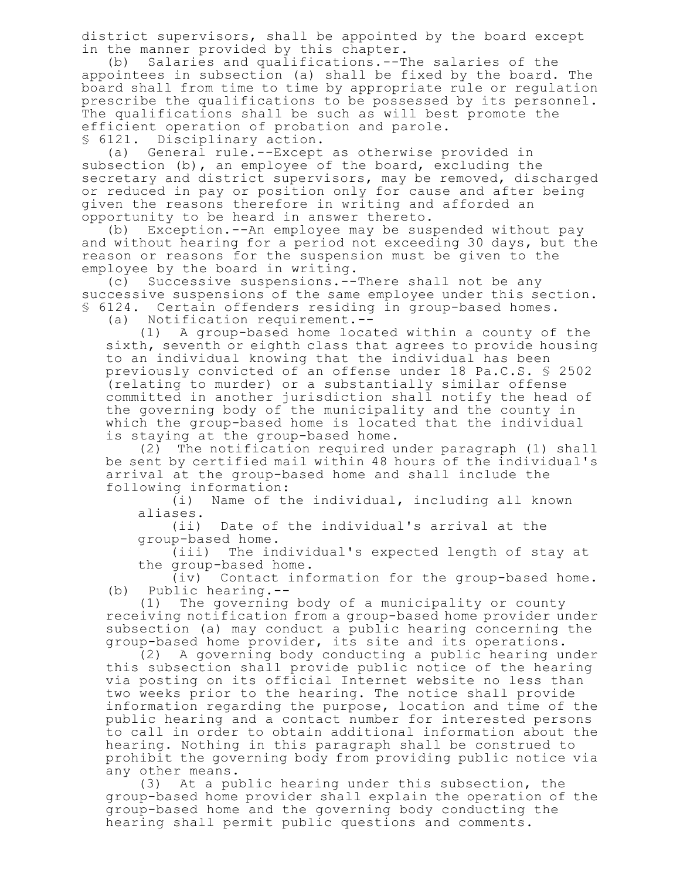district supervisors, shall be appointed by the board except in the manner provided by this chapter.

(b) Salaries and qualifications.--The salaries of the appointees in subsection (a) shall be fixed by the board. The board shall from time to time by appropriate rule or regulation prescribe the qualifications to be possessed by its personnel. The qualifications shall be such as will best promote the efficient operation of probation and parole.

§ 6121. Disciplinary action.

(a) General rule.--Except as otherwise provided in subsection (b), an employee of the board, excluding the secretary and district supervisors, may be removed, discharged or reduced in pay or position only for cause and after being given the reasons therefore in writing and afforded an opportunity to be heard in answer thereto.

(b) Exception.--An employee may be suspended without pay and without hearing for a period not exceeding 30 days, but the reason or reasons for the suspension must be given to the employee by the board in writing.

(c) Successive suspensions.--There shall not be any successive suspensions of the same employee under this section.

§ 6124. Certain offenders residing in group-based homes.

(a) Notification requirement.--

(1) A group-based home located within a county of the sixth, seventh or eighth class that agrees to provide housing to an individual knowing that the individual has been previously convicted of an offense under 18 Pa.C.S. § 2502 (relating to murder) or a substantially similar offense committed in another jurisdiction shall notify the head of the governing body of the municipality and the county in which the group-based home is located that the individual is staying at the group-based home.

(2) The notification required under paragraph (1) shall be sent by certified mail within 48 hours of the individual's arrival at the group-based home and shall include the following information:

(i) Name of the individual, including all known aliases.

(ii) Date of the individual's arrival at the group-based home.

(iii) The individual's expected length of stay at the group-based home.

(iv) Contact information for the group-based home.

(b) Public hearing.--

(1) The governing body of a municipality or county receiving notification from a group-based home provider under subsection (a) may conduct a public hearing concerning the group-based home provider, its site and its operations.

(2) A governing body conducting a public hearing under this subsection shall provide public notice of the hearing via posting on its official Internet website no less than two weeks prior to the hearing. The notice shall provide information regarding the purpose, location and time of the public hearing and a contact number for interested persons to call in order to obtain additional information about the hearing. Nothing in this paragraph shall be construed to prohibit the governing body from providing public notice via any other means.

(3) At a public hearing under this subsection, the group-based home provider shall explain the operation of the group-based home and the governing body conducting the hearing shall permit public questions and comments.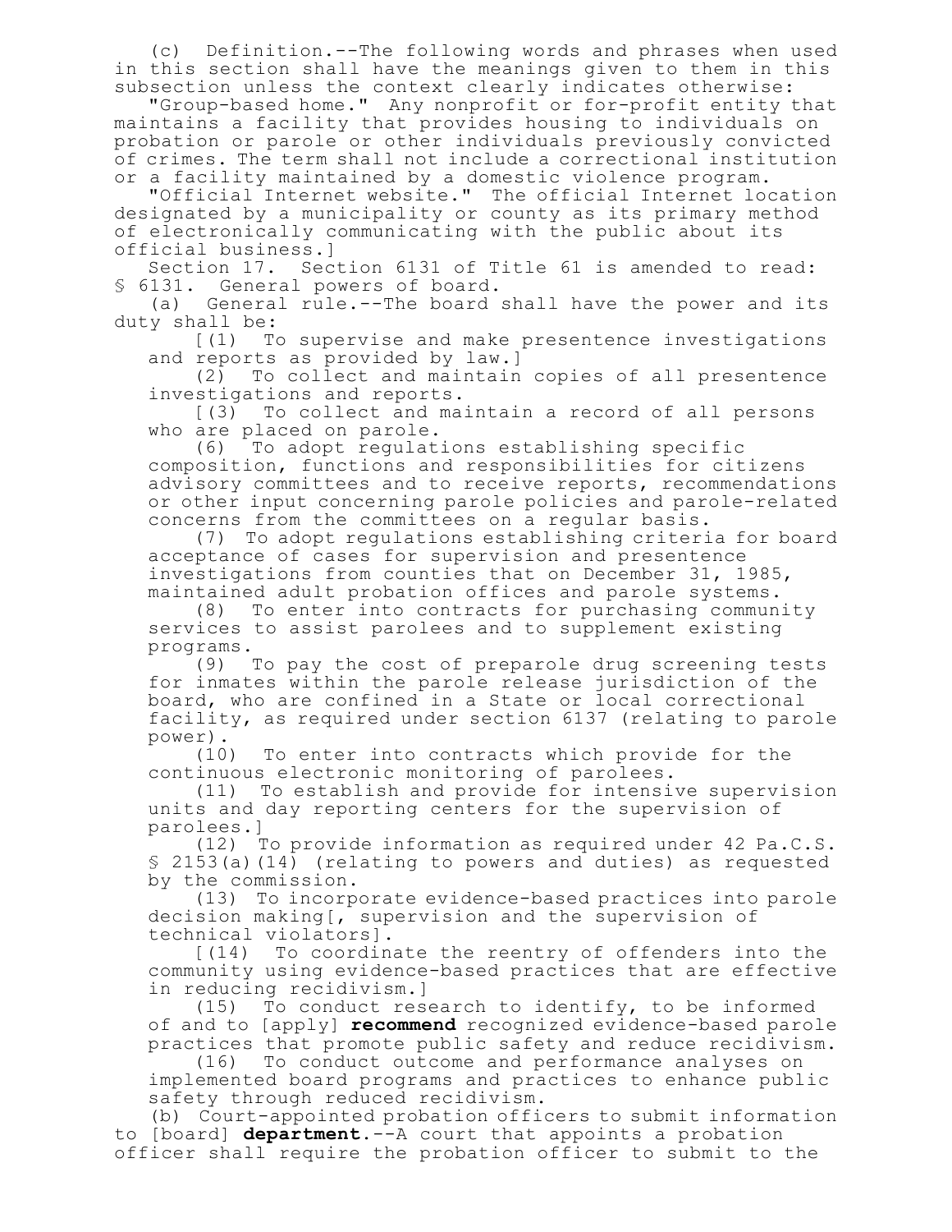(c) Definition.--The following words and phrases when used in this section shall have the meanings given to them in this subsection unless the context clearly indicates otherwise:

"Group-based home." Any nonprofit or for-profit entity that maintains a facility that provides housing to individuals on probation or parole or other individuals previously convicted of crimes. The term shall not include a correctional institution or a facility maintained by a domestic violence program.

"Official Internet website." The official Internet location designated by a municipality or county as its primary method of electronically communicating with the public about its official business.]

Section 17. Section 6131 of Title 61 is amended to read:

§ 6131. General powers of board.

(a) General rule.--The board shall have the power and its duty shall be:

[(1) To supervise and make presentence investigations and reports as provided by law.]

(2) To collect and maintain copies of all presentence investigations and reports.

[(3) To collect and maintain a record of all persons who are placed on parole.

(6) To adopt regulations establishing specific composition, functions and responsibilities for citizens advisory committees and to receive reports, recommendations or other input concerning parole policies and parole-related concerns from the committees on a regular basis.

(7) To adopt regulations establishing criteria for board acceptance of cases for supervision and presentence investigations from counties that on December 31, 1985, maintained adult probation offices and parole systems.

(8) To enter into contracts for purchasing community services to assist parolees and to supplement existing programs.

(9) To pay the cost of preparole drug screening tests for inmates within the parole release jurisdiction of the board, who are confined in a State or local correctional facility, as required under section 6137 (relating to parole power).

(10) To enter into contracts which provide for the continuous electronic monitoring of parolees.

(11) To establish and provide for intensive supervision units and day reporting centers for the supervision of parolees.]

(12) To provide information as required under 42 Pa.C.S. § 2153(a)(14) (relating to powers and duties) as requested by the commission.

(13) To incorporate evidence-based practices into parole decision making[, supervision and the supervision of technical violators].

[(14) To coordinate the reentry of offenders into the community using evidence-based practices that are effective in reducing recidivism.]

(15) To conduct research to identify, to be informed of and to [apply] **recommend** recognized evidence-based parole practices that promote public safety and reduce recidivism.

(16) To conduct outcome and performance analyses on implemented board programs and practices to enhance public safety through reduced recidivism.

(b) Court-appointed probation officers to submit information to [board] **department**.--A court that appoints a probation officer shall require the probation officer to submit to the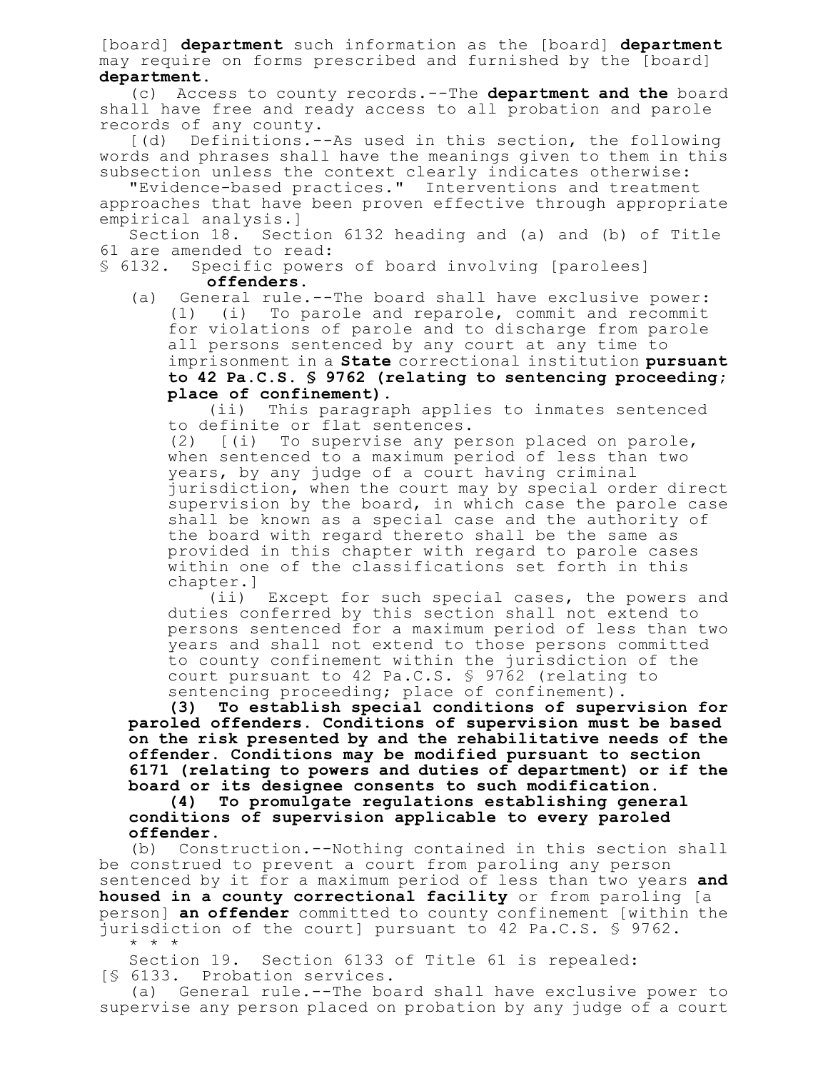[board] **department** such information as the [board] **department** may require on forms prescribed and furnished by the [board] **department.**

(c) Access to county records.--The **department and the** board shall have free and ready access to all probation and parole records of any county.

[(d) Definitions.--As used in this section, the following words and phrases shall have the meanings given to them in this subsection unless the context clearly indicates otherwise:

"Evidence-based practices." Interventions and treatment approaches that have been proven effective through appropriate empirical analysis.]

Section 18. Section 6132 heading and (a) and (b) of Title 61 are amended to read:

§ 6132. Specific powers of board involving [parolees] **offenders.**

(a) General rule.--The board shall have exclusive power:

(1) (i) To parole and reparole, commit and recommit for violations of parole and to discharge from parole all persons sentenced by any court at any time to imprisonment in a **State** correctional institution **pursuant to 42 Pa.C.S. § 9762 (relating to sentencing proceeding; place of confinement).**

(ii) This paragraph applies to inmates sentenced to definite or flat sentences.

(2) [(i) To supervise any person placed on parole, when sentenced to a maximum period of less than two years, by any judge of a court having criminal jurisdiction, when the court may by special order direct supervision by the board, in which case the parole case shall be known as a special case and the authority of the board with regard thereto shall be the same as provided in this chapter with regard to parole cases within one of the classifications set forth in this chapter.]

(ii) Except for such special cases, the powers and duties conferred by this section shall not extend to persons sentenced for a maximum period of less than two years and shall not extend to those persons committed to county confinement within the jurisdiction of the court pursuant to 42 Pa.C.S. § 9762 (relating to sentencing proceeding; place of confinement).

**(3) To establish special conditions of supervision for paroled offenders. Conditions of supervision must be based on the risk presented by and the rehabilitative needs of the offender. Conditions may be modified pursuant to section 6171 (relating to powers and duties of department) or if the board or its designee consents to such modification.**

**(4) To promulgate regulations establishing general conditions of supervision applicable to every paroled offender.**

(b) Construction.--Nothing contained in this section shall be construed to prevent a court from paroling any person sentenced by it for a maximum period of less than two years **and housed in a county correctional facility** or from paroling [a person] **an offender** committed to county confinement [within the jurisdiction of the court] pursuant to 42 Pa.C.S. § 9762.

\* \* \*

Section 19. Section 6133 of Title 61 is repealed:

[§ 6133. Probation services.

(a) General rule.--The board shall have exclusive power to supervise any person placed on probation by any judge of a court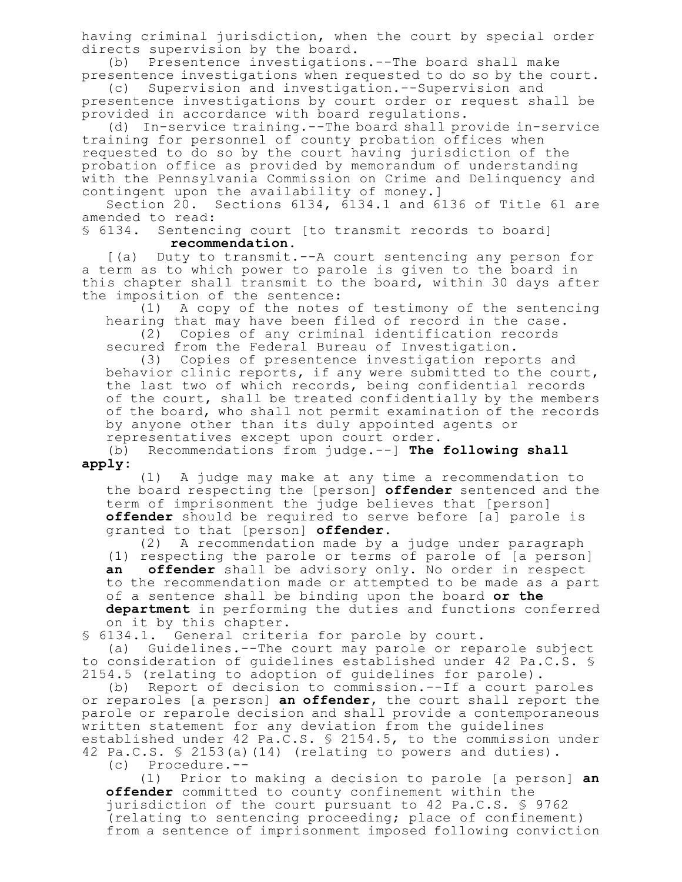having criminal jurisdiction, when the court by special order directs supervision by the board.

(b) Presentence investigations.--The board shall make presentence investigations when requested to do so by the court.

(c) Supervision and investigation.--Supervision and presentence investigations by court order or request shall be provided in accordance with board regulations.

(d) In-service training.--The board shall provide in-service training for personnel of county probation offices when requested to do so by the court having jurisdiction of the probation office as provided by memorandum of understanding with the Pennsylvania Commission on Crime and Delinquency and contingent upon the availability of money.]

Section 20. Sections 6134, 6134.1 and 6136 of Title 61 are amended to read:

§ 6134. Sentencing court [to transmit records to board] **recommendation.**

[(a) Duty to transmit.--A court sentencing any person for a term as to which power to parole is given to the board in this chapter shall transmit to the board, within 30 days after the imposition of the sentence:

(1) A copy of the notes of testimony of the sentencing hearing that may have been filed of record in the case.

(2) Copies of any criminal identification records secured from the Federal Bureau of Investigation.

(3) Copies of presentence investigation reports and behavior clinic reports, if any were submitted to the court, the last two of which records, being confidential records of the court, shall be treated confidentially by the members of the board, who shall not permit examination of the records by anyone other than its duly appointed agents or representatives except upon court order.

(b) Recommendations from judge.--] **The following shall apply:**

(1) A judge may make at any time a recommendation to the board respecting the [person] **offender** sentenced and the term of imprisonment the judge believes that [person] **offender** should be required to serve before [a] parole is granted to that [person] **offender.**

(2) A recommendation made by a judge under paragraph (1) respecting the parole or terms of parole of [a person] **an offender** shall be advisory only. No order in respect to the recommendation made or attempted to be made as a part of a sentence shall be binding upon the board **or the department** in performing the duties and functions conferred on it by this chapter.

§ 6134.1. General criteria for parole by court.

(a) Guidelines.--The court may parole or reparole subject to consideration of guidelines established under 42 Pa.C.S. § 2154.5 (relating to adoption of guidelines for parole).

(b) Report of decision to commission.--If a court paroles or reparoles [a person] **an offender**, the court shall report the parole or reparole decision and shall provide a contemporaneous written statement for any deviation from the guidelines established under 42 Pa.C.S. § 2154.5, to the commission under 42 Pa.C.S. § 2153(a)(14) (relating to powers and duties).

(c) Procedure.--

(1) Prior to making a decision to parole [a person] **an offender** committed to county confinement within the jurisdiction of the court pursuant to 42 Pa.C.S. § 9762 (relating to sentencing proceeding; place of confinement) from a sentence of imprisonment imposed following conviction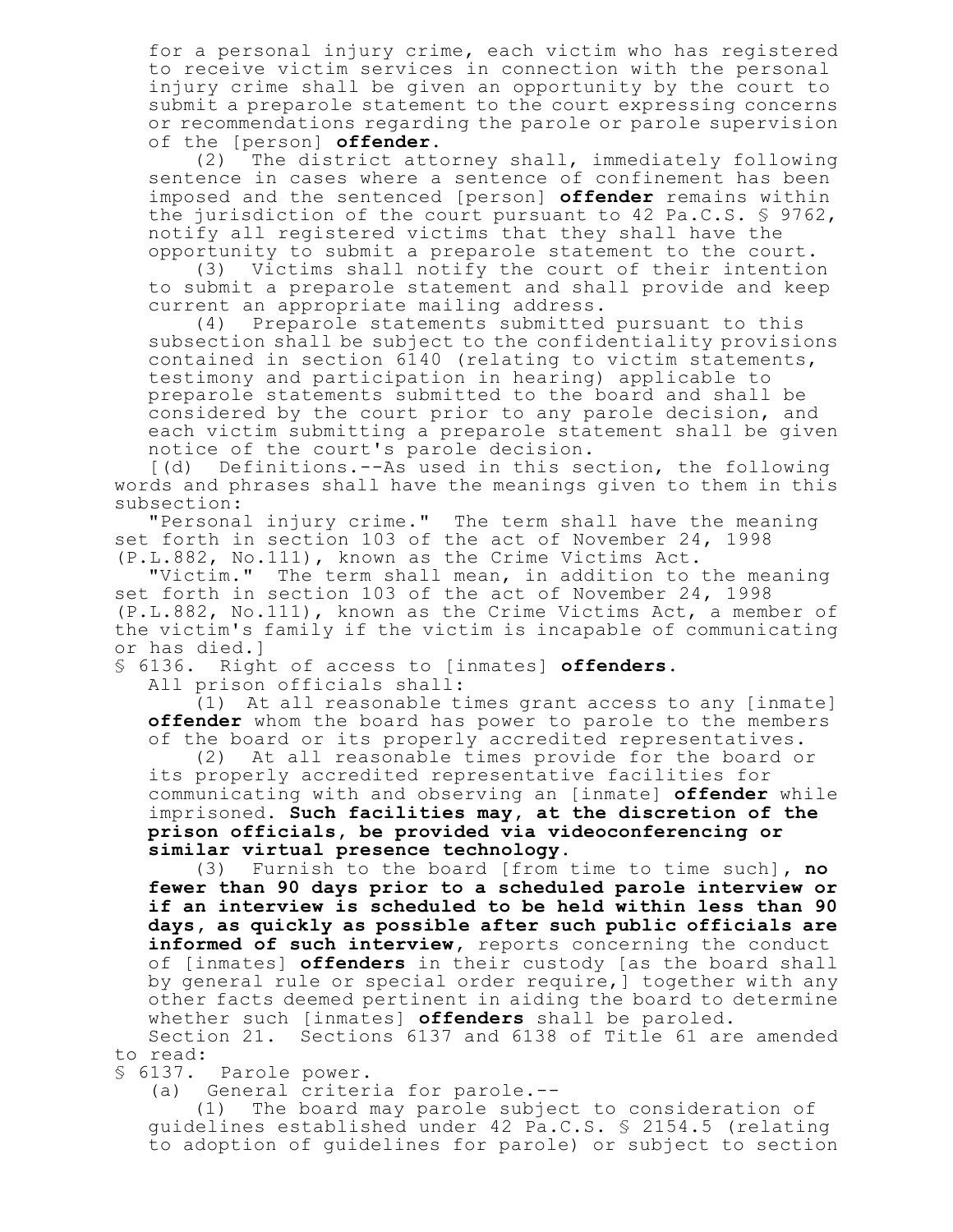for a personal injury crime, each victim who has registered to receive victim services in connection with the personal injury crime shall be given an opportunity by the court to submit a preparole statement to the court expressing concerns or recommendations regarding the parole or parole supervision of the [person] **offender**.

(2) The district attorney shall, immediately following sentence in cases where a sentence of confinement has been imposed and the sentenced [person] **offender** remains within the jurisdiction of the court pursuant to 42 Pa.C.S. § 9762, notify all registered victims that they shall have the opportunity to submit a preparole statement to the court.

(3) Victims shall notify the court of their intention to submit a preparole statement and shall provide and keep current an appropriate mailing address.

(4) Preparole statements submitted pursuant to this subsection shall be subject to the confidentiality provisions contained in section 6140 (relating to victim statements, testimony and participation in hearing) applicable to preparole statements submitted to the board and shall be considered by the court prior to any parole decision, and each victim submitting a preparole statement shall be given notice of the court's parole decision.

[(d) Definitions.--As used in this section, the following words and phrases shall have the meanings given to them in this subsection:

"Personal injury crime." The term shall have the meaning set forth in section 103 of the act of November 24, 1998 (P.L.882, No.111), known as the Crime Victims Act.

"Victim." The term shall mean, in addition to the meaning set forth in section 103 of the act of November 24, 1998 (P.L.882, No.111), known as the Crime Victims Act, a member of the victim's family if the victim is incapable of communicating or has died.]

§ 6136. Right of access to [inmates] **offenders**.

All prison officials shall:

(1) At all reasonable times grant access to any [inmate] **offender** whom the board has power to parole to the members of the board or its properly accredited representatives.

(2) At all reasonable times provide for the board or its properly accredited representative facilities for communicating with and observing an [inmate] **offender** while imprisoned. **Such facilities may, at the discretion of the prison officials, be provided via videoconferencing or similar virtual presence technology.**

(3) Furnish to the board [from time to time such]**, no fewer than 90 days prior to a scheduled parole interview or if an interview is scheduled to be held within less than 90 days, as quickly as possible after such public officials are informed of such interview,** reports concerning the conduct of [inmates] **offenders** in their custody [as the board shall by general rule or special order require,] together with any other facts deemed pertinent in aiding the board to determine whether such [inmates] **offenders** shall be paroled.

Section 21. Sections 6137 and 6138 of Title 61 are amended to read:

§ 6137. Parole power.

(a) General criteria for parole.--

(1) The board may parole subject to consideration of guidelines established under 42 Pa.C.S. § 2154.5 (relating to adoption of guidelines for parole) or subject to section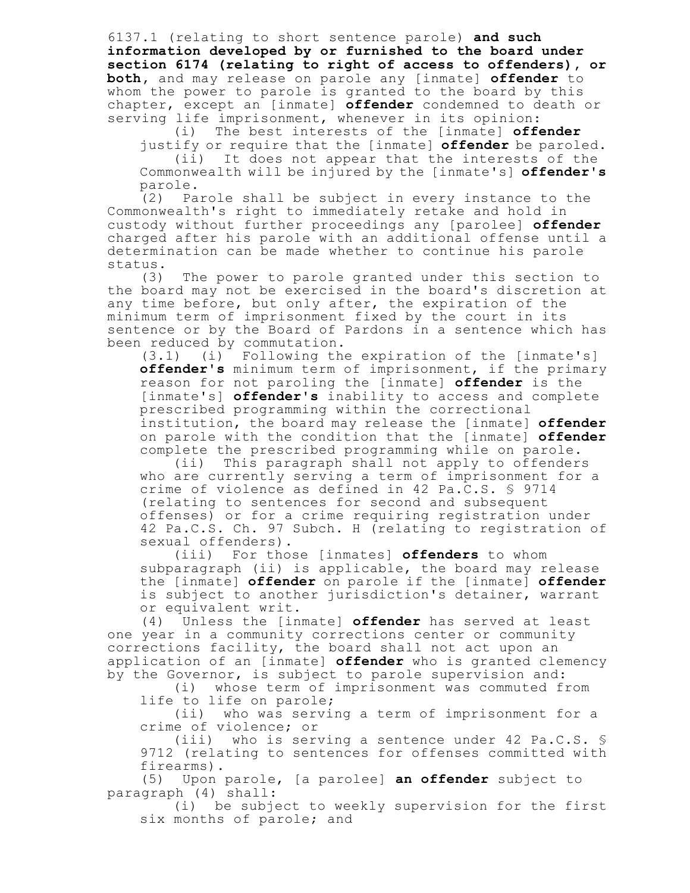6137.1 (relating to short sentence parole) **and such information developed by or furnished to the board under section 6174 (relating to right of access to offenders), or both,** and may release on parole any [inmate] **offender** to whom the power to parole is granted to the board by this chapter, except an [inmate] **offender** condemned to death or serving life imprisonment, whenever in its opinion:

(i) The best interests of the [inmate] **offender** justify or require that the [inmate] **offender** be paroled.

(ii) It does not appear that the interests of the Commonwealth will be injured by the [inmate's] **offender's** parole.

(2) Parole shall be subject in every instance to the Commonwealth's right to immediately retake and hold in custody without further proceedings any [parolee] **offender** charged after his parole with an additional offense until a determination can be made whether to continue his parole status.

(3) The power to parole granted under this section to the board may not be exercised in the board's discretion at any time before, but only after, the expiration of the minimum term of imprisonment fixed by the court in its sentence or by the Board of Pardons in a sentence which has been reduced by commutation.

(3.1) (i) Following the expiration of the [inmate's] **offender's** minimum term of imprisonment, if the primary reason for not paroling the [inmate] **offender** is the [inmate's] **offender's** inability to access and complete prescribed programming within the correctional institution, the board may release the [inmate] **offender** on parole with the condition that the [inmate] **offender** complete the prescribed programming while on parole.

(ii) This paragraph shall not apply to offenders who are currently serving a term of imprisonment for a crime of violence as defined in 42 Pa.C.S. § 9714 (relating to sentences for second and subsequent offenses) or for a crime requiring registration under 42 Pa.C.S. Ch. 97 Subch. H (relating to registration of sexual offenders).

(iii) For those [inmates] **offenders** to whom subparagraph (ii) is applicable, the board may release the [inmate] **offender** on parole if the [inmate] **offender** is subject to another jurisdiction's detainer, warrant or equivalent writ.

(4) Unless the [inmate] **offender** has served at least one year in a community corrections center or community corrections facility, the board shall not act upon an application of an [inmate] **offender** who is granted clemency by the Governor, is subject to parole supervision and:

(i) whose term of imprisonment was commuted from life to life on parole;

(ii) who was serving a term of imprisonment for a crime of violence; or

(iii) who is serving a sentence under 42 Pa.C.S. § 9712 (relating to sentences for offenses committed with firearms).

(5) Upon parole, [a parolee] **an offender** subject to paragraph (4) shall:

(i) be subject to weekly supervision for the first six months of parole; and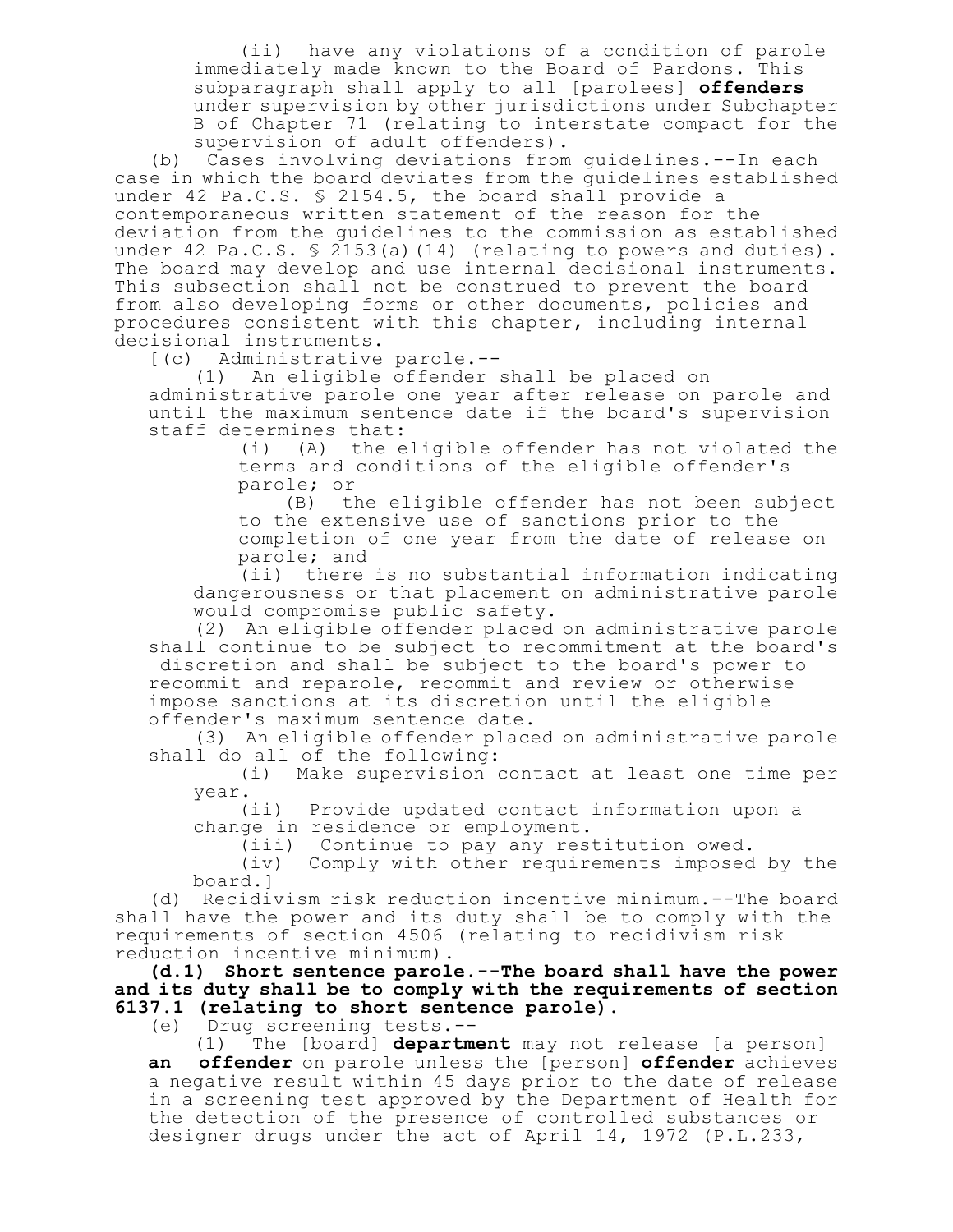(ii) have any violations of a condition of parole immediately made known to the Board of Pardons. This subparagraph shall apply to all [parolees] **offenders** under supervision by other jurisdictions under Subchapter B of Chapter 71 (relating to interstate compact for the supervision of adult offenders).

(b) Cases involving deviations from guidelines.--In each case in which the board deviates from the guidelines established under 42 Pa.C.S. § 2154.5, the board shall provide a contemporaneous written statement of the reason for the deviation from the guidelines to the commission as established under 42 Pa.C.S. § 2153(a)(14) (relating to powers and duties). The board may develop and use internal decisional instruments. This subsection shall not be construed to prevent the board from also developing forms or other documents, policies and procedures consistent with this chapter, including internal decisional instruments.

[(c) Administrative parole.--

(1) An eligible offender shall be placed on administrative parole one year after release on parole and until the maximum sentence date if the board's supervision staff determines that:

(i) (A) the eligible offender has not violated the terms and conditions of the eligible offender's parole; or

(B) the eligible offender has not been subject to the extensive use of sanctions prior to the completion of one year from the date of release on parole; and

(ii) there is no substantial information indicating dangerousness or that placement on administrative parole would compromise public safety.

(2) An eligible offender placed on administrative parole shall continue to be subject to recommitment at the board's discretion and shall be subject to the board's power to recommit and reparole, recommit and review or otherwise impose sanctions at its discretion until the eligible offender's maximum sentence date.

(3) An eligible offender placed on administrative parole shall do all of the following:

(i) Make supervision contact at least one time per year.

(ii) Provide updated contact information upon a change in residence or employment.

(iii) Continue to pay any restitution owed.

(iv) Comply with other requirements imposed by the board.]

(d) Recidivism risk reduction incentive minimum.--The board shall have the power and its duty shall be to comply with the requirements of section 4506 (relating to recidivism risk reduction incentive minimum).

**(d.1) Short sentence parole.--The board shall have the power and its duty shall be to comply with the requirements of section 6137.1 (relating to short sentence parole).**

(e) Drug screening tests.--

(1) The [board] **department** may not release [a person] **an offender** on parole unless the [person] **offender** achieves a negative result within 45 days prior to the date of release in a screening test approved by the Department of Health for the detection of the presence of controlled substances or designer drugs under the act of April 14, 1972 (P.L.233,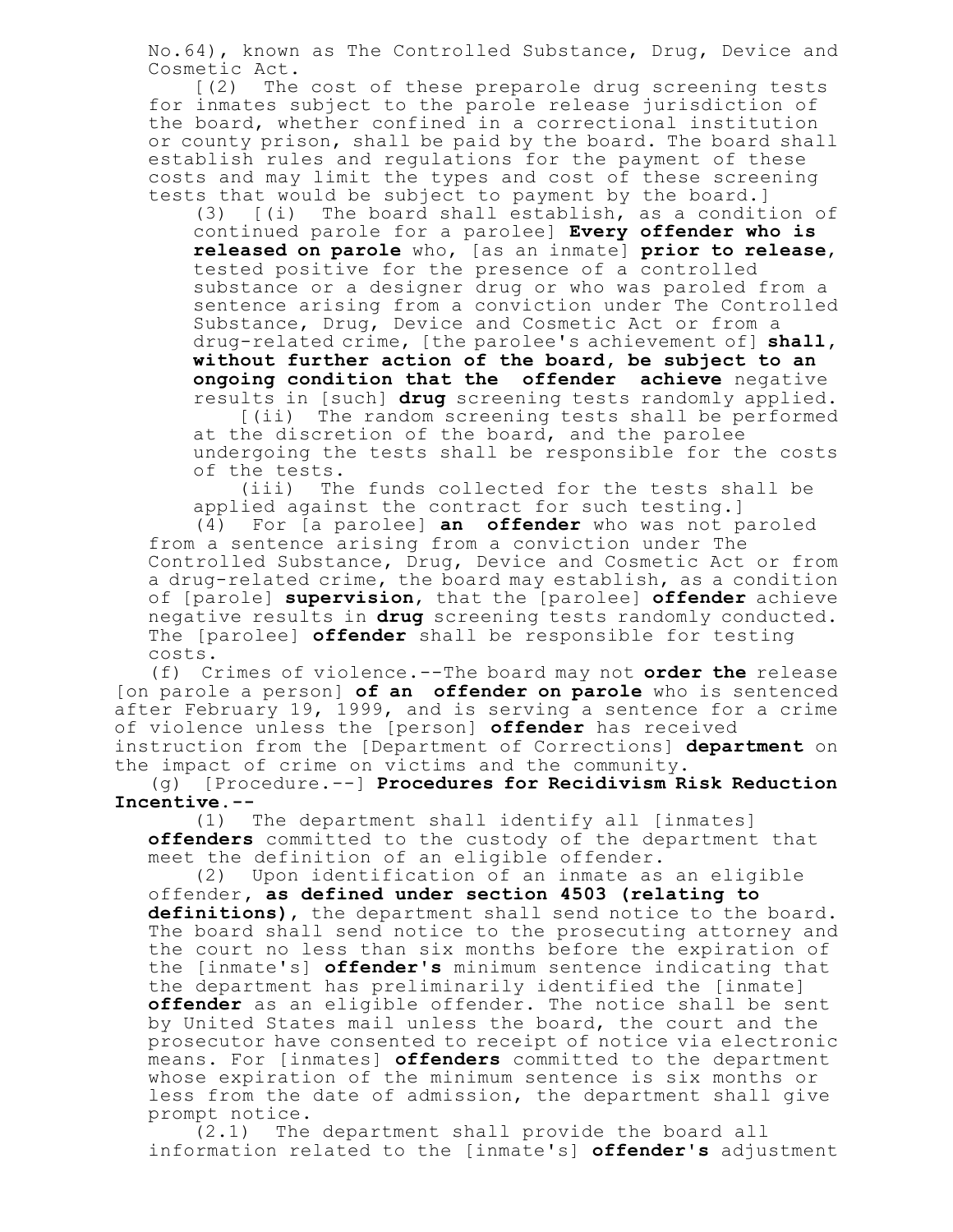No.64), known as The Controlled Substance, Drug, Device and Cosmetic Act.

[(2) The cost of these preparole drug screening tests for inmates subject to the parole release jurisdiction of the board, whether confined in a correctional institution or county prison, shall be paid by the board. The board shall establish rules and regulations for the payment of these costs and may limit the types and cost of these screening tests that would be subject to payment by the board.]

(3) [(i) The board shall establish, as a condition of continued parole for a parolee] **Every offender who is released on parole** who, [as an inmate] **prior to release**, tested positive for the presence of a controlled substance or a designer drug or who was paroled from a sentence arising from a conviction under The Controlled Substance, Drug, Device and Cosmetic Act or from a drug-related crime, [the parolee's achievement of] **shall, without further action of the board, be subject to an ongoing condition that the offender achieve** negative results in [such] **drug** screening tests randomly applied.

[(ii) The random screening tests shall be performed at the discretion of the board, and the parolee undergoing the tests shall be responsible for the costs of the tests.

(iii) The funds collected for the tests shall be applied against the contract for such testing.]

(4) For [a parolee] **an offender** who was not paroled from a sentence arising from a conviction under The Controlled Substance, Drug, Device and Cosmetic Act or from a drug-related crime, the board may establish, as a condition of [parole] **supervision**, that the [parolee] **offender** achieve negative results in **drug** screening tests randomly conducted. The [parolee] **offender** shall be responsible for testing costs.

(f) Crimes of violence.--The board may not **order the** release [on parole a person] **of an offender on parole** who is sentenced after February 19, 1999, and is serving a sentence for a crime of violence unless the [person] **offender** has received instruction from the [Department of Corrections] **department** on the impact of crime on victims and the community.

(g) [Procedure.--] **Procedures for Recidivism Risk Reduction Incentive.--**

(1) The department shall identify all [inmates] **offenders** committed to the custody of the department that meet the definition of an eligible offender.

(2) Upon identification of an inmate as an eligible offender**, as defined under section 4503 (relating to definitions)**, the department shall send notice to the board. The board shall send notice to the prosecuting attorney and the court no less than six months before the expiration of the [inmate's] **offender's** minimum sentence indicating that the department has preliminarily identified the [inmate] **offender** as an eligible offender. The notice shall be sent by United States mail unless the board, the court and the prosecutor have consented to receipt of notice via electronic means. For [inmates] **offenders** committed to the department whose expiration of the minimum sentence is six months or less from the date of admission, the department shall give prompt notice.

(2.1) The department shall provide the board all information related to the [inmate's] **offender's** adjustment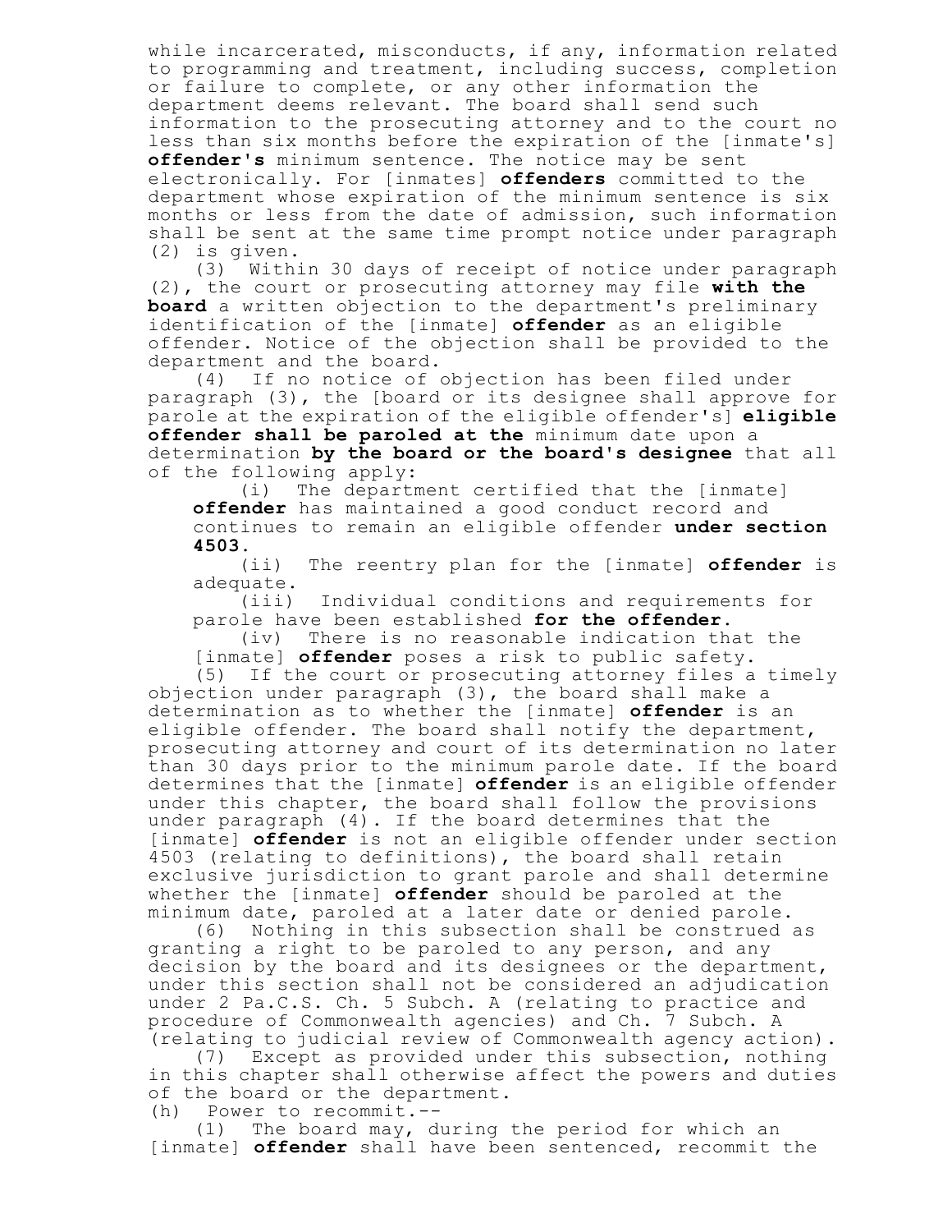while incarcerated, misconducts, if any, information related to programming and treatment, including success, completion or failure to complete, or any other information the department deems relevant. The board shall send such information to the prosecuting attorney and to the court no less than six months before the expiration of the [inmate's] **offender's** minimum sentence. The notice may be sent electronically. For [inmates] **offenders** committed to the department whose expiration of the minimum sentence is six months or less from the date of admission, such information shall be sent at the same time prompt notice under paragraph (2) is given.

(3) Within 30 days of receipt of notice under paragraph (2), the court or prosecuting attorney may file **with the board** a written objection to the department's preliminary identification of the [inmate] **offender** as an eligible offender. Notice of the objection shall be provided to the department and the board.

(4) If no notice of objection has been filed under paragraph (3), the [board or its designee shall approve for parole at the expiration of the eligible offender's] **eligible offender shall be paroled at the** minimum date upon a determination **by the board or the board's designee** that all of the following apply:

(i) The department certified that the [inmate] **offender** has maintained a good conduct record and continues to remain an eligible offender **under section 4503**.

(ii) The reentry plan for the [inmate] **offender** is adequate.

(iii) Individual conditions and requirements for parole have been established **for the offender**.

(iv) There is no reasonable indication that the [inmate] **offender** poses a risk to public safety.

(5) If the court or prosecuting attorney files a timely objection under paragraph (3), the board shall make a determination as to whether the [inmate] **offender** is an eligible offender. The board shall notify the department, prosecuting attorney and court of its determination no later than 30 days prior to the minimum parole date. If the board determines that the [inmate] **offender** is an eligible offender under this chapter, the board shall follow the provisions under paragraph (4). If the board determines that the [inmate] **offender** is not an eligible offender under section 4503 (relating to definitions), the board shall retain exclusive jurisdiction to grant parole and shall determine whether the [inmate] **offender** should be paroled at the minimum date, paroled at a later date or denied parole.

(6) Nothing in this subsection shall be construed as granting a right to be paroled to any person, and any decision by the board and its designees or the department, under this section shall not be considered an adjudication under 2 Pa.C.S. Ch. 5 Subch. A (relating to practice and procedure of Commonwealth agencies) and Ch. 7 Subch. A (relating to judicial review of Commonwealth agency action).

(7) Except as provided under this subsection, nothing in this chapter shall otherwise affect the powers and duties of the board or the department.

(h) Power to recommit.--

(1) The board may, during the period for which an [inmate] **offender** shall have been sentenced, recommit the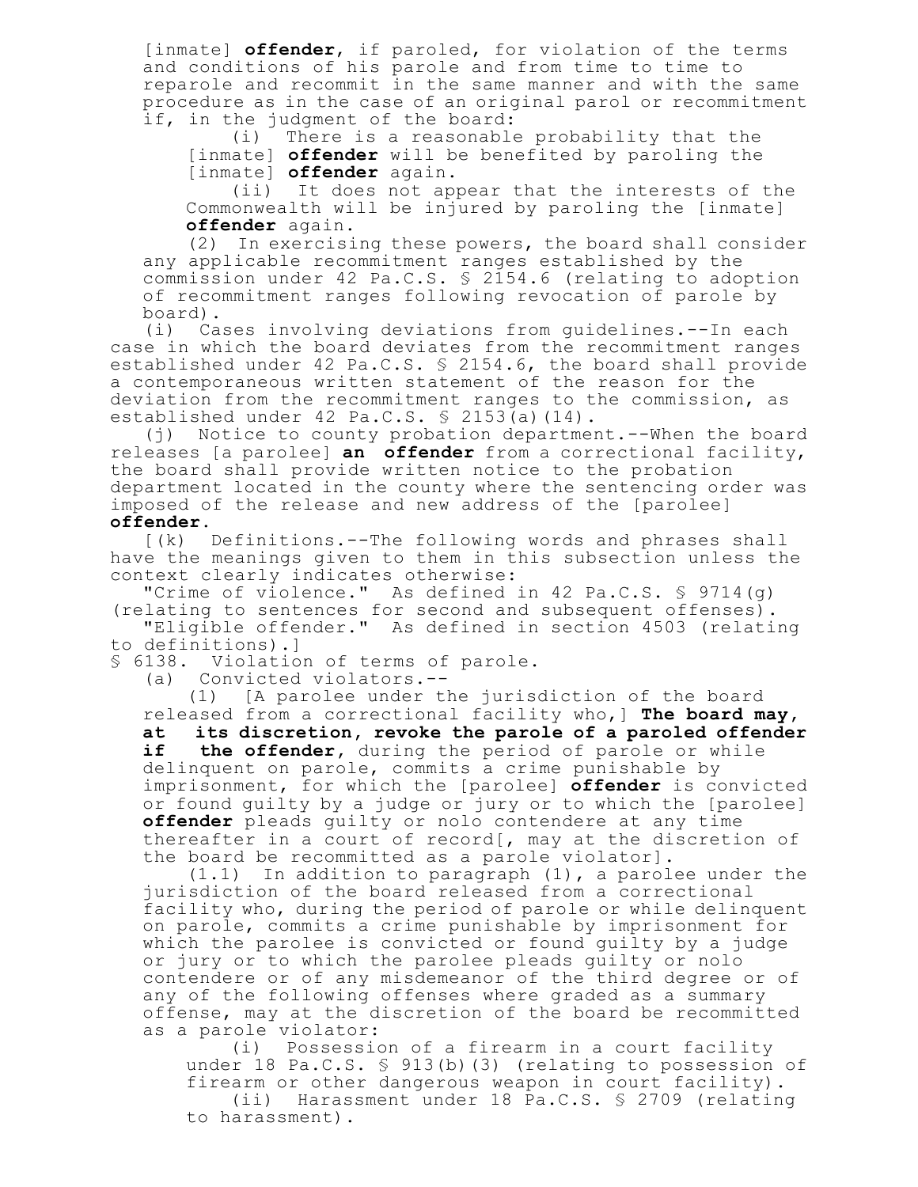[inmate] **offender**, if paroled, for violation of the terms and conditions of his parole and from time to time to reparole and recommit in the same manner and with the same procedure as in the case of an original parol or recommitment if, in the judgment of the board:

(i) There is a reasonable probability that the [inmate] **offender** will be benefited by paroling the [inmate] **offender** again.

(ii) It does not appear that the interests of the Commonwealth will be injured by paroling the [inmate] **offender** again.

(2) In exercising these powers, the board shall consider any applicable recommitment ranges established by the commission under 42 Pa.C.S. § 2154.6 (relating to adoption of recommitment ranges following revocation of parole by board).

(i) Cases involving deviations from guidelines.--In each case in which the board deviates from the recommitment ranges established under 42 Pa.C.S. § 2154.6, the board shall provide a contemporaneous written statement of the reason for the deviation from the recommitment ranges to the commission, as established under 42 Pa.C.S. § 2153(a)(14).

(j) Notice to county probation department.--When the board releases [a parolee] **an offender** from a correctional facility, the board shall provide written notice to the probation department located in the county where the sentencing order was imposed of the release and new address of the [parolee] **offender**.

[(k) Definitions.--The following words and phrases shall have the meanings given to them in this subsection unless the context clearly indicates otherwise:

"Crime of violence." As defined in 42 Pa.C.S. § 9714(g) (relating to sentences for second and subsequent offenses).

"Eligible offender." As defined in section 4503 (relating to definitions).]

§ 6138. Violation of terms of parole.

(a) Convicted violators.--

(1) [A parolee under the jurisdiction of the board released from a correctional facility who,] **The board may, at its discretion, revoke the parole of a paroled offender if the offender**, during the period of parole or while delinquent on parole, commits a crime punishable by imprisonment, for which the [parolee] **offender** is convicted or found guilty by a judge or jury or to which the [parolee] **offender** pleads guilty or nolo contendere at any time thereafter in a court of record[, may at the discretion of the board be recommitted as a parole violator].

(1.1) In addition to paragraph (1), a parolee under the jurisdiction of the board released from a correctional facility who, during the period of parole or while delinquent on parole, commits a crime punishable by imprisonment for which the parolee is convicted or found guilty by a judge or jury or to which the parolee pleads guilty or nolo contendere or of any misdemeanor of the third degree or of any of the following offenses where graded as a summary offense, may at the discretion of the board be recommitted as a parole violator:

(i) Possession of a firearm in a court facility under 18 Pa.C.S. § 913(b)(3) (relating to possession of firearm or other dangerous weapon in court facility).

(ii) Harassment under 18 Pa.C.S. § 2709 (relating to harassment).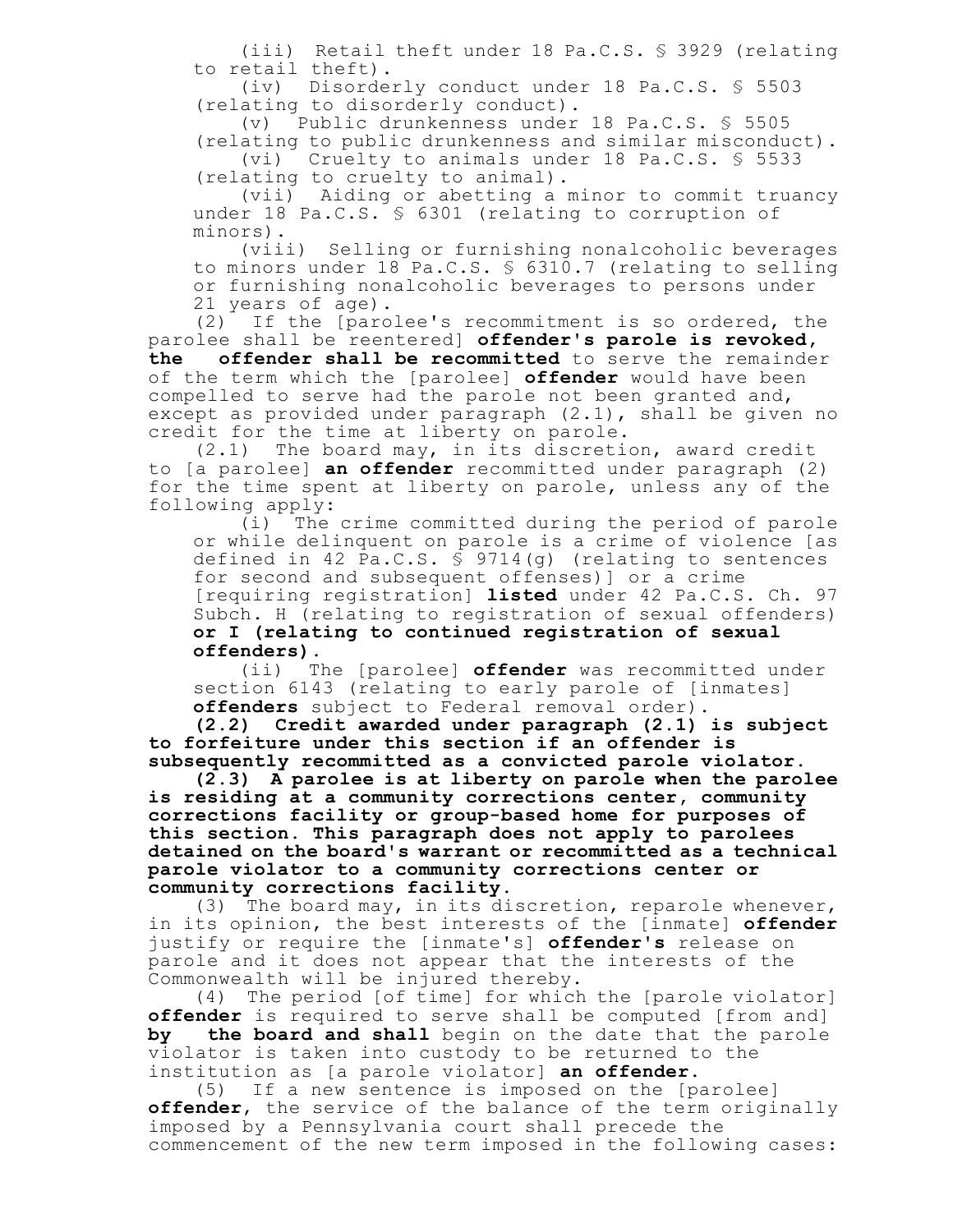(iii) Retail theft under 18 Pa.C.S. § 3929 (relating to retail theft).

(iv) Disorderly conduct under 18 Pa.C.S. § 5503 (relating to disorderly conduct).

(v) Public drunkenness under 18 Pa.C.S. § 5505 (relating to public drunkenness and similar misconduct).

(vi) Cruelty to animals under 18 Pa.C.S. § 5533 (relating to cruelty to animal).

(vii) Aiding or abetting a minor to commit truancy under 18 Pa.C.S. § 6301 (relating to corruption of minors).

(viii) Selling or furnishing nonalcoholic beverages to minors under 18 Pa.C.S. § 6310.7 (relating to selling or furnishing nonalcoholic beverages to persons under 21 years of age).

(2) If the [parolee's recommitment is so ordered, the parolee shall be reentered] **offender's parole is revoked, the offender shall be recommitted** to serve the remainder of the term which the [parolee] **offender** would have been compelled to serve had the parole not been granted and, except as provided under paragraph (2.1), shall be given no credit for the time at liberty on parole.

(2.1) The board may, in its discretion, award credit to [a parolee] **an offender** recommitted under paragraph (2) for the time spent at liberty on parole, unless any of the following apply:

(i) The crime committed during the period of parole or while delinquent on parole is a crime of violence [as defined in 42 Pa.C.S. § 9714(g) (relating to sentences for second and subsequent offenses)] or a crime [requiring registration] **listed** under 42 Pa.C.S. Ch. 97 Subch. H (relating to registration of sexual offenders) **or I (relating to continued registration of sexual offenders).**

(ii) The [parolee] **offender** was recommitted under section 6143 (relating to early parole of [inmates] **offenders** subject to Federal removal order).

**(2.2) Credit awarded under paragraph (2.1) is subject to forfeiture under this section if an offender is subsequently recommitted as a convicted parole violator.**

**(2.3) A parolee is at liberty on parole when the parolee is residing at a community corrections center, community corrections facility or group-based home for purposes of this section. This paragraph does not apply to parolees detained on the board's warrant or recommitted as a technical parole violator to a community corrections center or community corrections facility.**

(3) The board may, in its discretion, reparole whenever, in its opinion, the best interests of the [inmate] **offender** justify or require the [inmate's] **offender's** release on parole and it does not appear that the interests of the Commonwealth will be injured thereby.

(4) The period [of time] for which the [parole violator] **offender** is required to serve shall be computed [from and] **by the board and shall** begin on the date that the parole violator is taken into custody to be returned to the institution as [a parole violator] **an offender.**

(5) If a new sentence is imposed on the [parolee] **offender**, the service of the balance of the term originally imposed by a Pennsylvania court shall precede the commencement of the new term imposed in the following cases: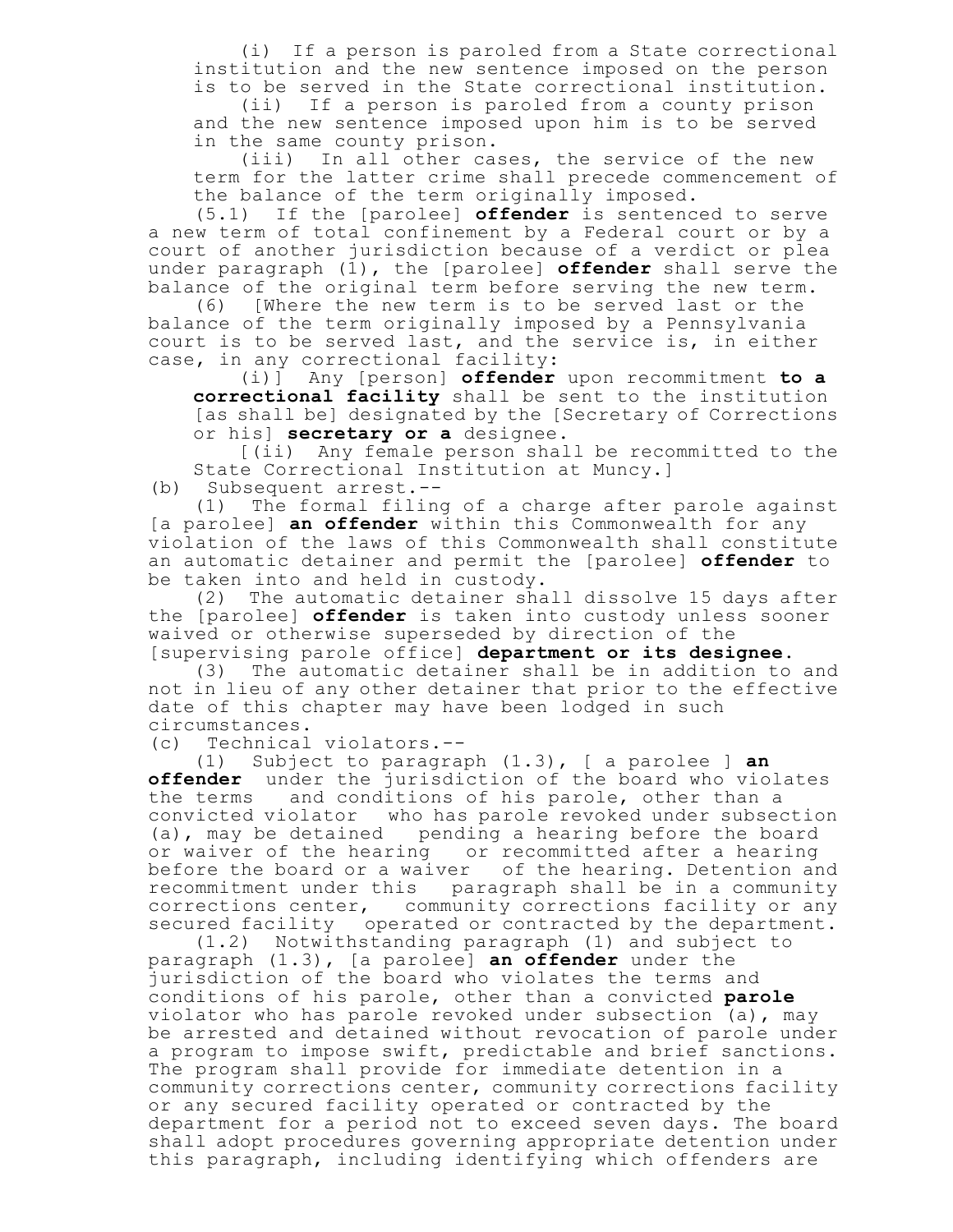(i) If a person is paroled from a State correctional institution and the new sentence imposed on the person is to be served in the State correctional institution.

(ii) If a person is paroled from a county prison and the new sentence imposed upon him is to be served in the same county prison.

(iii) In all other cases, the service of the new term for the latter crime shall precede commencement of the balance of the term originally imposed.

(5.1) If the [parolee] **offender** is sentenced to serve a new term of total confinement by a Federal court or by a court of another jurisdiction because of a verdict or plea under paragraph (1), the [parolee] **offender** shall serve the balance of the original term before serving the new term.

(6) [Where the new term is to be served last or the balance of the term originally imposed by a Pennsylvania court is to be served last, and the service is, in either case, in any correctional facility:

(i)] Any [person] **offender** upon recommitment **to a correctional facility** shall be sent to the institution [as shall be] designated by the [Secretary of Corrections or his] **secretary or a** designee.

[(ii) Any female person shall be recommitted to the State Correctional Institution at Muncy.]

(b) Subsequent arrest.--

(1) The formal filing of a charge after parole against [a parolee] **an offender** within this Commonwealth for any violation of the laws of this Commonwealth shall constitute an automatic detainer and permit the [parolee] **offender** to be taken into and held in custody.

(2) The automatic detainer shall dissolve 15 days after the [parolee] **offender** is taken into custody unless sooner waived or otherwise superseded by direction of the [supervising parole office] **department or its designee**.

(3) The automatic detainer shall be in addition to and not in lieu of any other detainer that prior to the effective date of this chapter may have been lodged in such circumstances.

(c) Technical violators.--

(1) Subject to paragraph (1.3), [ a parolee ] **an offender** under the jurisdiction of the board who violates the terms and conditions of his parole, other than a convicted violator who has parole revoked under subsection (a), may be detained pending a hearing before the board or waiver of the hearing or recommitted after a hearing before the board or a waiver of the hearing. Detention and recommitment under this paragraph shall be in a community corrections center, community corrections facility or any secured facility operated or contracted by the department.

(1.2) Notwithstanding paragraph (1) and subject to paragraph (1.3), [a parolee] **an offender** under the jurisdiction of the board who violates the terms and conditions of his parole, other than a convicted **parole** violator who has parole revoked under subsection (a), may be arrested and detained without revocation of parole under a program to impose swift, predictable and brief sanctions. The program shall provide for immediate detention in a community corrections center, community corrections facility or any secured facility operated or contracted by the department for a period not to exceed seven days. The board shall adopt procedures governing appropriate detention under this paragraph, including identifying which offenders are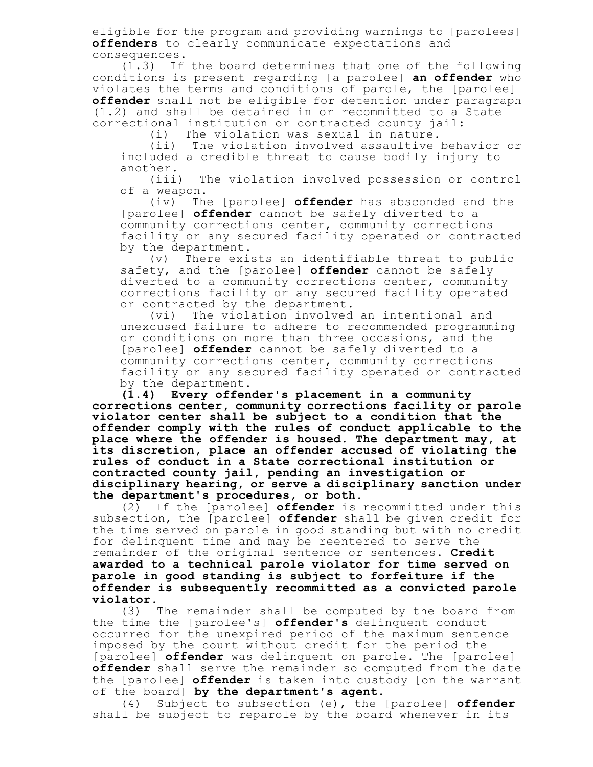eligible for the program and providing warnings to [parolees] **offenders** to clearly communicate expectations and consequences.

(1.3) If the board determines that one of the following conditions is present regarding [a parolee] **an offender** who violates the terms and conditions of parole, the [parolee] **offender** shall not be eligible for detention under paragraph (1.2) and shall be detained in or recommitted to a State correctional institution or contracted county jail:

(i) The violation was sexual in nature.

(ii) The violation involved assaultive behavior or included a credible threat to cause bodily injury to another.

(iii) The violation involved possession or control of a weapon.

(iv) The [parolee] **offender** has absconded and the [parolee] **offender** cannot be safely diverted to a community corrections center, community corrections facility or any secured facility operated or contracted by the department.

(v) There exists an identifiable threat to public safety, and the [parolee] **offender** cannot be safely diverted to a community corrections center, community corrections facility or any secured facility operated or contracted by the department.

(vi) The violation involved an intentional and unexcused failure to adhere to recommended programming or conditions on more than three occasions, and the [parolee] **offender** cannot be safely diverted to a community corrections center, community corrections facility or any secured facility operated or contracted by the department.

**(1.4) Every offender's placement in a community corrections center, community corrections facility or parole violator center shall be subject to a condition that the offender comply with the rules of conduct applicable to the place where the offender is housed. The department may, at its discretion, place an offender accused of violating the rules of conduct in a State correctional institution or contracted county jail, pending an investigation or disciplinary hearing, or serve a disciplinary sanction under the department's procedures, or both.**

(2) If the [parolee] **offender** is recommitted under this subsection, the [parolee] **offender** shall be given credit for the time served on parole in good standing but with no credit for delinquent time and may be reentered to serve the remainder of the original sentence or sentences. **Credit awarded to a technical parole violator for time served on parole in good standing is subject to forfeiture if the offender is subsequently recommitted as a convicted parole violator.**

(3) The remainder shall be computed by the board from the time the [parolee's] **offender's** delinquent conduct occurred for the unexpired period of the maximum sentence imposed by the court without credit for the period the [parolee] **offender** was delinquent on parole. The [parolee] **offender** shall serve the remainder so computed from the date the [parolee] **offender** is taken into custody [on the warrant of the board] **by the department's agent.**

(4) Subject to subsection (e), the [parolee] **offender** shall be subject to reparole by the board whenever in its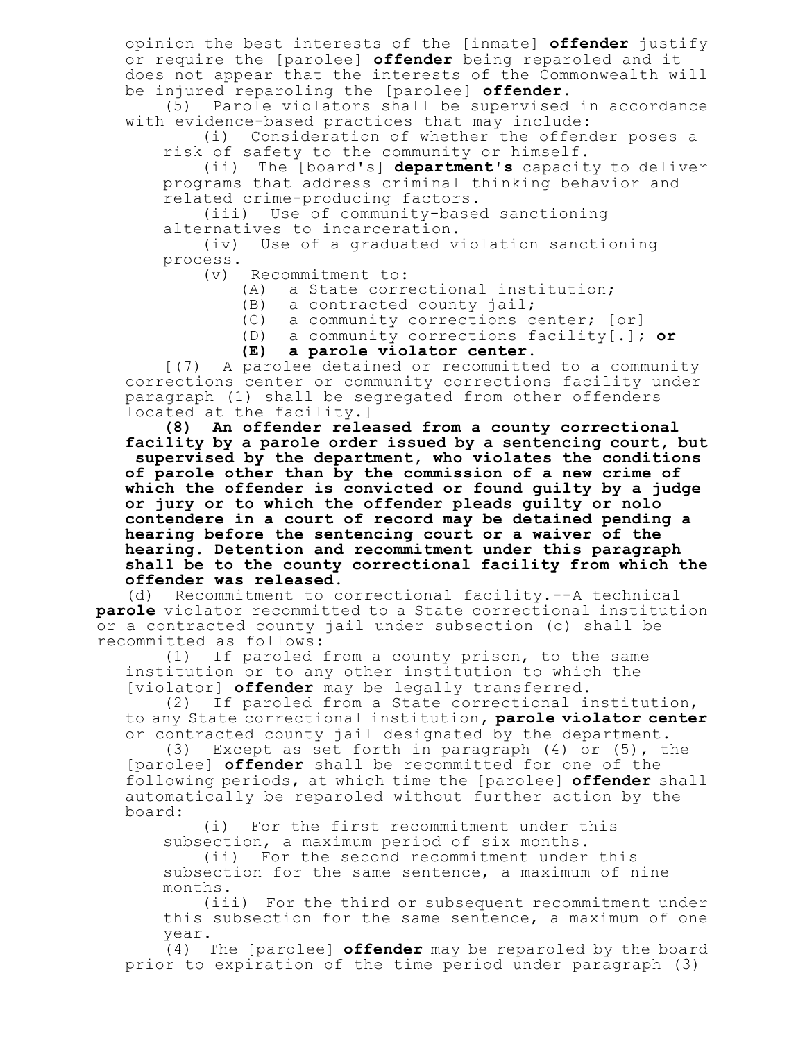opinion the best interests of the [inmate] **offender** justify or require the [parolee] **offender** being reparoled and it does not appear that the interests of the Commonwealth will be injured reparoling the [parolee] **offender**.

(5) Parole violators shall be supervised in accordance with evidence-based practices that may include:

(i) Consideration of whether the offender poses a risk of safety to the community or himself.

(ii) The [board's] **department's** capacity to deliver programs that address criminal thinking behavior and related crime-producing factors.

(iii) Use of community-based sanctioning alternatives to incarceration.

(iv) Use of a graduated violation sanctioning process.

(v) Recommitment to:

(A) a State correctional institution;

(B) a contracted county jail;

(C) a community corrections center; [or]

(D) a community corrections facility[.]; **or**

**(E) a parole violator center.**

[(7) A parolee detained or recommitted to a community corrections center or community corrections facility under paragraph (1) shall be segregated from other offenders located at the facility.]

**(8) An offender released from a county correctional facility by a parole order issued by a sentencing court, but supervised by the department, who violates the conditions of parole other than by the commission of a new crime of which the offender is convicted or found guilty by a judge or jury or to which the offender pleads guilty or nolo contendere in a court of record may be detained pending a hearing before the sentencing court or a waiver of the hearing. Detention and recommitment under this paragraph shall be to the county correctional facility from which the offender was released.**

(d) Recommitment to correctional facility.--A technical **parole** violator recommitted to a State correctional institution or a contracted county jail under subsection (c) shall be recommitted as follows:

(1) If paroled from a county prison, to the same institution or to any other institution to which the [violator] **offender** may be legally transferred.

(2) If paroled from a State correctional institution, to any State correctional institution**, parole violator center** or contracted county jail designated by the department.

(3) Except as set forth in paragraph (4) or (5), the [parolee] **offender** shall be recommitted for one of the following periods, at which time the [parolee] **offender** shall automatically be reparoled without further action by the board:

(i) For the first recommitment under this subsection, a maximum period of six months.

(ii) For the second recommitment under this subsection for the same sentence, a maximum of nine months.

(iii) For the third or subsequent recommitment under this subsection for the same sentence, a maximum of one year.

(4) The [parolee] **offender** may be reparoled by the board prior to expiration of the time period under paragraph (3)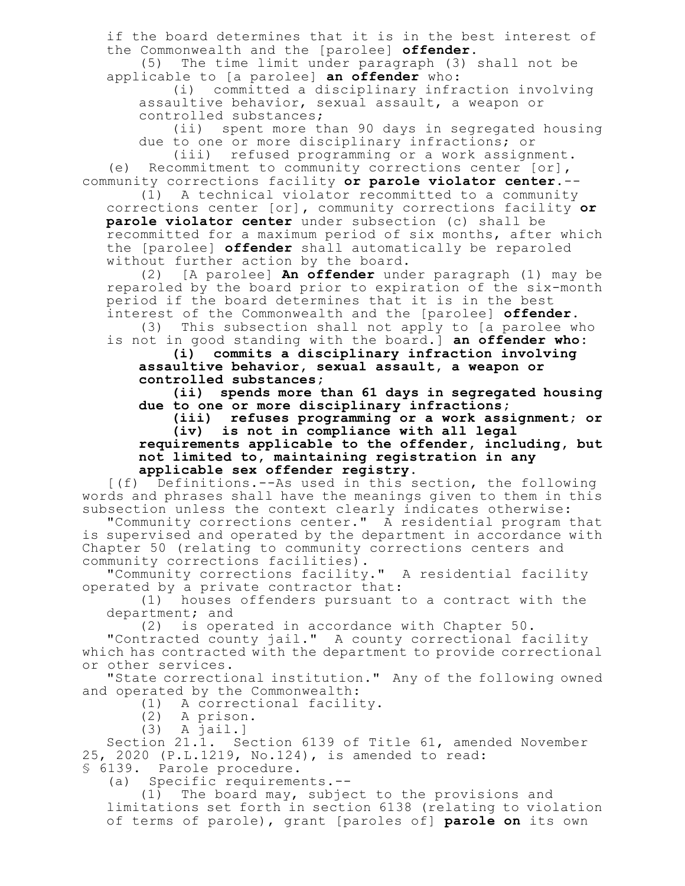if the board determines that it is in the best interest of the Commonwealth and the [parolee] **offender.**

(5) The time limit under paragraph (3) shall not be applicable to [a parolee] **an offender** who:

(i) committed a disciplinary infraction involving assaultive behavior, sexual assault, a weapon or controlled substances;

(ii) spent more than 90 days in segregated housing due to one or more disciplinary infractions; or

(iii) refused programming or a work assignment.

(e) Recommitment to community corrections center [or], community corrections facility **or parole violator center.**--

(1) A technical violator recommitted to a community corrections center [or], community corrections facility **or parole violator center** under subsection (c) shall be recommitted for a maximum period of six months, after which the [parolee] **offender** shall automatically be reparoled without further action by the board.

(2) [A parolee] **An offender** under paragraph (1) may be reparoled by the board prior to expiration of the six-month period if the board determines that it is in the best interest of the Commonwealth and the [parolee] **offender.**

(3) This subsection shall not apply to [a parolee who is not in good standing with the board.] **an offender who:**

**(i) commits a disciplinary infraction involving assaultive behavior, sexual assault, a weapon or controlled substances;**

**(ii) spends more than 61 days in segregated housing due to one or more disciplinary infractions;**

**(iii) refuses programming or a work assignment; or**

**(iv) is not in compliance with all legal requirements applicable to the offender, including, but not limited to, maintaining registration in any applicable sex offender registry.**

[(f) Definitions.--As used in this section, the following words and phrases shall have the meanings given to them in this subsection unless the context clearly indicates otherwise:

"Community corrections center." A residential program that is supervised and operated by the department in accordance with Chapter 50 (relating to community corrections centers and community corrections facilities).

"Community corrections facility." A residential facility operated by a private contractor that:

(1) houses offenders pursuant to a contract with the department; and

(2) is operated in accordance with Chapter 50.

"Contracted county jail." A county correctional facility which has contracted with the department to provide correctional or other services.

"State correctional institution." Any of the following owned and operated by the Commonwealth:

(1) A correctional facility.

(2) A prison.

(3) A jail.]

Section 21.1. Section 6139 of Title 61, amended November 25, 2020 (P.L.1219, No.124), is amended to read:

§ 6139. Parole procedure.

(a) Specific requirements.--

(1) The board may, subject to the provisions and limitations set forth in section 6138 (relating to violation of terms of parole), grant [paroles of] **parole on** its own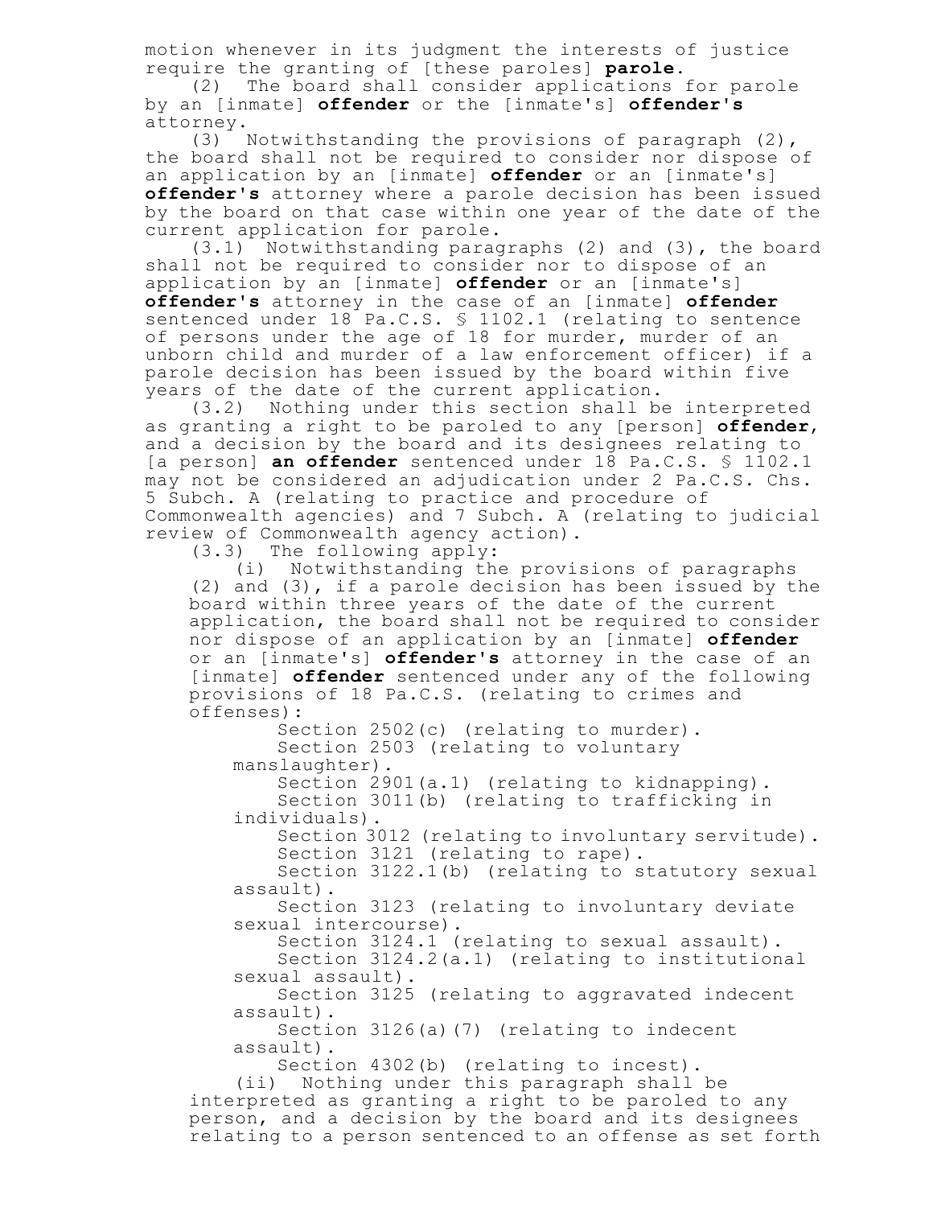motion whenever in its judgment the interests of justice require the granting of [these paroles] **parole.**

(2) The board shall consider applications for parole by an [inmate] **offender** or the [inmate's] **offender's** attorney.

(3) Notwithstanding the provisions of paragraph (2), the board shall not be required to consider nor dispose of an application by an [inmate] **offender** or an [inmate's] **offender's** attorney where a parole decision has been issued by the board on that case within one year of the date of the current application for parole.

(3.1) Notwithstanding paragraphs (2) and (3), the board shall not be required to consider nor to dispose of an application by an [inmate] **offender** or an [inmate's] **offender's** attorney in the case of an [inmate] **offender** sentenced under 18 Pa.C.S. § 1102.1 (relating to sentence of persons under the age of 18 for murder, murder of an unborn child and murder of a law enforcement officer) if a parole decision has been issued by the board within five years of the date of the current application.

(3.2) Nothing under this section shall be interpreted as granting a right to be paroled to any [person] **offender**, and a decision by the board and its designees relating to [a person] **an offender** sentenced under 18 Pa.C.S. § 1102.1 may not be considered an adjudication under 2 Pa.C.S. Chs. 5 Subch. A (relating to practice and procedure of Commonwealth agencies) and 7 Subch. A (relating to judicial review of Commonwealth agency action).

(3.3) The following apply:

(i) Notwithstanding the provisions of paragraphs (2) and (3), if a parole decision has been issued by the board within three years of the date of the current application, the board shall not be required to consider nor dispose of an application by an [inmate] **offender** or an [inmate's] **offender's** attorney in the case of an [inmate] **offender** sentenced under any of the following provisions of 18 Pa.C.S. (relating to crimes and offenses):

Section 2502(c) (relating to murder).

Section 2503 (relating to voluntary manslaughter).

Section 2901(a.1) (relating to kidnapping).

Section 3011(b) (relating to trafficking in individuals).

Section 3012 (relating to involuntary servitude).

Section 3121 (relating to rape).

Section 3122.1(b) (relating to statutory sexual assault).

Section 3123 (relating to involuntary deviate sexual intercourse).

Section 3124.1 (relating to sexual assault).

Section 3124.2(a.1) (relating to institutional sexual assault).

Section 3125 (relating to aggravated indecent assault).

Section 3126(a)(7) (relating to indecent assault).

Section 4302(b) (relating to incest).

(ii) Nothing under this paragraph shall be interpreted as granting a right to be paroled to any person, and a decision by the board and its designees relating to a person sentenced to an offense as set forth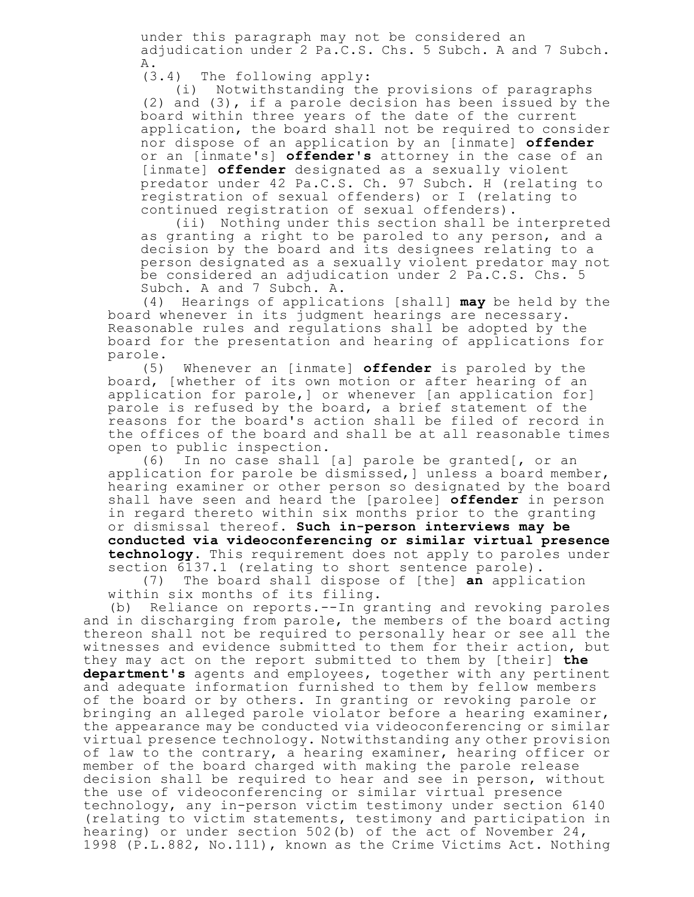under this paragraph may not be considered an adjudication under 2 Pa.C.S. Chs. 5 Subch. A and 7 Subch. A.

(3.4) The following apply:

(i) Notwithstanding the provisions of paragraphs (2) and (3), if a parole decision has been issued by the board within three years of the date of the current application, the board shall not be required to consider nor dispose of an application by an [inmate] **offender** or an [inmate's] **offender's** attorney in the case of an [inmate] **offender** designated as a sexually violent predator under 42 Pa.C.S. Ch. 97 Subch. H (relating to registration of sexual offenders) or I (relating to continued registration of sexual offenders).

(ii) Nothing under this section shall be interpreted as granting a right to be paroled to any person, and a decision by the board and its designees relating to a person designated as a sexually violent predator may not be considered an adjudication under 2 Pa.C.S. Chs. 5 Subch. A and 7 Subch. A.

(4) Hearings of applications [shall] **may** be held by the board whenever in its judgment hearings are necessary. Reasonable rules and regulations shall be adopted by the board for the presentation and hearing of applications for parole.

(5) Whenever an [inmate] **offender** is paroled by the board, [whether of its own motion or after hearing of an application for parole,] or whenever [an application for] parole is refused by the board, a brief statement of the reasons for the board's action shall be filed of record in the offices of the board and shall be at all reasonable times open to public inspection.

(6) In no case shall [a] parole be granted[, or an application for parole be dismissed,] unless a board member, hearing examiner or other person so designated by the board shall have seen and heard the [parolee] **offender** in person in regard thereto within six months prior to the granting or dismissal thereof. **Such in-person interviews may be conducted via videoconferencing or similar virtual presence technology.** This requirement does not apply to paroles under section 6137.1 (relating to short sentence parole).

(7) The board shall dispose of [the] **an** application within six months of its filing.

(b) Reliance on reports.--In granting and revoking paroles and in discharging from parole, the members of the board acting thereon shall not be required to personally hear or see all the witnesses and evidence submitted to them for their action, but they may act on the report submitted to them by [their] **the department's** agents and employees, together with any pertinent and adequate information furnished to them by fellow members of the board or by others. In granting or revoking parole or bringing an alleged parole violator before a hearing examiner, the appearance may be conducted via videoconferencing or similar virtual presence technology. Notwithstanding any other provision of law to the contrary, a hearing examiner, hearing officer or member of the board charged with making the parole release decision shall be required to hear and see in person, without the use of videoconferencing or similar virtual presence technology, any in-person victim testimony under section 6140 (relating to victim statements, testimony and participation in hearing) or under section 502(b) of the act of November 24, 1998 (P.L.882, No.111), known as the Crime Victims Act. Nothing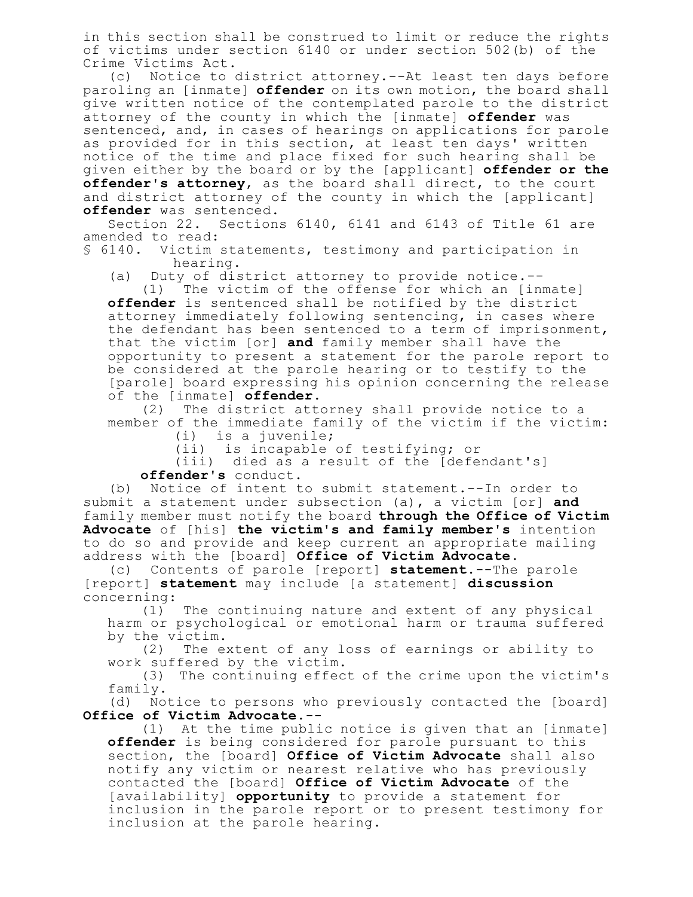in this section shall be construed to limit or reduce the rights of victims under section 6140 or under section 502(b) of the Crime Victims Act.

(c) Notice to district attorney.--At least ten days before paroling an [inmate] **offender** on its own motion, the board shall give written notice of the contemplated parole to the district attorney of the county in which the [inmate] **offender** was sentenced, and, in cases of hearings on applications for parole as provided for in this section, at least ten days' written notice of the time and place fixed for such hearing shall be given either by the board or by the [applicant] **offender or the offender's attorney**, as the board shall direct, to the court and district attorney of the county in which the [applicant] **offender** was sentenced.

Section 22. Sections 6140, 6141 and 6143 of Title 61 are amended to read:

§ 6140. Victim statements, testimony and participation in hearing.

(a) Duty of district attorney to provide notice.--

(1) The victim of the offense for which an [inmate] **offender** is sentenced shall be notified by the district attorney immediately following sentencing, in cases where the defendant has been sentenced to a term of imprisonment, that the victim [or] **and** family member shall have the opportunity to present a statement for the parole report to be considered at the parole hearing or to testify to the [parole] board expressing his opinion concerning the release of the [inmate] **offender**.

(2) The district attorney shall provide notice to a member of the immediate family of the victim if the victim:

(i) is a juvenile;

(ii) is incapable of testifying; or

(iii) died as a result of the [defendant's] **offender's** conduct.

(b) Notice of intent to submit statement.--In order to submit a statement under subsection (a), a victim [or] **and** family member must notify the board **through the Office of Victim Advocate** of [his] **the victim's and family member's** intention to do so and provide and keep current an appropriate mailing address with the [board] **Office of Victim Advocate**.

(c) Contents of parole [report] **statement**.--The parole [report] **statement** may include [a statement] **discussion** concerning:

(1) The continuing nature and extent of any physical harm or psychological or emotional harm or trauma suffered by the victim.

(2) The extent of any loss of earnings or ability to work suffered by the victim.

(3) The continuing effect of the crime upon the victim's family.

(d) Notice to persons who previously contacted the [board] **Office of Victim Advocate**.--

(1) At the time public notice is given that an [inmate] **offender** is being considered for parole pursuant to this section, the [board] **Office of Victim Advocate** shall also notify any victim or nearest relative who has previously contacted the [board] **Office of Victim Advocate** of the [availability] **opportunity** to provide a statement for inclusion in the parole report or to present testimony for inclusion at the parole hearing.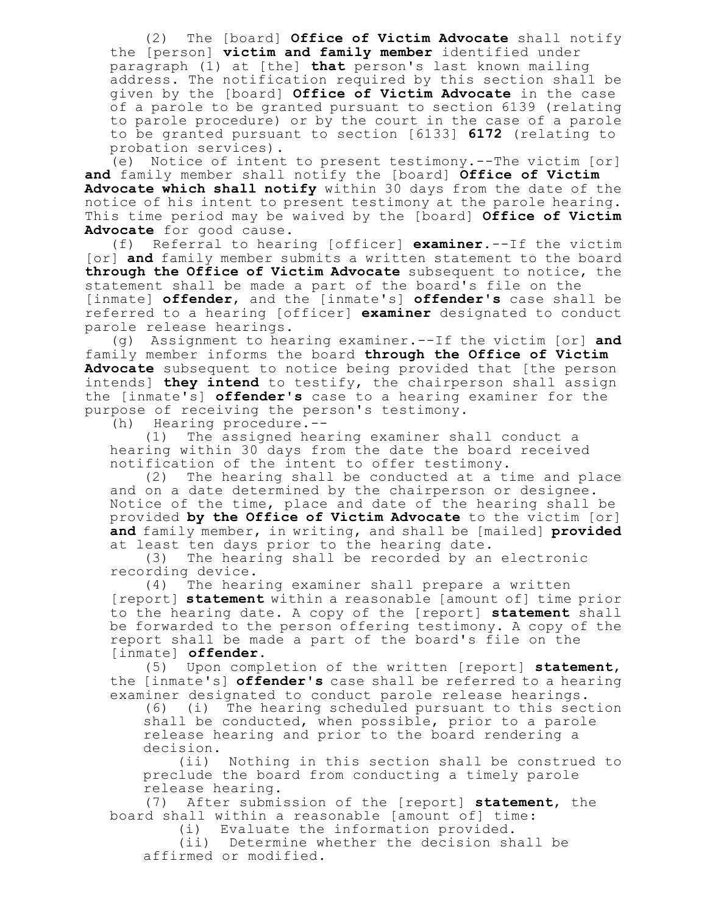(2) The [board] **Office of Victim Advocate** shall notify the [person] **victim and family member** identified under paragraph (1) at [the] **that** person's last known mailing address. The notification required by this section shall be given by the [board] **Office of Victim Advocate** in the case of a parole to be granted pursuant to section 6139 (relating to parole procedure) or by the court in the case of a parole to be granted pursuant to section [6133] **6172** (relating to probation services).

(e) Notice of intent to present testimony.--The victim [or] **and** family member shall notify the [board] **Office of Victim Advocate which shall notify** within 30 days from the date of the notice of his intent to present testimony at the parole hearing. This time period may be waived by the [board] **Office of Victim Advocate** for good cause.

(f) Referral to hearing [officer] **examiner.**--If the victim [or] **and** family member submits a written statement to the board **through the Office of Victim Advocate** subsequent to notice, the statement shall be made a part of the board's file on the [inmate] **offender**, and the [inmate's] **offender's** case shall be referred to a hearing [officer] **examiner** designated to conduct parole release hearings.

(g) Assignment to hearing examiner.--If the victim [or] **and** family member informs the board **through the Office of Victim Advocate** subsequent to notice being provided that [the person intends] **they intend** to testify, the chairperson shall assign the [inmate's] **offender's** case to a hearing examiner for the purpose of receiving the person's testimony.

(h) Hearing procedure.--

(1) The assigned hearing examiner shall conduct a hearing within 30 days from the date the board received notification of the intent to offer testimony.

(2) The hearing shall be conducted at a time and place and on a date determined by the chairperson or designee. Notice of the time, place and date of the hearing shall be provided **by the Office of Victim Advocate** to the victim [or] **and** family member, in writing, and shall be [mailed] **provided** at least ten days prior to the hearing date.

(3) The hearing shall be recorded by an electronic recording device.

(4) The hearing examiner shall prepare a written [report] **statement** within a reasonable [amount of] time prior to the hearing date. A copy of the [report] **statement** shall be forwarded to the person offering testimony. A copy of the report shall be made a part of the board's file on the [inmate] **offender**.

(5) Upon completion of the written [report] **statement**, the [inmate's] **offender's** case shall be referred to a hearing examiner designated to conduct parole release hearings.

(6) (i) The hearing scheduled pursuant to this section shall be conducted, when possible, prior to a parole release hearing and prior to the board rendering a decision.

(ii) Nothing in this section shall be construed to preclude the board from conducting a timely parole release hearing.

(7) After submission of the [report] **statement**, the board shall within a reasonable [amount of] time:

(i) Evaluate the information provided.

(ii) Determine whether the decision shall be affirmed or modified.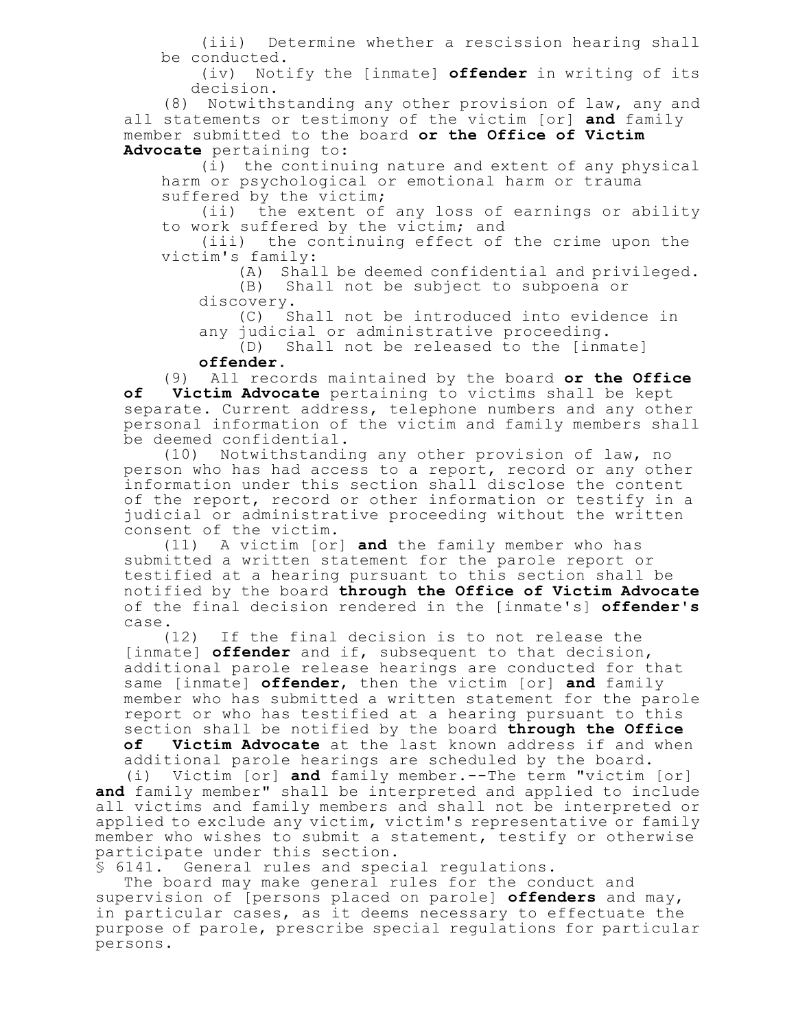(iii) Determine whether a rescission hearing shall be conducted.

(iv) Notify the [inmate] **offender** in writing of its decision.

(8) Notwithstanding any other provision of law, any and all statements or testimony of the victim [or] **and** family member submitted to the board **or the Office of Victim Advocate** pertaining to:

(i) the continuing nature and extent of any physical harm or psychological or emotional harm or trauma suffered by the victim;

(ii) the extent of any loss of earnings or ability to work suffered by the victim; and

(iii) the continuing effect of the crime upon the victim's family:

(A) Shall be deemed confidential and privileged.

(B) Shall not be subject to subpoena or discovery.

(C) Shall not be introduced into evidence in any judicial or administrative proceeding.

(D) Shall not be released to the [inmate] **offender.**

(9) All records maintained by the board **or the Office of Victim Advocate** pertaining to victims shall be kept separate. Current address, telephone numbers and any other personal information of the victim and family members shall be deemed confidential.

(10) Notwithstanding any other provision of law, no person who has had access to a report, record or any other information under this section shall disclose the content of the report, record or other information or testify in a judicial or administrative proceeding without the written consent of the victim.

(11) A victim [or] **and** the family member who has submitted a written statement for the parole report or testified at a hearing pursuant to this section shall be notified by the board **through the Office of Victim Advocate** of the final decision rendered in the [inmate's] **offender's** case.

(12) If the final decision is to not release the [inmate] **offender** and if, subsequent to that decision, additional parole release hearings are conducted for that same [inmate] **offender**, then the victim [or] **and** family member who has submitted a written statement for the parole report or who has testified at a hearing pursuant to this section shall be notified by the board **through the Office of Victim Advocate** at the last known address if and when additional parole hearings are scheduled by the board.

(i) Victim [or] **and** family member.--The term "victim [or] **and** family member" shall be interpreted and applied to include all victims and family members and shall not be interpreted or applied to exclude any victim, victim's representative or family member who wishes to submit a statement, testify or otherwise participate under this section.

§ 6141. General rules and special regulations.

The board may make general rules for the conduct and supervision of [persons placed on parole] **offenders** and may, in particular cases, as it deems necessary to effectuate the purpose of parole, prescribe special regulations for particular persons.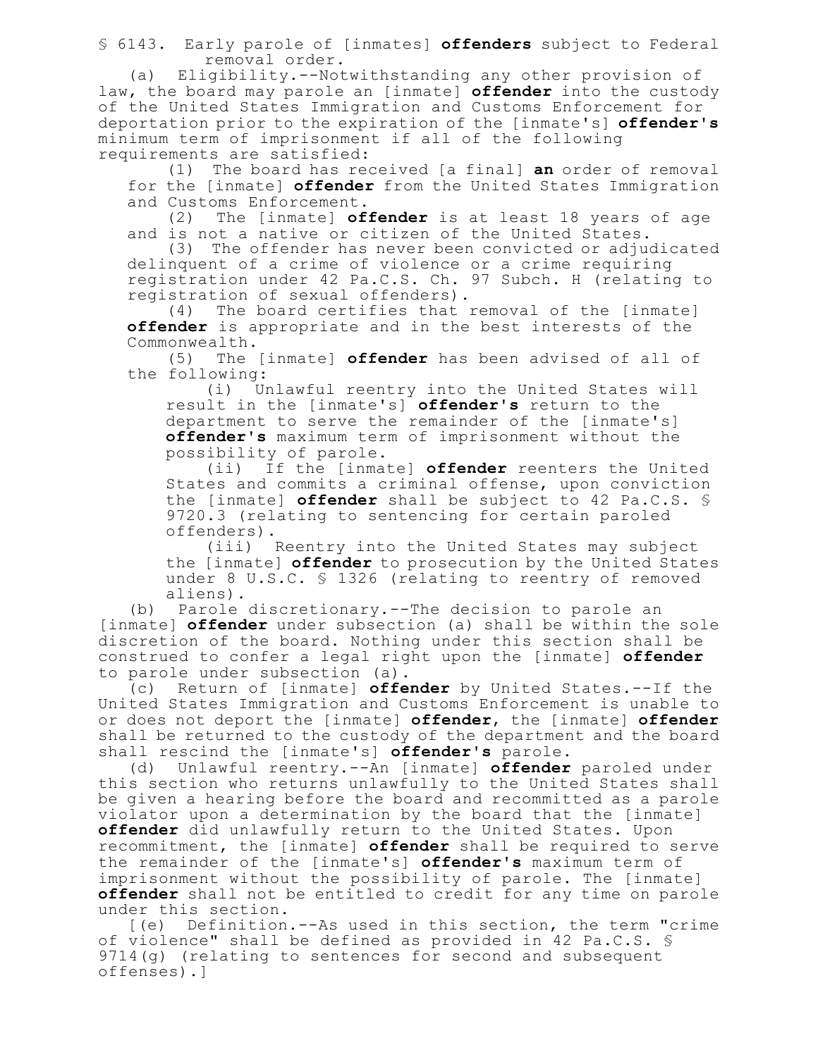§ 6143. Early parole of [inmates] **offenders** subject to Federal removal order.

(a) Eligibility.--Notwithstanding any other provision of law, the board may parole an [inmate] **offender** into the custody of the United States Immigration and Customs Enforcement for deportation prior to the expiration of the [inmate's] **offender's** minimum term of imprisonment if all of the following requirements are satisfied:

(1) The board has received [a final] **an** order of removal for the [inmate] **offender** from the United States Immigration and Customs Enforcement.

(2) The [inmate] **offender** is at least 18 years of age and is not a native or citizen of the United States.

(3) The offender has never been convicted or adjudicated delinquent of a crime of violence or a crime requiring registration under 42 Pa.C.S. Ch. 97 Subch. H (relating to registration of sexual offenders).

(4) The board certifies that removal of the [inmate] **offender** is appropriate and in the best interests of the Commonwealth.

(5) The [inmate] **offender** has been advised of all of the following:

(i) Unlawful reentry into the United States will result in the [inmate's] **offender's** return to the department to serve the remainder of the [inmate's] **offender's** maximum term of imprisonment without the possibility of parole.

(ii) If the [inmate] **offender** reenters the United States and commits a criminal offense, upon conviction the [inmate] **offender** shall be subject to 42 Pa.C.S. § 9720.3 (relating to sentencing for certain paroled offenders).

(iii) Reentry into the United States may subject the [inmate] **offender** to prosecution by the United States under 8 U.S.C. § 1326 (relating to reentry of removed aliens).

(b) Parole discretionary.--The decision to parole an [inmate] **offender** under subsection (a) shall be within the sole discretion of the board. Nothing under this section shall be construed to confer a legal right upon the [inmate] **offender** to parole under subsection (a).

(c) Return of [inmate] **offender** by United States.--If the United States Immigration and Customs Enforcement is unable to or does not deport the [inmate] **offender**, the [inmate] **offender** shall be returned to the custody of the department and the board shall rescind the [inmate's] **offender's** parole.

(d) Unlawful reentry.--An [inmate] **offender** paroled under this section who returns unlawfully to the United States shall be given a hearing before the board and recommitted as a parole violator upon a determination by the board that the [inmate] **offender** did unlawfully return to the United States. Upon recommitment, the [inmate] **offender** shall be required to serve the remainder of the [inmate's] **offender's** maximum term of imprisonment without the possibility of parole. The [inmate] **offender** shall not be entitled to credit for any time on parole under this section.

[(e) Definition.--As used in this section, the term "crime of violence" shall be defined as provided in 42 Pa.C.S. § 9714(g) (relating to sentences for second and subsequent offenses).]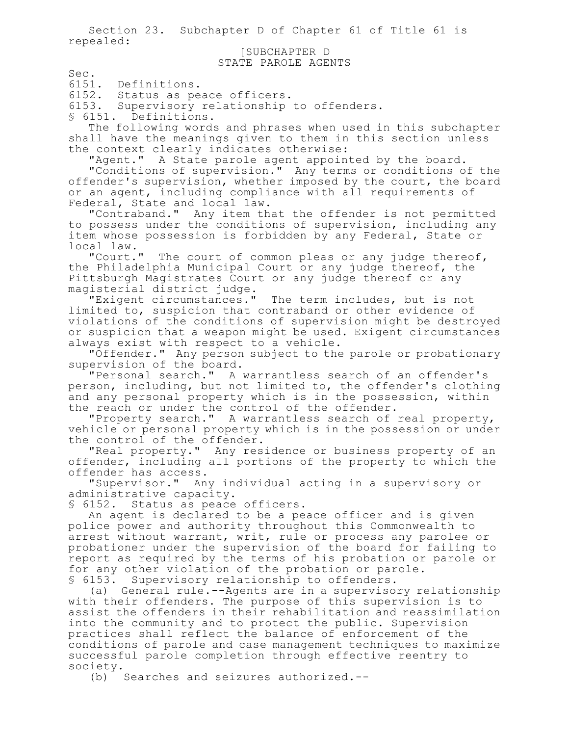Section 23. Subchapter D of Chapter 61 of Title 61 is repealed:

[SUBCHAPTER D
STATE PAROLE AGENTS

Sec.
6151. Definitions.
6152. Status as peace officers.
6153. Supervisory relationship to offenders.

§ 6151. Definitions.

The following words and phrases when used in this subchapter shall have the meanings given to them in this section unless the context clearly indicates otherwise:

"Agent." A State parole agent appointed by the board.

"Conditions of supervision." Any terms or conditions of the offender's supervision, whether imposed by the court, the board or an agent, including compliance with all requirements of Federal, State and local law.

"Contraband." Any item that the offender is not permitted to possess under the conditions of supervision, including any item whose possession is forbidden by any Federal, State or local law.

"Court." The court of common pleas or any judge thereof, the Philadelphia Municipal Court or any judge thereof, the Pittsburgh Magistrates Court or any judge thereof or any magisterial district judge.

"Exigent circumstances." The term includes, but is not limited to, suspicion that contraband or other evidence of violations of the conditions of supervision might be destroyed or suspicion that a weapon might be used. Exigent circumstances always exist with respect to a vehicle.

"Offender." Any person subject to the parole or probationary supervision of the board.

"Personal search." A warrantless search of an offender's person, including, but not limited to, the offender's clothing and any personal property which is in the possession, within the reach or under the control of the offender.

"Property search." A warrantless search of real property, vehicle or personal property which is in the possession or under the control of the offender.

"Real property." Any residence or business property of an offender, including all portions of the property to which the offender has access.

"Supervisor." Any individual acting in a supervisory or administrative capacity.

§ 6152. Status as peace officers.

An agent is declared to be a peace officer and is given police power and authority throughout this Commonwealth to arrest without warrant, writ, rule or process any parolee or probationer under the supervision of the board for failing to report as required by the terms of his probation or parole or for any other violation of the probation or parole.

§ 6153. Supervisory relationship to offenders.

(a) General rule.--Agents are in a supervisory relationship with their offenders. The purpose of this supervision is to assist the offenders in their rehabilitation and reassimilation into the community and to protect the public. Supervision practices shall reflect the balance of enforcement of the conditions of parole and case management techniques to maximize successful parole completion through effective reentry to society.

(b) Searches and seizures authorized.--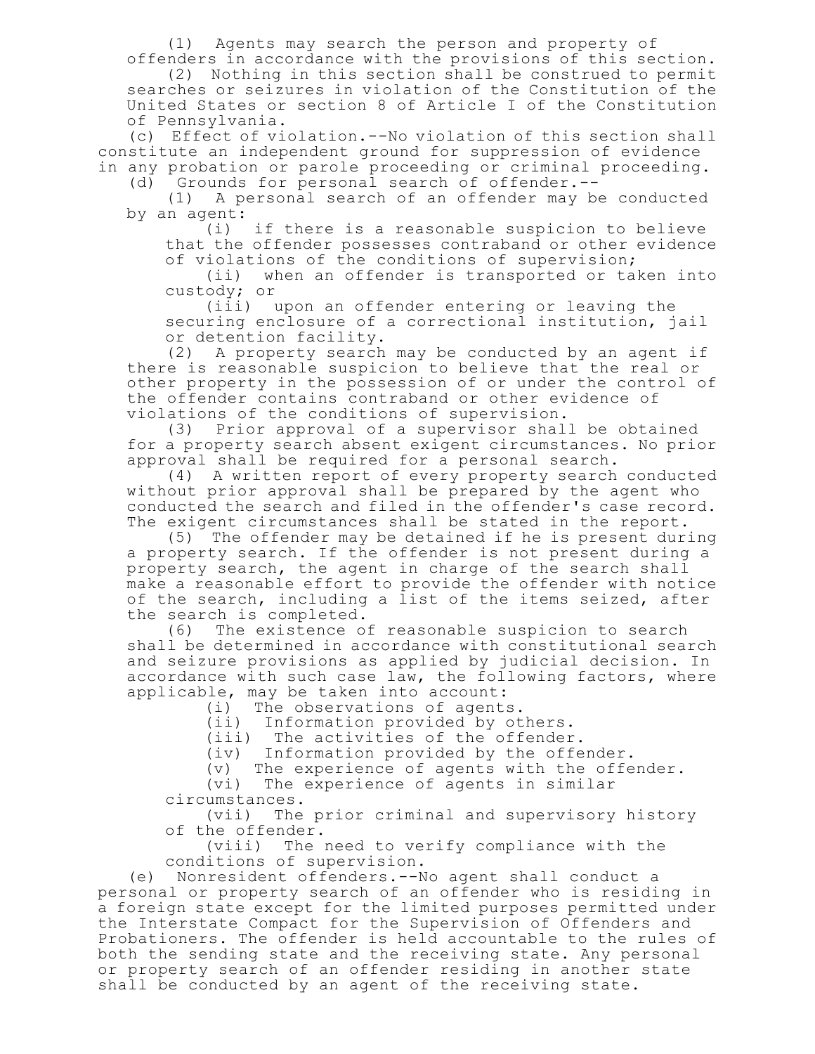(1) Agents may search the person and property of offenders in accordance with the provisions of this section.

(2) Nothing in this section shall be construed to permit searches or seizures in violation of the Constitution of the United States or section 8 of Article I of the Constitution of Pennsylvania.

(c) Effect of violation.--No violation of this section shall constitute an independent ground for suppression of evidence in any probation or parole proceeding or criminal proceeding.

(d) Grounds for personal search of offender.--

(1) A personal search of an offender may be conducted by an agent:

(i) if there is a reasonable suspicion to believe that the offender possesses contraband or other evidence of violations of the conditions of supervision;

(ii) when an offender is transported or taken into custody; or

(iii) upon an offender entering or leaving the securing enclosure of a correctional institution, jail or detention facility.

(2) A property search may be conducted by an agent if there is reasonable suspicion to believe that the real or other property in the possession of or under the control of the offender contains contraband or other evidence of violations of the conditions of supervision.

(3) Prior approval of a supervisor shall be obtained for a property search absent exigent circumstances. No prior approval shall be required for a personal search.

(4) A written report of every property search conducted without prior approval shall be prepared by the agent who conducted the search and filed in the offender's case record. The exigent circumstances shall be stated in the report.

(5) The offender may be detained if he is present during a property search. If the offender is not present during a property search, the agent in charge of the search shall make a reasonable effort to provide the offender with notice of the search, including a list of the items seized, after the search is completed.

(6) The existence of reasonable suspicion to search shall be determined in accordance with constitutional search and seizure provisions as applied by judicial decision. In accordance with such case law, the following factors, where applicable, may be taken into account:

(i) The observations of agents.

(ii) Information provided by others.

(iii) The activities of the offender.

(iv) Information provided by the offender.

(v) The experience of agents with the offender.

(vi) The experience of agents in similar circumstances.

(vii) The prior criminal and supervisory history of the offender.

(viii) The need to verify compliance with the conditions of supervision.

(e) Nonresident offenders.--No agent shall conduct a personal or property search of an offender who is residing in a foreign state except for the limited purposes permitted under the Interstate Compact for the Supervision of Offenders and Probationers. The offender is held accountable to the rules of both the sending state and the receiving state. Any personal or property search of an offender residing in another state shall be conducted by an agent of the receiving state.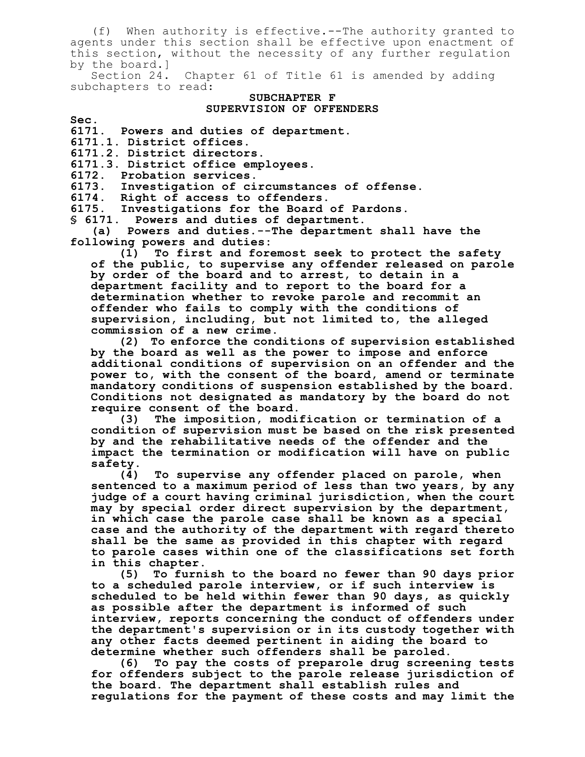(f) When authority is effective.--The authority granted to agents under this section shall be effective upon enactment of this section, without the necessity of any further regulation by the board.]

Section 24. Chapter 61 of Title 61 is amended by adding subchapters to read:

**SUBCHAPTER F**
**SUPERVISION OF OFFENDERS**

**Sec.**
**6171. Powers and duties of department.**
**6171.1. District offices.**
**6171.2. District directors.**
**6171.3. District office employees.**
**6172. Probation services.**
**6173. Investigation of circumstances of offense.**
**6174. Right of access to offenders.**
**6175. Investigations for the Board of Pardons.**

**§ 6171. Powers and duties of department.**

**(a) Powers and duties.--The department shall have the following powers and duties:**

**(1) To first and foremost seek to protect the safety of the public, to supervise any offender released on parole by order of the board and to arrest, to detain in a department facility and to report to the board for a determination whether to revoke parole and recommit an offender who fails to comply with the conditions of supervision, including, but not limited to, the alleged commission of a new crime.**

**(2) To enforce the conditions of supervision established by the board as well as the power to impose and enforce additional conditions of supervision on an offender and the power to, with the consent of the board, amend or terminate mandatory conditions of suspension established by the board. Conditions not designated as mandatory by the board do not require consent of the board.**

**(3) The imposition, modification or termination of a condition of supervision must be based on the risk presented by and the rehabilitative needs of the offender and the impact the termination or modification will have on public safety.**

**(4) To supervise any offender placed on parole, when sentenced to a maximum period of less than two years, by any judge of a court having criminal jurisdiction, when the court may by special order direct supervision by the department, in which case the parole case shall be known as a special case and the authority of the department with regard thereto shall be the same as provided in this chapter with regard to parole cases within one of the classifications set forth in this chapter.**

**(5) To furnish to the board no fewer than 90 days prior to a scheduled parole interview, or if such interview is scheduled to be held within fewer than 90 days, as quickly as possible after the department is informed of such interview, reports concerning the conduct of offenders under the department's supervision or in its custody together with any other facts deemed pertinent in aiding the board to determine whether such offenders shall be paroled.**

**(6) To pay the costs of preparole drug screening tests for offenders subject to the parole release jurisdiction of the board. The department shall establish rules and regulations for the payment of these costs and may limit the**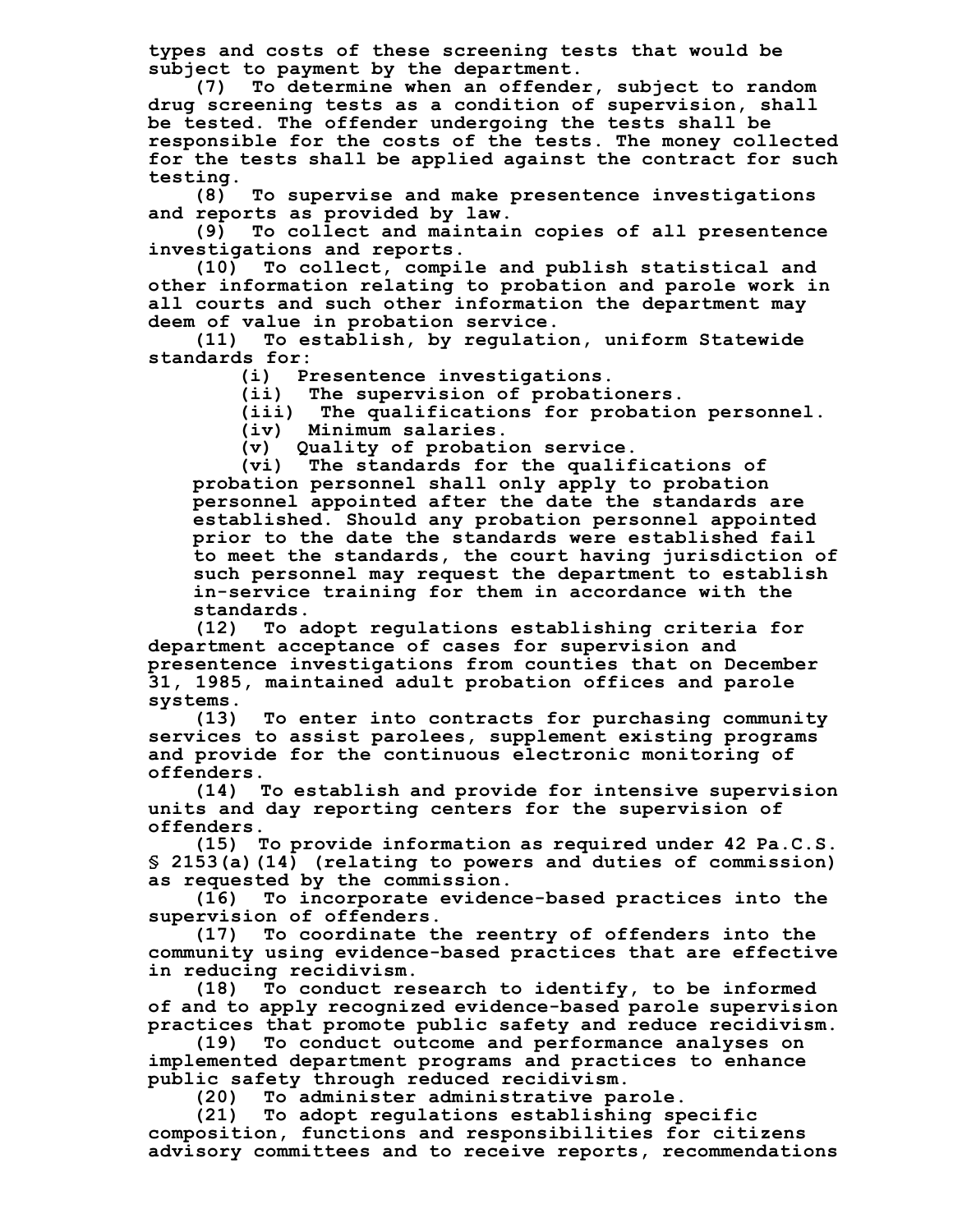types and costs of these screening tests that would be subject to payment by the department.

(7) To determine when an offender, subject to random drug screening tests as a condition of supervision, shall be tested. The offender undergoing the tests shall be responsible for the costs of the tests. The money collected for the tests shall be applied against the contract for such testing.

(8) To supervise and make presentence investigations and reports as provided by law.

(9) To collect and maintain copies of all presentence investigations and reports.

(10) To collect, compile and publish statistical and other information relating to probation and parole work in all courts and such other information the department may deem of value in probation service.

(11) To establish, by regulation, uniform Statewide standards for:

(i) Presentence investigations.

(ii) The supervision of probationers.

(iii) The qualifications for probation personnel.

(iv) Minimum salaries.

(v) Quality of probation service.

(vi) The standards for the qualifications of probation personnel shall only apply to probation personnel appointed after the date the standards are established. Should any probation personnel appointed prior to the date the standards were established fail to meet the standards, the court having jurisdiction of such personnel may request the department to establish in-service training for them in accordance with the standards.

(12) To adopt regulations establishing criteria for department acceptance of cases for supervision and presentence investigations from counties that on December 31, 1985, maintained adult probation offices and parole systems.

(13) To enter into contracts for purchasing community services to assist parolees, supplement existing programs and provide for the continuous electronic monitoring of offenders.

(14) To establish and provide for intensive supervision units and day reporting centers for the supervision of offenders.

(15) To provide information as required under 42 Pa.C.S. § 2153(a)(14) (relating to powers and duties of commission) as requested by the commission.

(16) To incorporate evidence-based practices into the supervision of offenders.

(17) To coordinate the reentry of offenders into the community using evidence-based practices that are effective in reducing recidivism.

(18) To conduct research to identify, to be informed of and to apply recognized evidence-based parole supervision practices that promote public safety and reduce recidivism.

(19) To conduct outcome and performance analyses on implemented department programs and practices to enhance public safety through reduced recidivism.

(20) To administer administrative parole.

(21) To adopt regulations establishing specific composition, functions and responsibilities for citizens advisory committees and to receive reports, recommendations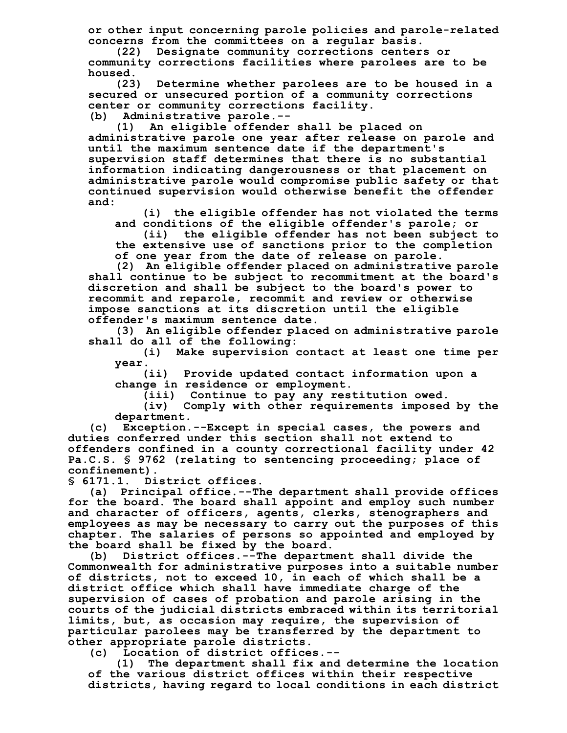or other input concerning parole policies and parole-related concerns from the committees on a regular basis.

(22) Designate community corrections centers or community corrections facilities where parolees are to be housed.

(23) Determine whether parolees are to be housed in a secured or unsecured portion of a community corrections center or community corrections facility.

(b) Administrative parole.--

(1) An eligible offender shall be placed on administrative parole one year after release on parole and until the maximum sentence date if the department's supervision staff determines that there is no substantial information indicating dangerousness or that placement on administrative parole would compromise public safety or that continued supervision would otherwise benefit the offender and:

(i) the eligible offender has not violated the terms and conditions of the eligible offender's parole; or

(ii) the eligible offender has not been subject to the extensive use of sanctions prior to the completion of one year from the date of release on parole.

(2) An eligible offender placed on administrative parole shall continue to be subject to recommitment at the board's discretion and shall be subject to the board's power to recommit and reparole, recommit and review or otherwise impose sanctions at its discretion until the eligible offender's maximum sentence date.

(3) An eligible offender placed on administrative parole shall do all of the following:

(i) Make supervision contact at least one time per year.

(ii) Provide updated contact information upon a change in residence or employment.

(iii) Continue to pay any restitution owed.

(iv) Comply with other requirements imposed by the department.

(c) Exception.--Except in special cases, the powers and duties conferred under this section shall not extend to offenders confined in a county correctional facility under 42 Pa.C.S. § 9762 (relating to sentencing proceeding; place of confinement).

§ 6171.1. District offices.

(a) Principal office.--The department shall provide offices for the board. The board shall appoint and employ such number and character of officers, agents, clerks, stenographers and employees as may be necessary to carry out the purposes of this chapter. The salaries of persons so appointed and employed by the board shall be fixed by the board.

(b) District offices.--The department shall divide the Commonwealth for administrative purposes into a suitable number of districts, not to exceed 10, in each of which shall be a district office which shall have immediate charge of the supervision of cases of probation and parole arising in the courts of the judicial districts embraced within its territorial limits, but, as occasion may require, the supervision of particular parolees may be transferred by the department to other appropriate parole districts.

(c) Location of district offices.--

(1) The department shall fix and determine the location of the various district offices within their respective districts, having regard to local conditions in each district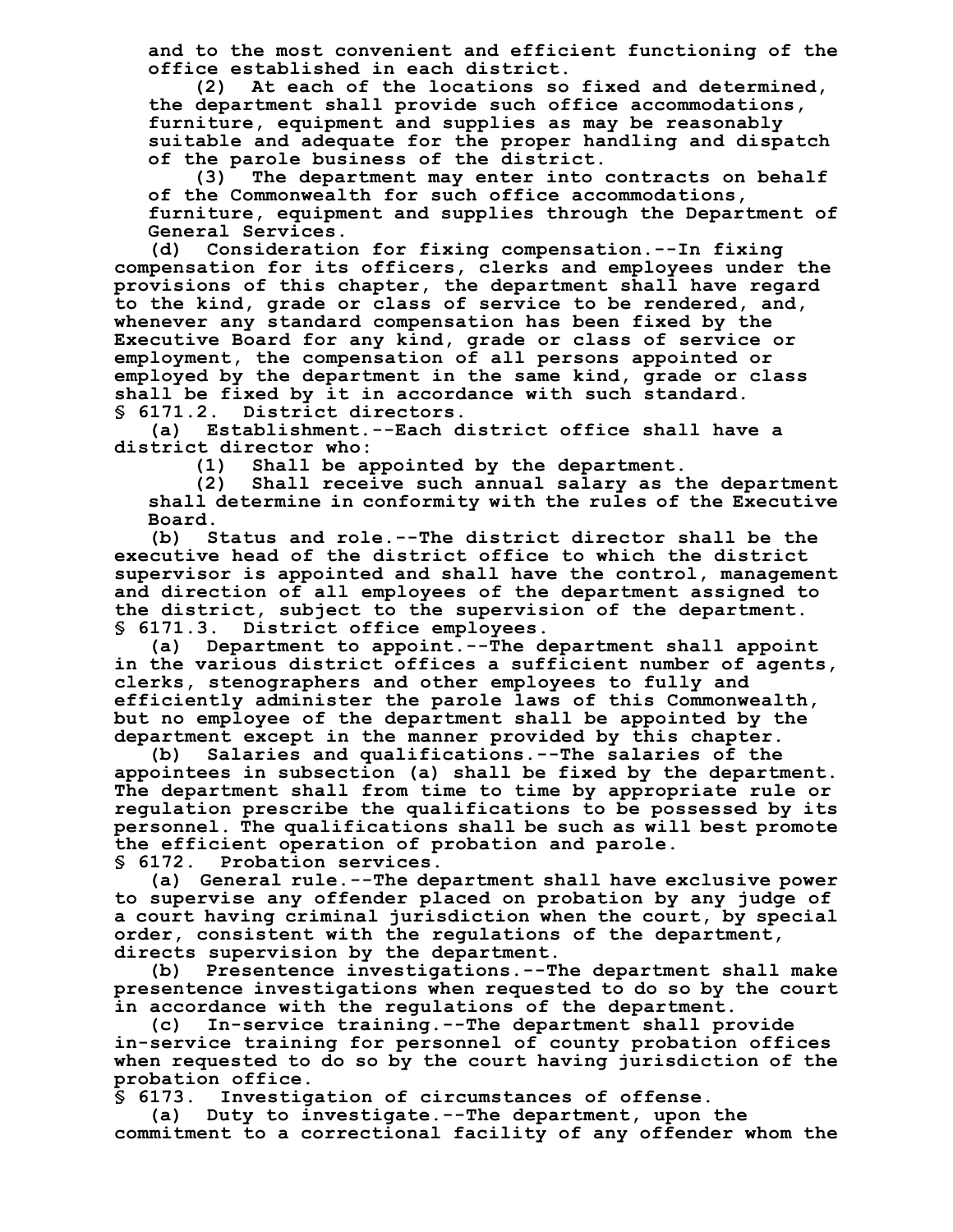and to the most convenient and efficient functioning of the office established in each district.

(2) At each of the locations so fixed and determined, the department shall provide such office accommodations, furniture, equipment and supplies as may be reasonably suitable and adequate for the proper handling and dispatch of the parole business of the district.

(3) The department may enter into contracts on behalf of the Commonwealth for such office accommodations, furniture, equipment and supplies through the Department of General Services.

(d) Consideration for fixing compensation.--In fixing compensation for its officers, clerks and employees under the provisions of this chapter, the department shall have regard to the kind, grade or class of service to be rendered, and, whenever any standard compensation has been fixed by the Executive Board for any kind, grade or class of service or employment, the compensation of all persons appointed or employed by the department in the same kind, grade or class shall be fixed by it in accordance with such standard.

§ 6171.2. District directors.

(a) Establishment.--Each district office shall have a district director who:

(1) Shall be appointed by the department.

(2) Shall receive such annual salary as the department shall determine in conformity with the rules of the Executive Board.

(b) Status and role.--The district director shall be the executive head of the district office to which the district supervisor is appointed and shall have the control, management and direction of all employees of the department assigned to the district, subject to the supervision of the department.

§ 6171.3. District office employees.

(a) Department to appoint.--The department shall appoint in the various district offices a sufficient number of agents, clerks, stenographers and other employees to fully and efficiently administer the parole laws of this Commonwealth, but no employee of the department shall be appointed by the department except in the manner provided by this chapter.

(b) Salaries and qualifications.--The salaries of the appointees in subsection (a) shall be fixed by the department. The department shall from time to time by appropriate rule or regulation prescribe the qualifications to be possessed by its personnel. The qualifications shall be such as will best promote the efficient operation of probation and parole.

§ 6172. Probation services.

(a) General rule.--The department shall have exclusive power to supervise any offender placed on probation by any judge of a court having criminal jurisdiction when the court, by special order, consistent with the regulations of the department, directs supervision by the department.

(b) Presentence investigations.--The department shall make presentence investigations when requested to do so by the court in accordance with the regulations of the department.

(c) In-service training.--The department shall provide in-service training for personnel of county probation offices when requested to do so by the court having jurisdiction of the probation office.

§ 6173. Investigation of circumstances of offense.

(a) Duty to investigate.--The department, upon the commitment to a correctional facility of any offender whom the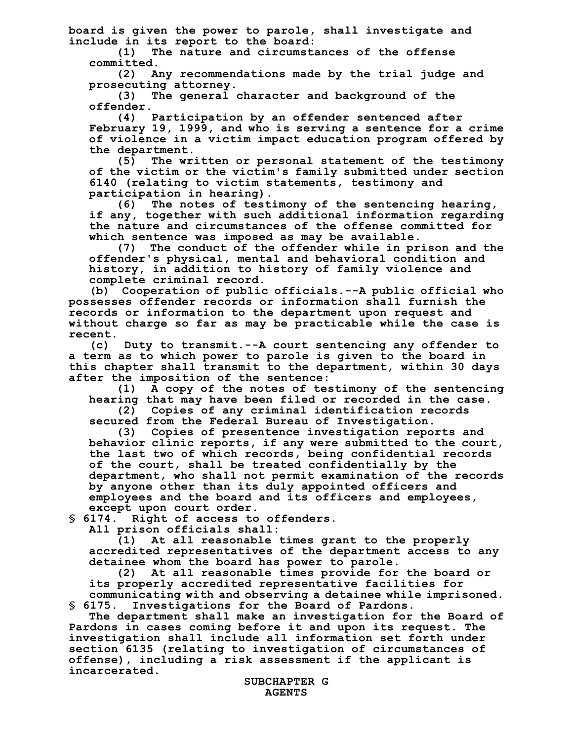board is given the power to parole, shall investigate and include in its report to the board:

(1) The nature and circumstances of the offense committed.

(2) Any recommendations made by the trial judge and prosecuting attorney.

(3) The general character and background of the offender.

(4) Participation by an offender sentenced after February 19, 1999, and who is serving a sentence for a crime of violence in a victim impact education program offered by the department.

(5) The written or personal statement of the testimony of the victim or the victim's family submitted under section 6140 (relating to victim statements, testimony and participation in hearing).

(6) The notes of testimony of the sentencing hearing, if any, together with such additional information regarding the nature and circumstances of the offense committed for which sentence was imposed as may be available.

(7) The conduct of the offender while in prison and the offender's physical, mental and behavioral condition and history, in addition to history of family violence and complete criminal record.

(b) Cooperation of public officials.--A public official who possesses offender records or information shall furnish the records or information to the department upon request and without charge so far as may be practicable while the case is recent.

(c) Duty to transmit.--A court sentencing any offender to a term as to which power to parole is given to the board in this chapter shall transmit to the department, within 30 days after the imposition of the sentence:

(1) A copy of the notes of testimony of the sentencing hearing that may have been filed or recorded in the case.

(2) Copies of any criminal identification records secured from the Federal Bureau of Investigation.

(3) Copies of presentence investigation reports and behavior clinic reports, if any were submitted to the court, the last two of which records, being confidential records of the court, shall be treated confidentially by the department, who shall not permit examination of the records by anyone other than its duly appointed officers and employees and the board and its officers and employees, except upon court order.

§ 6174. Right of access to offenders.

All prison officials shall:

(1) At all reasonable times grant to the properly accredited representatives of the department access to any detainee whom the board has power to parole.

(2) At all reasonable times provide for the board or its properly accredited representative facilities for communicating with and observing a detainee while imprisoned.

§ 6175. Investigations for the Board of Pardons.

The department shall make an investigation for the Board of Pardons in cases coming before it and upon its request. The investigation shall include all information set forth under section 6135 (relating to investigation of circumstances of offense), including a risk assessment if the applicant is incarcerated.

SUBCHAPTER G
AGENTS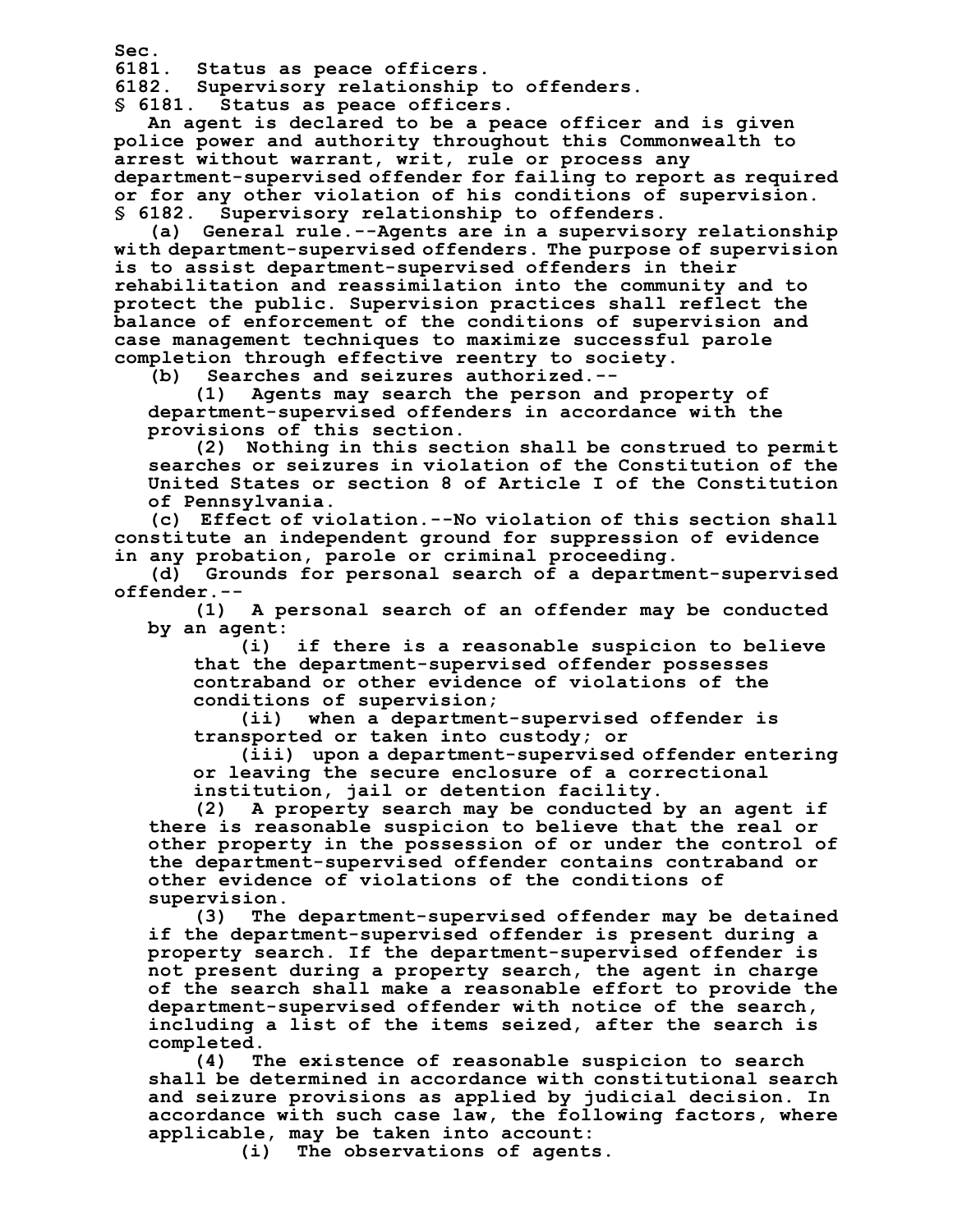Sec.

6181. Status as peace officers.

6182. Supervisory relationship to offenders.

§ 6181. Status as peace officers.

An agent is declared to be a peace officer and is given police power and authority throughout this Commonwealth to arrest without warrant, writ, rule or process any department-supervised offender for failing to report as required or for any other violation of his conditions of supervision.

§ 6182. Supervisory relationship to offenders.

(a) General rule.--Agents are in a supervisory relationship with department-supervised offenders. The purpose of supervision is to assist department-supervised offenders in their rehabilitation and reassimilation into the community and to protect the public. Supervision practices shall reflect the balance of enforcement of the conditions of supervision and case management techniques to maximize successful parole completion through effective reentry to society.

(b) Searches and seizures authorized.--

(1) Agents may search the person and property of department-supervised offenders in accordance with the provisions of this section.

(2) Nothing in this section shall be construed to permit searches or seizures in violation of the Constitution of the United States or section 8 of Article I of the Constitution of Pennsylvania.

(c) Effect of violation.--No violation of this section shall constitute an independent ground for suppression of evidence in any probation, parole or criminal proceeding.

(d) Grounds for personal search of a department-supervised offender.--

(1) A personal search of an offender may be conducted by an agent:

(i) if there is a reasonable suspicion to believe that the department-supervised offender possesses contraband or other evidence of violations of the conditions of supervision;

(ii) when a department-supervised offender is transported or taken into custody; or

(iii) upon a department-supervised offender entering or leaving the secure enclosure of a correctional institution, jail or detention facility.

(2) A property search may be conducted by an agent if there is reasonable suspicion to believe that the real or other property in the possession of or under the control of the department-supervised offender contains contraband or other evidence of violations of the conditions of supervision.

(3) The department-supervised offender may be detained if the department-supervised offender is present during a property search. If the department-supervised offender is not present during a property search, the agent in charge of the search shall make a reasonable effort to provide the department-supervised offender with notice of the search, including a list of the items seized, after the search is completed.

(4) The existence of reasonable suspicion to search shall be determined in accordance with constitutional search and seizure provisions as applied by judicial decision. In accordance with such case law, the following factors, where applicable, may be taken into account:

(i) The observations of agents.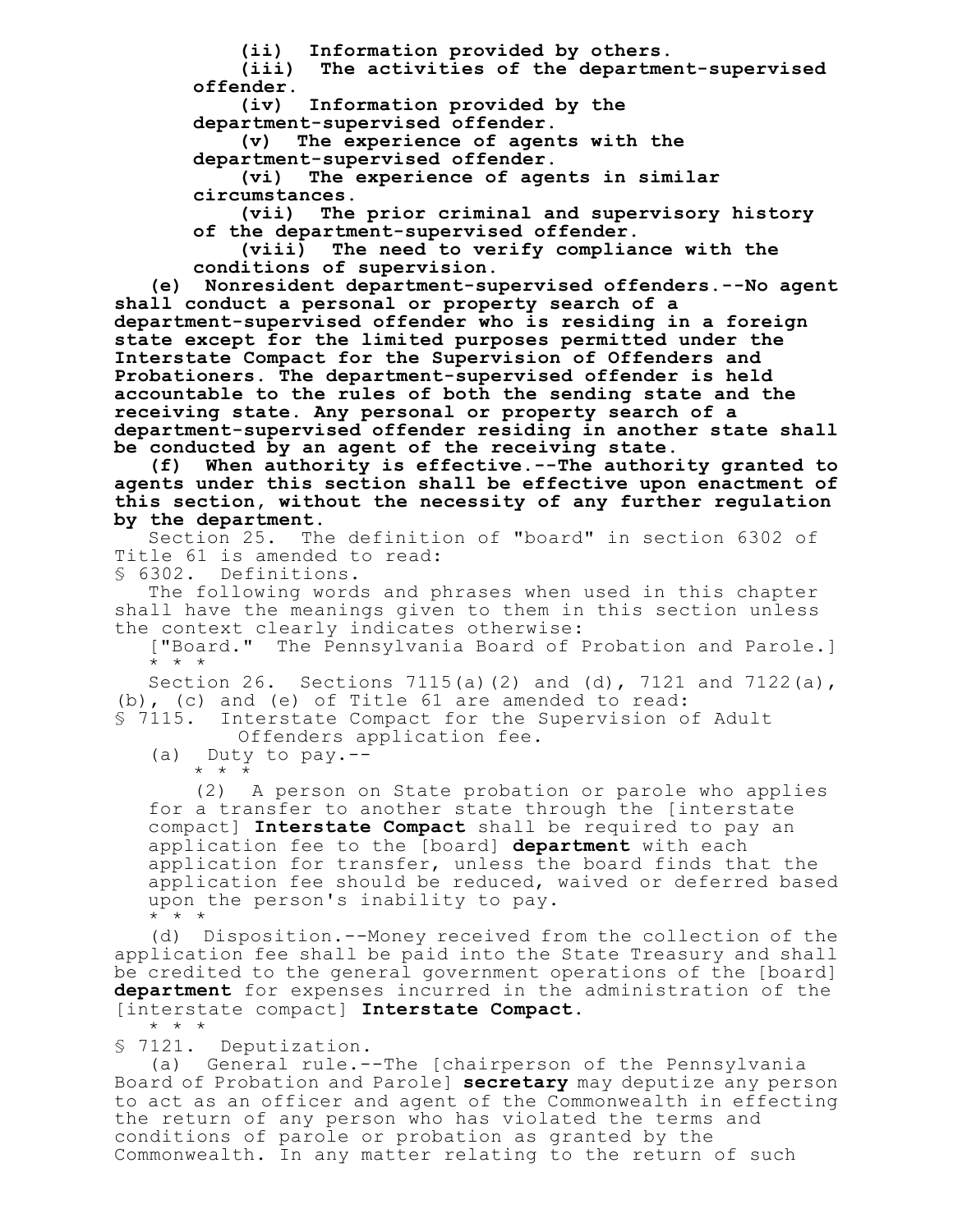**(ii) Information provided by others.**

**(iii) The activities of the department-supervised offender.**

**(iv) Information provided by the department-supervised offender.**

**(v) The experience of agents with the department-supervised offender.**

**(vi) The experience of agents in similar circumstances.**

**(vii) The prior criminal and supervisory history of the department-supervised offender.**

**(viii) The need to verify compliance with the conditions of supervision.**

**(e) Nonresident department-supervised offenders.--No agent shall conduct a personal or property search of a department-supervised offender who is residing in a foreign state except for the limited purposes permitted under the Interstate Compact for the Supervision of Offenders and Probationers. The department-supervised offender is held accountable to the rules of both the sending state and the receiving state. Any personal or property search of a department-supervised offender residing in another state shall be conducted by an agent of the receiving state.**

**(f) When authority is effective.--The authority granted to agents under this section shall be effective upon enactment of this section, without the necessity of any further regulation by the department.**

Section 25. The definition of "board" in section 6302 of Title 61 is amended to read:

§ 6302. Definitions.

The following words and phrases when used in this chapter shall have the meanings given to them in this section unless the context clearly indicates otherwise:

["Board." The Pennsylvania Board of Probation and Parole.]

* * *

Section 26. Sections 7115(a)(2) and (d), 7121 and 7122(a), (b), (c) and (e) of Title 61 are amended to read:

§ 7115. Interstate Compact for the Supervision of Adult Offenders application fee.

(a) Duty to pay.--

* * *

(2) A person on State probation or parole who applies for a transfer to another state through the [interstate compact] **Interstate Compact** shall be required to pay an application fee to the [board] **department** with each application for transfer, unless the board finds that the application fee should be reduced, waived or deferred based upon the person's inability to pay.

* * *

(d) Disposition.--Money received from the collection of the application fee shall be paid into the State Treasury and shall be credited to the general government operations of the [board] **department** for expenses incurred in the administration of the [interstate compact] **Interstate Compact**.

* * *

§ 7121. Deputization.

(a) General rule.--The [chairperson of the Pennsylvania Board of Probation and Parole] **secretary** may deputize any person to act as an officer and agent of the Commonwealth in effecting the return of any person who has violated the terms and conditions of parole or probation as granted by the Commonwealth. In any matter relating to the return of such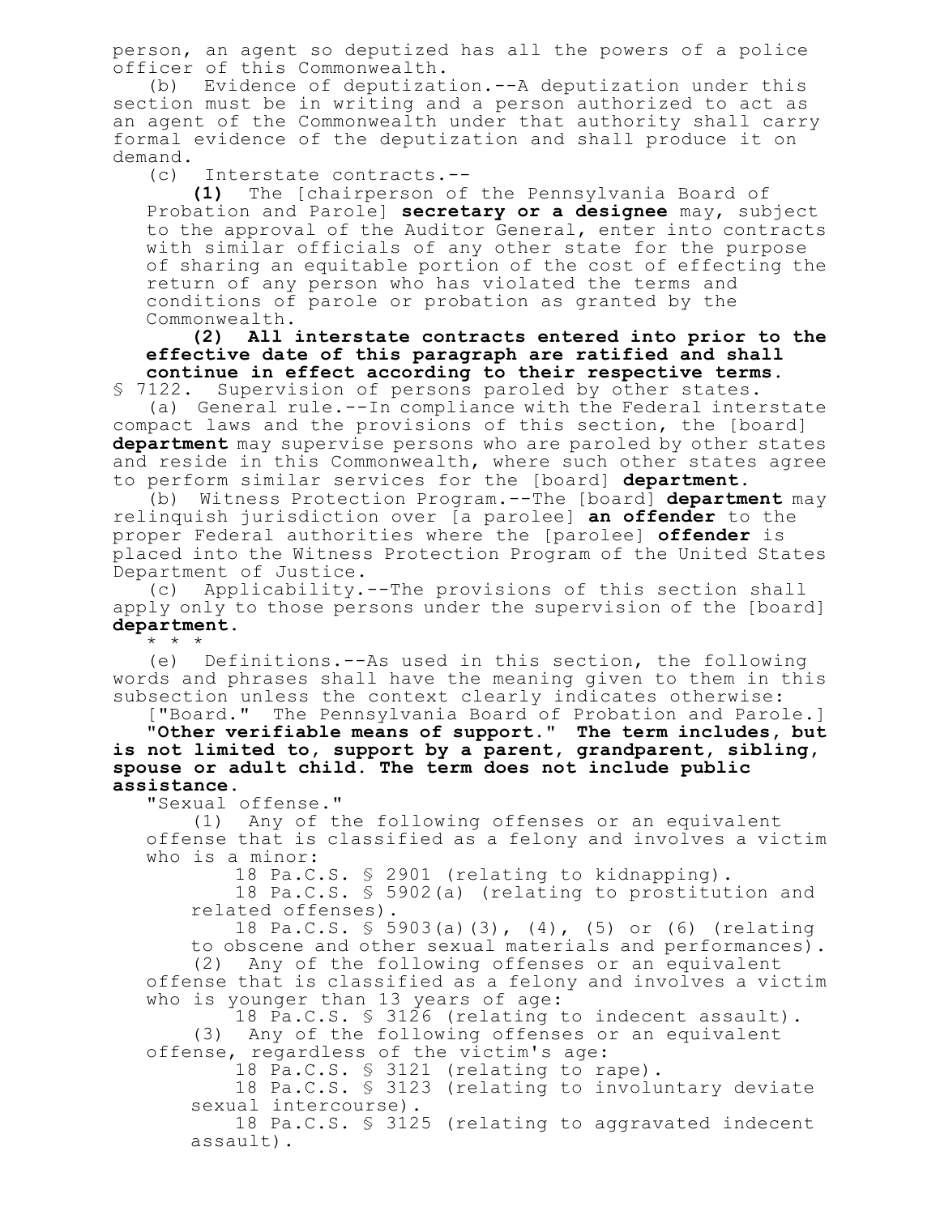person, an agent so deputized has all the powers of a police officer of this Commonwealth.

(b) Evidence of deputization.--A deputization under this section must be in writing and a person authorized to act as an agent of the Commonwealth under that authority shall carry formal evidence of the deputization and shall produce it on demand.

(c) Interstate contracts.--

**(1)** The [chairperson of the Pennsylvania Board of Probation and Parole] **secretary or a designee** may, subject to the approval of the Auditor General, enter into contracts with similar officials of any other state for the purpose of sharing an equitable portion of the cost of effecting the return of any person who has violated the terms and conditions of parole or probation as granted by the Commonwealth.

**(2) All interstate contracts entered into prior to the effective date of this paragraph are ratified and shall continue in effect according to their respective terms.**

§ 7122. Supervision of persons paroled by other states.

(a) General rule.--In compliance with the Federal interstate compact laws and the provisions of this section, the [board] **department** may supervise persons who are paroled by other states and reside in this Commonwealth, where such other states agree to perform similar services for the [board] **department.**

(b) Witness Protection Program.--The [board] **department** may relinquish jurisdiction over [a parolee] **an offender** to the proper Federal authorities where the [parolee] **offender** is placed into the Witness Protection Program of the United States Department of Justice.

(c) Applicability.--The provisions of this section shall apply only to those persons under the supervision of the [board] **department.**

\* \* \*

(e) Definitions.--As used in this section, the following words and phrases shall have the meaning given to them in this subsection unless the context clearly indicates otherwise:

["Board." The Pennsylvania Board of Probation and Parole.]

**"Other verifiable means of support." The term includes, but is not limited to, support by a parent, grandparent, sibling, spouse or adult child. The term does not include public assistance.**

"Sexual offense."

(1) Any of the following offenses or an equivalent offense that is classified as a felony and involves a victim who is a minor:

18 Pa.C.S. § 2901 (relating to kidnapping).

18 Pa.C.S. § 5902(a) (relating to prostitution and related offenses).

18 Pa.C.S. § 5903(a)(3), (4), (5) or (6) (relating to obscene and other sexual materials and performances).

(2) Any of the following offenses or an equivalent offense that is classified as a felony and involves a victim who is younger than 13 years of age:

18 Pa.C.S. § 3126 (relating to indecent assault).

(3) Any of the following offenses or an equivalent offense, regardless of the victim's age:

18 Pa.C.S. § 3121 (relating to rape).

18 Pa.C.S. § 3123 (relating to involuntary deviate sexual intercourse).

18 Pa.C.S. § 3125 (relating to aggravated indecent assault).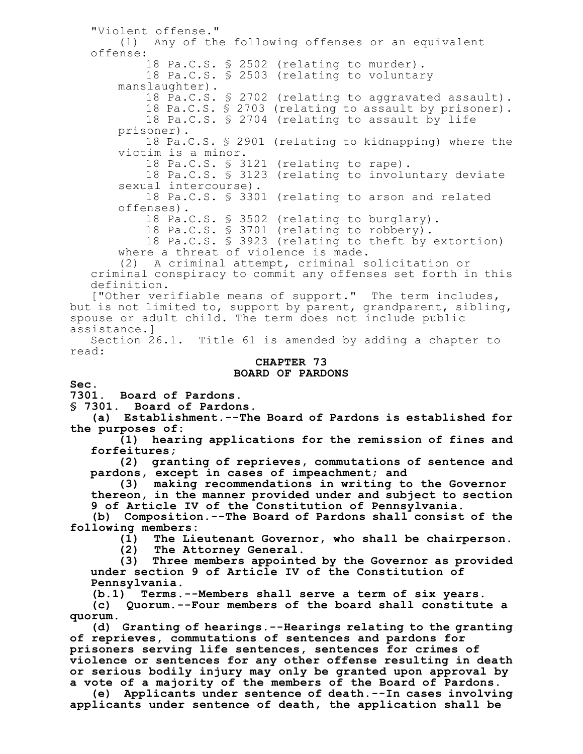"Violent offense."

(1) Any of the following offenses or an equivalent offense:

18 Pa.C.S. § 2502 (relating to murder).

18 Pa.C.S. § 2503 (relating to voluntary manslaughter).

18 Pa.C.S. § 2702 (relating to aggravated assault).

18 Pa.C.S. § 2703 (relating to assault by prisoner).

18 Pa.C.S. § 2704 (relating to assault by life prisoner).

18 Pa.C.S. § 2901 (relating to kidnapping) where the victim is a minor.

18 Pa.C.S. § 3121 (relating to rape).

18 Pa.C.S. § 3123 (relating to involuntary deviate sexual intercourse).

18 Pa.C.S. § 3301 (relating to arson and related offenses).

18 Pa.C.S. § 3502 (relating to burglary).

18 Pa.C.S. § 3701 (relating to robbery).

18 Pa.C.S. § 3923 (relating to theft by extortion) where a threat of violence is made.

(2) A criminal attempt, criminal solicitation or criminal conspiracy to commit any offenses set forth in this definition.

["Other verifiable means of support." The term includes, but is not limited to, support by parent, grandparent, sibling, spouse or adult child. The term does not include public assistance.]

Section 26.1. Title 61 is amended by adding a chapter to read:

**CHAPTER 73**
**BOARD OF PARDONS**

**Sec.**
**7301. Board of Pardons.**

**§ 7301. Board of Pardons.**

**(a) Establishment.--The Board of Pardons is established for the purposes of:**

**(1) hearing applications for the remission of fines and forfeitures;**

**(2) granting of reprieves, commutations of sentence and pardons, except in cases of impeachment; and**

**(3) making recommendations in writing to the Governor thereon, in the manner provided under and subject to section 9 of Article IV of the Constitution of Pennsylvania.**

**(b) Composition.--The Board of Pardons shall consist of the following members:**

**(1) The Lieutenant Governor, who shall be chairperson.**

**(2) The Attorney General.**

**(3) Three members appointed by the Governor as provided under section 9 of Article IV of the Constitution of Pennsylvania.**

**(b.1) Terms.--Members shall serve a term of six years.**

**(c) Quorum.--Four members of the board shall constitute a quorum.**

**(d) Granting of hearings.--Hearings relating to the granting of reprieves, commutations of sentences and pardons for prisoners serving life sentences, sentences for crimes of violence or sentences for any other offense resulting in death or serious bodily injury may only be granted upon approval by a vote of a majority of the members of the Board of Pardons.**

**(e) Applicants under sentence of death.--In cases involving applicants under sentence of death, the application shall be**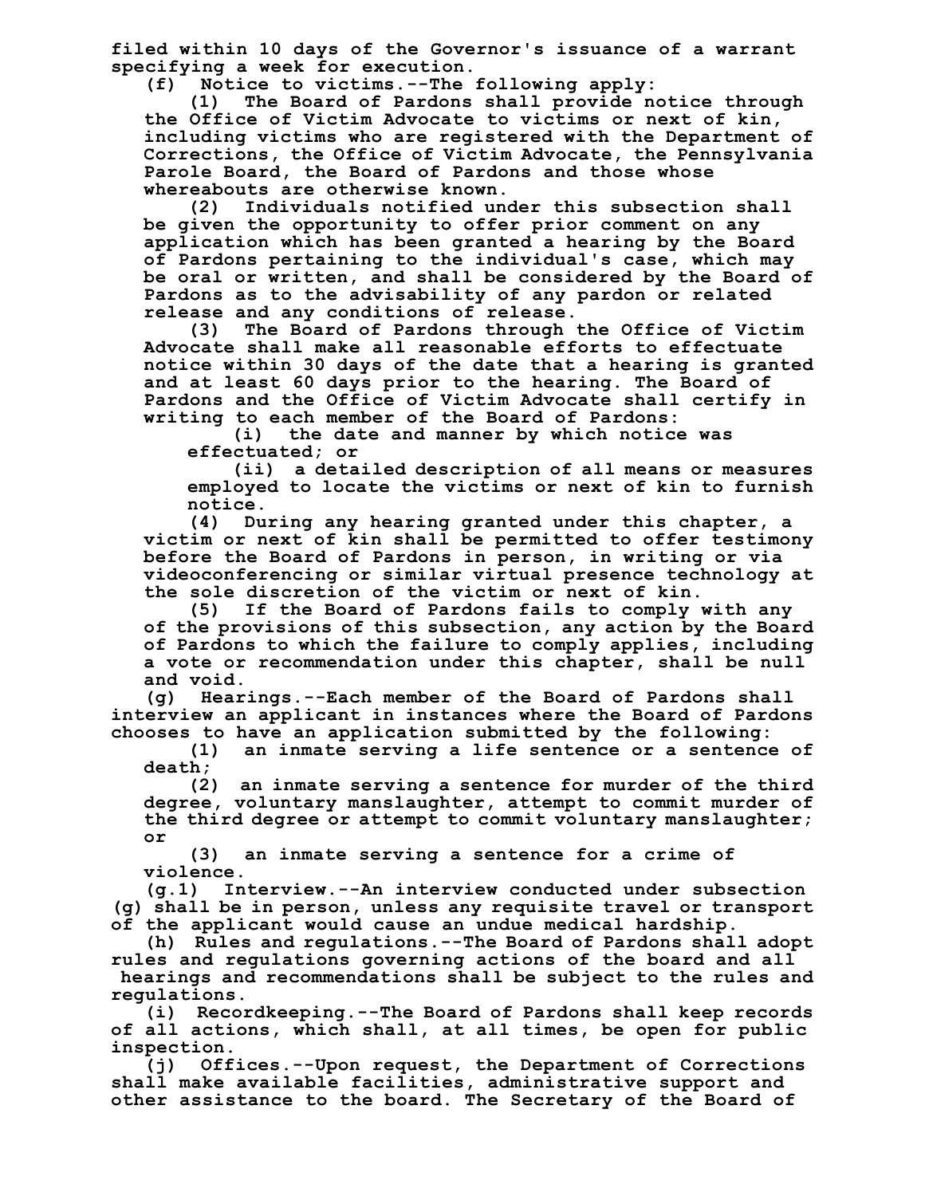filed within 10 days of the Governor's issuance of a warrant specifying a week for execution.

(f) Notice to victims.--The following apply:

(1) The Board of Pardons shall provide notice through the Office of Victim Advocate to victims or next of kin, including victims who are registered with the Department of Corrections, the Office of Victim Advocate, the Pennsylvania Parole Board, the Board of Pardons and those whose whereabouts are otherwise known.

(2) Individuals notified under this subsection shall be given the opportunity to offer prior comment on any application which has been granted a hearing by the Board of Pardons pertaining to the individual's case, which may be oral or written, and shall be considered by the Board of Pardons as to the advisability of any pardon or related release and any conditions of release.

(3) The Board of Pardons through the Office of Victim Advocate shall make all reasonable efforts to effectuate notice within 30 days of the date that a hearing is granted and at least 60 days prior to the hearing. The Board of Pardons and the Office of Victim Advocate shall certify in writing to each member of the Board of Pardons:

(i) the date and manner by which notice was effectuated; or

(ii) a detailed description of all means or measures employed to locate the victims or next of kin to furnish notice.

(4) During any hearing granted under this chapter, a victim or next of kin shall be permitted to offer testimony before the Board of Pardons in person, in writing or via videoconferencing or similar virtual presence technology at the sole discretion of the victim or next of kin.

(5) If the Board of Pardons fails to comply with any of the provisions of this subsection, any action by the Board of Pardons to which the failure to comply applies, including a vote or recommendation under this chapter, shall be null and void.

(g) Hearings.--Each member of the Board of Pardons shall interview an applicant in instances where the Board of Pardons chooses to have an application submitted by the following:

(1) an inmate serving a life sentence or a sentence of death;

(2) an inmate serving a sentence for murder of the third degree, voluntary manslaughter, attempt to commit murder of the third degree or attempt to commit voluntary manslaughter; or

(3) an inmate serving a sentence for a crime of violence.

(g.1) Interview.--An interview conducted under subsection (g) shall be in person, unless any requisite travel or transport of the applicant would cause an undue medical hardship.

(h) Rules and regulations.--The Board of Pardons shall adopt rules and regulations governing actions of the board and all hearings and recommendations shall be subject to the rules and regulations.

(i) Recordkeeping.--The Board of Pardons shall keep records of all actions, which shall, at all times, be open for public inspection.

(j) Offices.--Upon request, the Department of Corrections shall make available facilities, administrative support and other assistance to the board. The Secretary of the Board of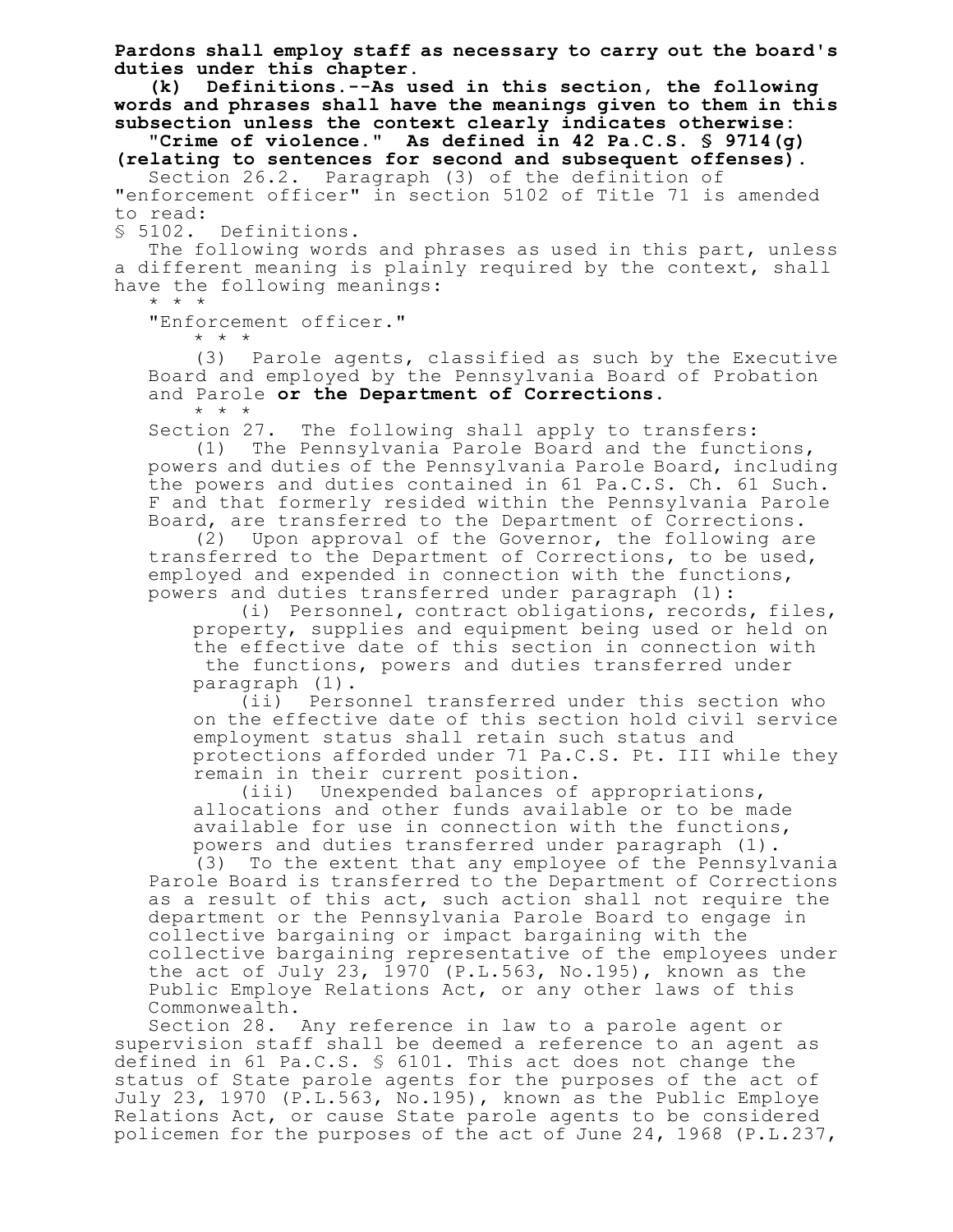**Pardons shall employ staff as necessary to carry out the board's duties under this chapter.**

**(k) Definitions.--As used in this section, the following words and phrases shall have the meanings given to them in this subsection unless the context clearly indicates otherwise:**

**"Crime of violence." As defined in 42 Pa.C.S. § 9714(g) (relating to sentences for second and subsequent offenses).**

Section 26.2. Paragraph (3) of the definition of "enforcement officer" in section 5102 of Title 71 is amended to read:

§ 5102. Definitions.

The following words and phrases as used in this part, unless a different meaning is plainly required by the context, shall have the following meanings:

* * *

"Enforcement officer."

* * *

(3) Parole agents, classified as such by the Executive Board and employed by the Pennsylvania Board of Probation and Parole **or the Department of Corrections.**

* * *

Section 27. The following shall apply to transfers:

(1) The Pennsylvania Parole Board and the functions, powers and duties of the Pennsylvania Parole Board, including the powers and duties contained in 61 Pa.C.S. Ch. 61 Such. F and that formerly resided within the Pennsylvania Parole Board, are transferred to the Department of Corrections.

(2) Upon approval of the Governor, the following are transferred to the Department of Corrections, to be used, employed and expended in connection with the functions, powers and duties transferred under paragraph (1):

(i) Personnel, contract obligations, records, files, property, supplies and equipment being used or held on the effective date of this section in connection with the functions, powers and duties transferred under paragraph (1).

(ii) Personnel transferred under this section who on the effective date of this section hold civil service employment status shall retain such status and protections afforded under 71 Pa.C.S. Pt. III while they remain in their current position.

(iii) Unexpended balances of appropriations, allocations and other funds available or to be made available for use in connection with the functions, powers and duties transferred under paragraph (1).

(3) To the extent that any employee of the Pennsylvania Parole Board is transferred to the Department of Corrections as a result of this act, such action shall not require the department or the Pennsylvania Parole Board to engage in collective bargaining or impact bargaining with the collective bargaining representative of the employees under the act of July 23, 1970 (P.L.563, No.195), known as the Public Employe Relations Act, or any other laws of this Commonwealth.

Section 28. Any reference in law to a parole agent or supervision staff shall be deemed a reference to an agent as defined in 61 Pa.C.S. § 6101. This act does not change the status of State parole agents for the purposes of the act of July 23, 1970 (P.L.563, No.195), known as the Public Employe Relations Act, or cause State parole agents to be considered policemen for the purposes of the act of June 24, 1968 (P.L.237,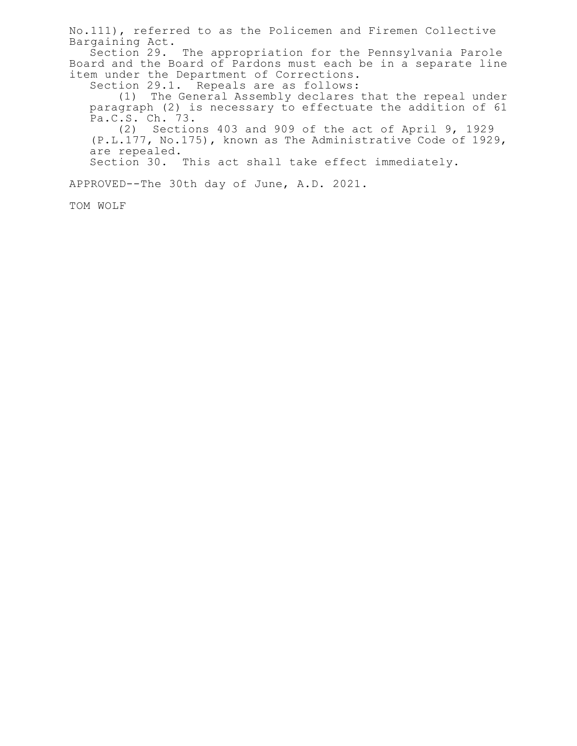No.111), referred to as the Policemen and Firemen Collective Bargaining Act.

Section 29. The appropriation for the Pennsylvania Parole Board and the Board of Pardons must each be in a separate line item under the Department of Corrections.

Section 29.1. Repeals are as follows:

(1) The General Assembly declares that the repeal under paragraph (2) is necessary to effectuate the addition of 61 Pa.C.S. Ch. 73.

(2) Sections 403 and 909 of the act of April 9, 1929 (P.L.177, No.175), known as The Administrative Code of 1929, are repealed.

Section 30. This act shall take effect immediately.

APPROVED--The 30th day of June, A.D. 2021.

TOM WOLF